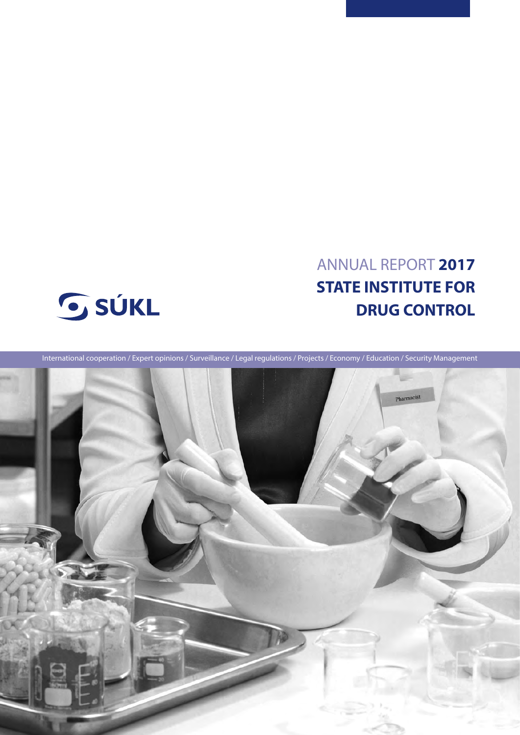# ANNUAL REPORT **2017**
# STATE INSTITUTE FOR DRUG CONTROL

SÚKL

International cooperation / Expert opinions / Surveillance / Legal regulations / Projects / Economy / Education / Security Management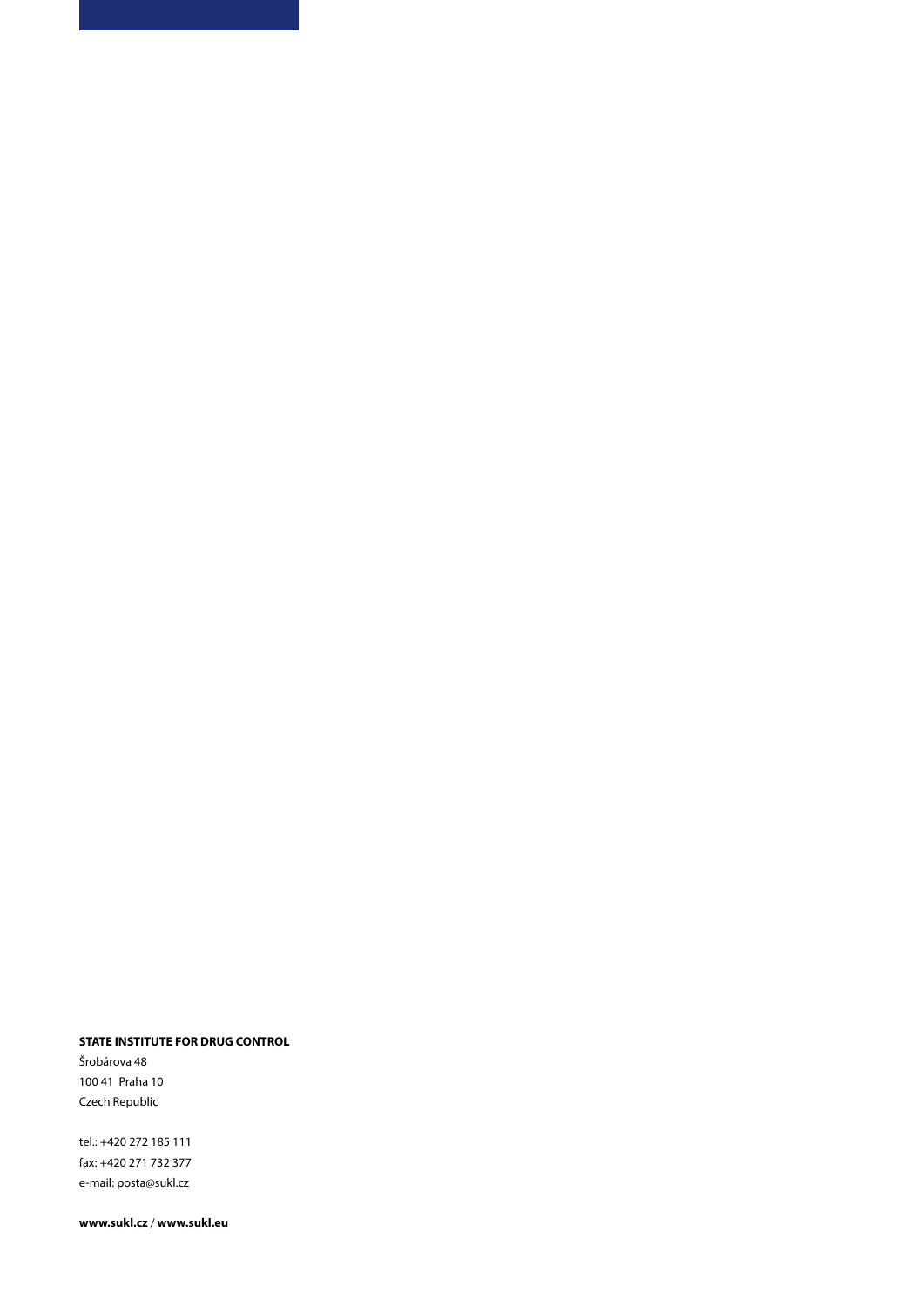**STATE INSTITUTE FOR DRUG CONTROL**

Šrobárova 48

100 41 Praha 10

Czech Republic

tel.: +420 272 185 111

fax: +420 271 732 377

e-mail: posta@sukl.cz

**www.sukl.cz** / **www.sukl.eu**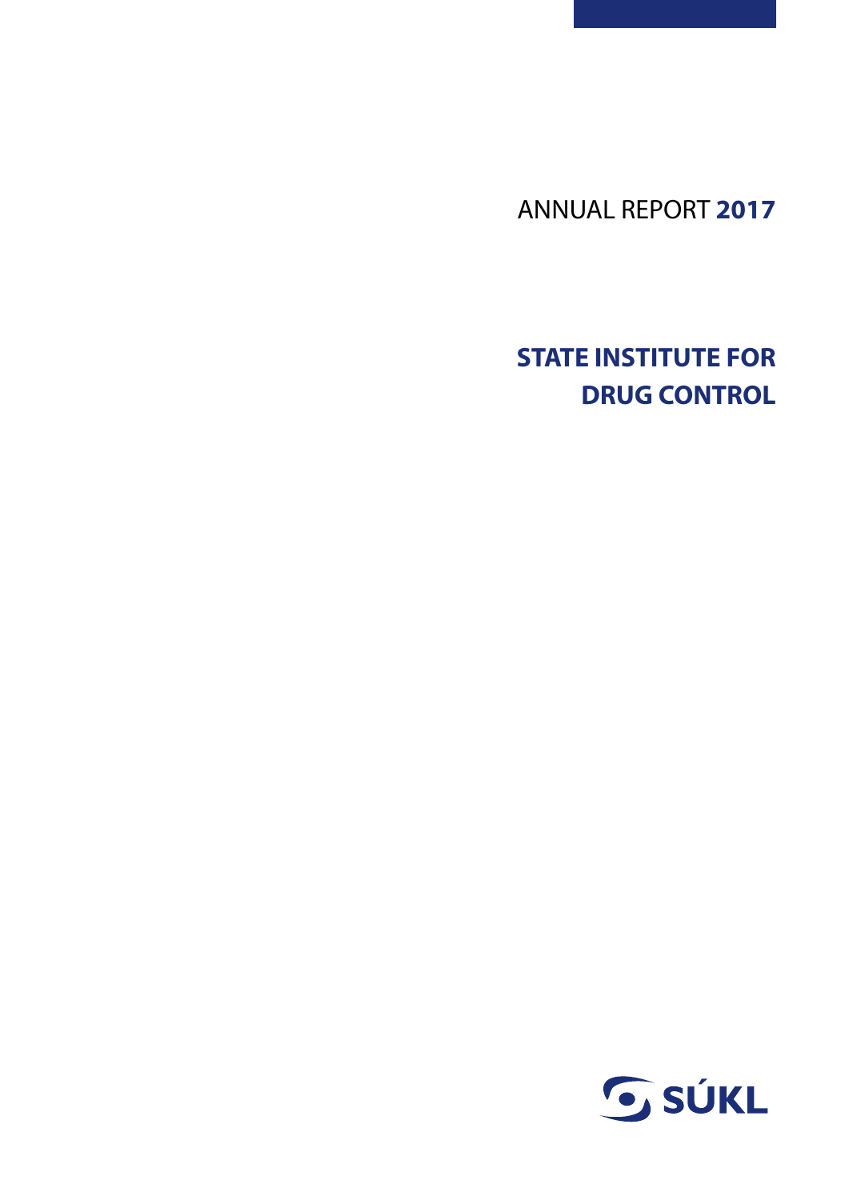ANNUAL REPORT **2017**

# STATE INSTITUTE FOR DRUG CONTROL

SÚKL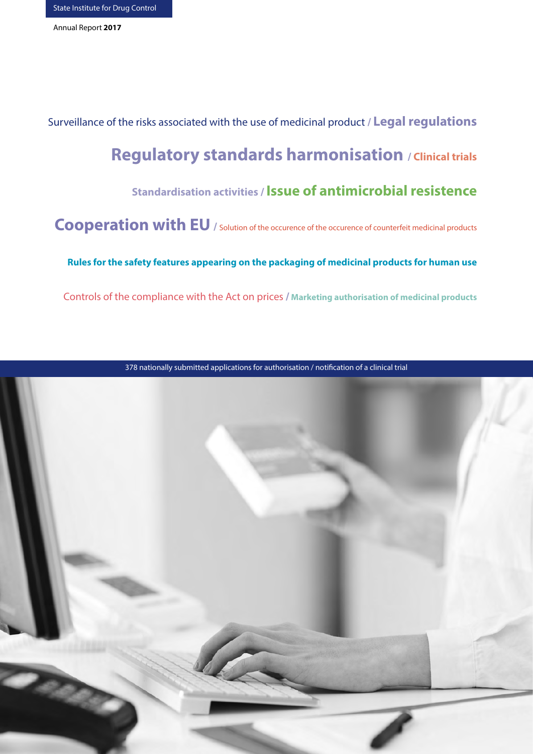Surveillance of the risks associated with the use of medicinal product / **Legal regulations**

**Regulatory standards harmonisation** / **Clinical trials**

**Standardisation activities** / **Issue of antimicrobial resistence**

**Cooperation with EU** / Solution of the occurence of the occurence of counterfeit medicinal products

**Rules for the safety features appearing on the packaging of medicinal products for human use**

Controls of the compliance with the Act on prices / **Marketing authorisation of medicinal products**

378 nationally submitted applications for authorisation / notification of a clinical trial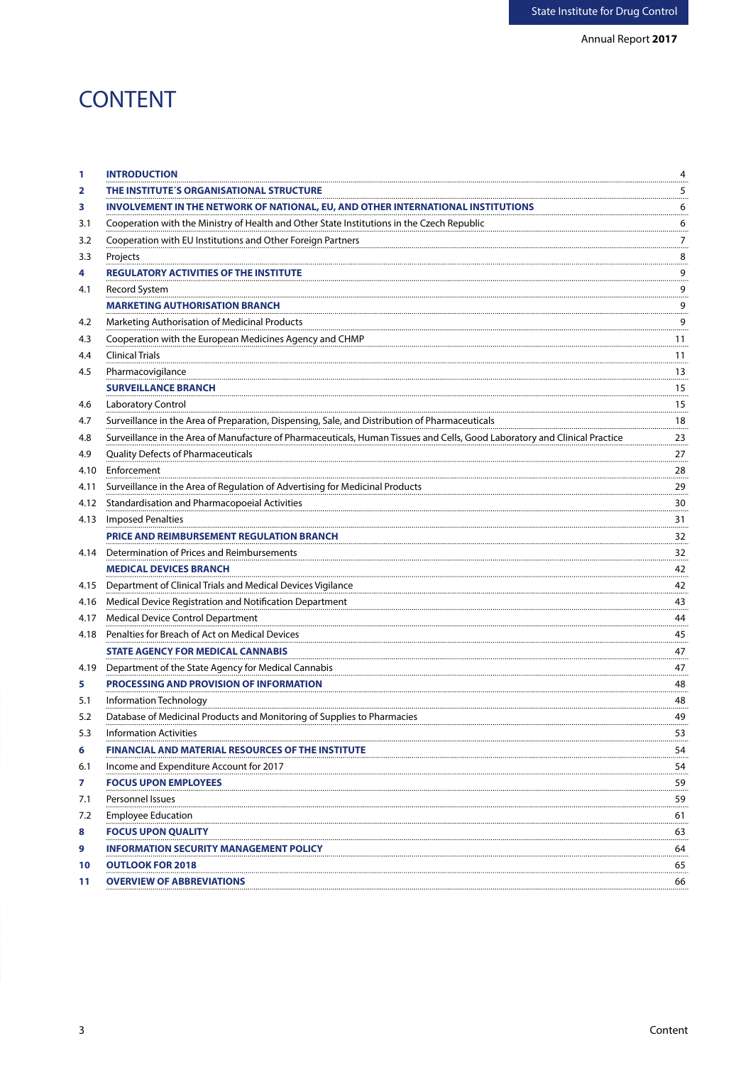# CONTENT

| | | |
|---|---|---|
| **1** | **INTRODUCTION** | 4 |
| **2** | **THE INSTITUTE´S ORGANISATIONAL STRUCTURE** | 5 |
| **3** | **INVOLVEMENT IN THE NETWORK OF NATIONAL, EU, AND OTHER INTERNATIONAL INSTITUTIONS** | 6 |
| 3.1 | Cooperation with the Ministry of Health and Other State Institutions in the Czech Republic | 6 |
| 3.2 | Cooperation with EU Institutions and Other Foreign Partners | 7 |
| 3.3 | Projects | 8 |
| **4** | **REGULATORY ACTIVITIES OF THE INSTITUTE** | 9 |
| 4.1 | Record System | 9 |
| | **MARKETING AUTHORISATION BRANCH** | 9 |
| 4.2 | Marketing Authorisation of Medicinal Products | 9 |
| 4.3 | Cooperation with the European Medicines Agency and CHMP | 11 |
| 4.4 | Clinical Trials | 11 |
| 4.5 | Pharmacovigilance | 13 |
| | **SURVEILLANCE BRANCH** | 15 |
| 4.6 | Laboratory Control | 15 |
| 4.7 | Surveillance in the Area of Preparation, Dispensing, Sale, and Distribution of Pharmaceuticals | 18 |
| 4.8 | Surveillance in the Area of Manufacture of Pharmaceuticals, Human Tissues and Cells, Good Laboratory and Clinical Practice | 23 |
| 4.9 | Quality Defects of Pharmaceuticals | 27 |
| 4.10 | Enforcement | 28 |
| 4.11 | Surveillance in the Area of Regulation of Advertising for Medicinal Products | 29 |
| 4.12 | Standardisation and Pharmacopoeial Activities | 30 |
| 4.13 | Imposed Penalties | 31 |
| | **PRICE AND REIMBURSEMENT REGULATION BRANCH** | 32 |
| 4.14 | Determination of Prices and Reimbursements | 32 |
| | **MEDICAL DEVICES BRANCH** | 42 |
| 4.15 | Department of Clinical Trials and Medical Devices Vigilance | 42 |
| 4.16 | Medical Device Registration and Notification Department | 43 |
| 4.17 | Medical Device Control Department | 44 |
| 4.18 | Penalties for Breach of Act on Medical Devices | 45 |
| | **STATE AGENCY FOR MEDICAL CANNABIS** | 47 |
| 4.19 | Department of the State Agency for Medical Cannabis | 47 |
| **5** | **PROCESSING AND PROVISION OF INFORMATION** | 48 |
| 5.1 | Information Technology | 48 |
| 5.2 | Database of Medicinal Products and Monitoring of Supplies to Pharmacies | 49 |
| 5.3 | Information Activities | 53 |
| **6** | **FINANCIAL AND MATERIAL RESOURCES OF THE INSTITUTE** | 54 |
| 6.1 | Income and Expenditure Account for 2017 | 54 |
| **7** | **FOCUS UPON EMPLOYEES** | 59 |
| 7.1 | Personnel Issues | 59 |
| 7.2 | Employee Education | 61 |
| **8** | **FOCUS UPON QUALITY** | 63 |
| **9** | **INFORMATION SECURITY MANAGEMENT POLICY** | 64 |
| **10** | **OUTLOOK FOR 2018** | 65 |
| **11** | **OVERVIEW OF ABBREVIATIONS** | 66 |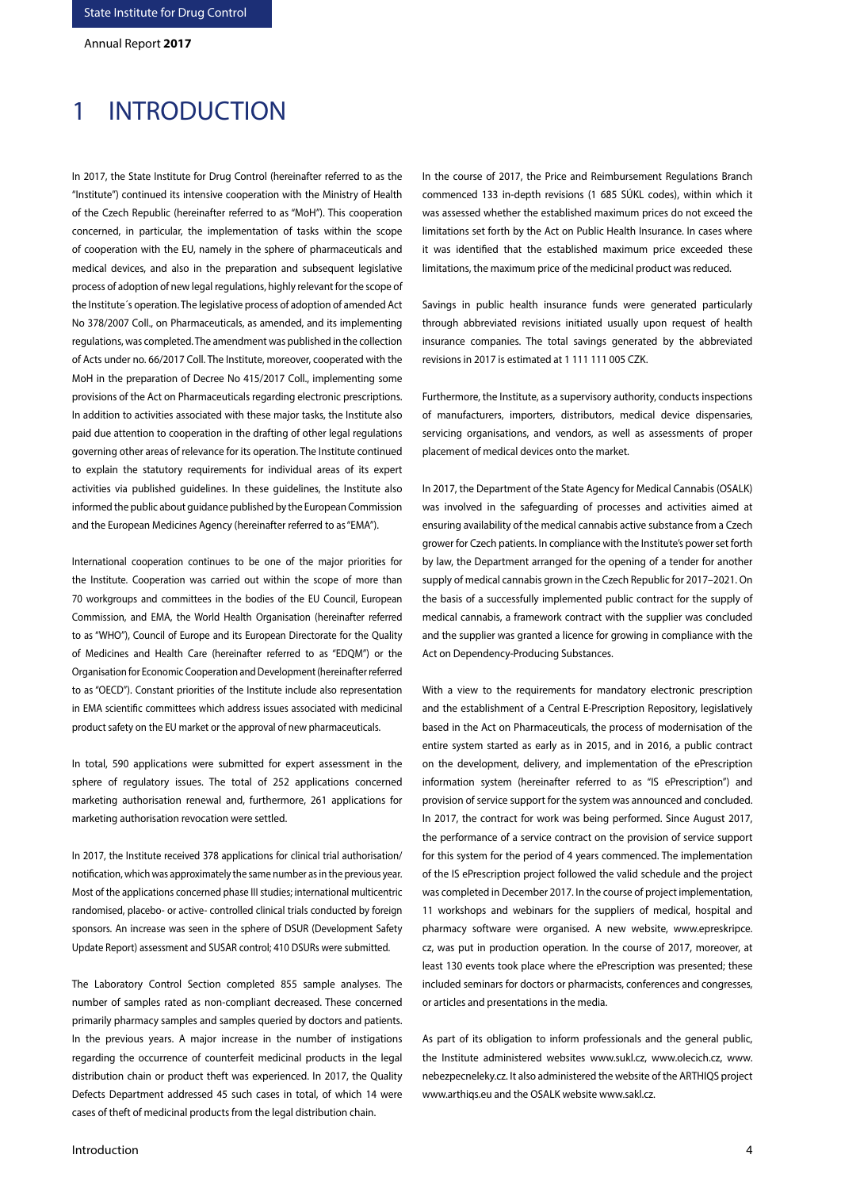# 1 INTRODUCTION

In 2017, the State Institute for Drug Control (hereinafter referred to as the "Institute") continued its intensive cooperation with the Ministry of Health of the Czech Republic (hereinafter referred to as "MoH"). This cooperation concerned, in particular, the implementation of tasks within the scope of cooperation with the EU, namely in the sphere of pharmaceuticals and medical devices, and also in the preparation and subsequent legislative process of adoption of new legal regulations, highly relevant for the scope of the Institute´s operation. The legislative process of adoption of amended Act No 378/2007 Coll., on Pharmaceuticals, as amended, and its implementing regulations, was completed. The amendment was published in the collection of Acts under no. 66/2017 Coll. The Institute, moreover, cooperated with the MoH in the preparation of Decree No 415/2017 Coll., implementing some provisions of the Act on Pharmaceuticals regarding electronic prescriptions. In addition to activities associated with these major tasks, the Institute also paid due attention to cooperation in the drafting of other legal regulations governing other areas of relevance for its operation. The Institute continued to explain the statutory requirements for individual areas of its expert activities via published guidelines. In these guidelines, the Institute also informed the public about guidance published by the European Commission and the European Medicines Agency (hereinafter referred to as "EMA").

International cooperation continues to be one of the major priorities for the Institute. Cooperation was carried out within the scope of more than 70 workgroups and committees in the bodies of the EU Council, European Commission, and EMA, the World Health Organisation (hereinafter referred to as "WHO"), Council of Europe and its European Directorate for the Quality of Medicines and Health Care (hereinafter referred to as "EDQM") or the Organisation for Economic Cooperation and Development (hereinafter referred to as "OECD"). Constant priorities of the Institute include also representation in EMA scientific committees which address issues associated with medicinal product safety on the EU market or the approval of new pharmaceuticals.

In total, 590 applications were submitted for expert assessment in the sphere of regulatory issues. The total of 252 applications concerned marketing authorisation renewal and, furthermore, 261 applications for marketing authorisation revocation were settled.

In 2017, the Institute received 378 applications for clinical trial authorisation/notification, which was approximately the same number as in the previous year. Most of the applications concerned phase III studies; international multicentric randomised, placebo- or active- controlled clinical trials conducted by foreign sponsors. An increase was seen in the sphere of DSUR (Development Safety Update Report) assessment and SUSAR control; 410 DSURs were submitted.

The Laboratory Control Section completed 855 sample analyses. The number of samples rated as non-compliant decreased. These concerned primarily pharmacy samples and samples queried by doctors and patients. In the previous years. A major increase in the number of instigations regarding the occurrence of counterfeit medicinal products in the legal distribution chain or product theft was experienced. In 2017, the Quality Defects Department addressed 45 such cases in total, of which 14 were cases of theft of medicinal products from the legal distribution chain.

In the course of 2017, the Price and Reimbursement Regulations Branch commenced 133 in-depth revisions (1 685 SÚKL codes), within which it was assessed whether the established maximum prices do not exceed the limitations set forth by the Act on Public Health Insurance. In cases where it was identified that the established maximum price exceeded these limitations, the maximum price of the medicinal product was reduced.

Savings in public health insurance funds were generated particularly through abbreviated revisions initiated usually upon request of health insurance companies. The total savings generated by the abbreviated revisions in 2017 is estimated at 1 111 111 005 CZK.

Furthermore, the Institute, as a supervisory authority, conducts inspections of manufacturers, importers, distributors, medical device dispensaries, servicing organisations, and vendors, as well as assessments of proper placement of medical devices onto the market.

In 2017, the Department of the State Agency for Medical Cannabis (OSALK) was involved in the safeguarding of processes and activities aimed at ensuring availability of the medical cannabis active substance from a Czech grower for Czech patients. In compliance with the Institute's power set forth by law, the Department arranged for the opening of a tender for another supply of medical cannabis grown in the Czech Republic for 2017–2021. On the basis of a successfully implemented public contract for the supply of medical cannabis, a framework contract with the supplier was concluded and the supplier was granted a licence for growing in compliance with the Act on Dependency-Producing Substances.

With a view to the requirements for mandatory electronic prescription and the establishment of a Central E-Prescription Repository, legislatively based in the Act on Pharmaceuticals, the process of modernisation of the entire system started as early as in 2015, and in 2016, a public contract on the development, delivery, and implementation of the ePrescription information system (hereinafter referred to as "IS ePrescription") and provision of service support for the system was announced and concluded. In 2017, the contract for work was being performed. Since August 2017, the performance of a service contract on the provision of service support for this system for the period of 4 years commenced. The implementation of the IS ePrescription project followed the valid schedule and the project was completed in December 2017. In the course of project implementation, 11 workshops and webinars for the suppliers of medical, hospital and pharmacy software were organised. A new website, www.epreskripce.cz, was put in production operation. In the course of 2017, moreover, at least 130 events took place where the ePrescription was presented; these included seminars for doctors or pharmacists, conferences and congresses, or articles and presentations in the media.

As part of its obligation to inform professionals and the general public, the Institute administered websites www.sukl.cz, www.olecich.cz, www.nebezpecneleky.cz. It also administered the website of the ARTHIQS project www.arthiqs.eu and the OSALK website www.sakl.cz.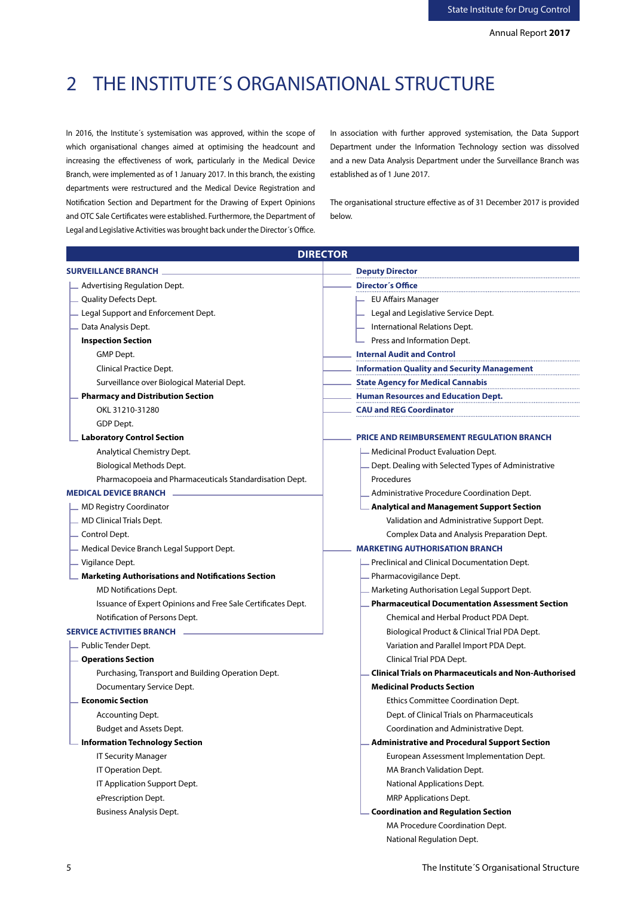# 2 THE INSTITUTE´S ORGANISATIONAL STRUCTURE

In 2016, the Institute´s systemisation was approved, within the scope of which organisational changes aimed at optimising the headcount and increasing the effectiveness of work, particularly in the Medical Device Branch, were implemented as of 1 January 2017. In this branch, the existing departments were restructured and the Medical Device Registration and Notification Section and Department for the Drawing of Expert Opinions and OTC Sale Certificates were established. Furthermore, the Department of Legal and Legislative Activities was brought back under the Director´s Office.

In association with further approved systemisation, the Data Support Department under the Information Technology section was dissolved and a new Data Analysis Department under the Surveillance Branch was established as of 1 June 2017.

The organisational structure effective as of 31 December 2017 is provided below.

## DIRECTOR

**SURVEILLANCE BRANCH**

- Advertising Regulation Dept.
- Quality Defects Dept.
- Legal Support and Enforcement Dept.
- Data Analysis Dept.
- **Inspection Section**
  - GMP Dept.
  - Clinical Practice Dept.
  - Surveillance over Biological Material Dept.
- **Pharmacy and Distribution Section**
  - OKL 31210-31280
  - GDP Dept.
- **Laboratory Control Section**
  - Analytical Chemistry Dept.
  - Biological Methods Dept.
  - Pharmacopoeia and Pharmaceuticals Standardisation Dept.

**MEDICAL DEVICE BRANCH**

- MD Registry Coordinator
- MD Clinical Trials Dept.
- Control Dept.
- Medical Device Branch Legal Support Dept.
- Vigilance Dept.
- **Marketing Authorisations and Notifications Section**
  - MD Notifications Dept.
  - Issuance of Expert Opinions and Free Sale Certificates Dept.
  - Notification of Persons Dept.

**SERVICE ACTIVITIES BRANCH**

- Public Tender Dept.
- **Operations Section**
  - Purchasing, Transport and Building Operation Dept.
  - Documentary Service Dept.
- **Economic Section**
  - Accounting Dept.
  - Budget and Assets Dept.
- **Information Technology Section**
  - IT Security Manager
  - IT Operation Dept.
  - IT Application Support Dept.
  - ePrescription Dept.
  - Business Analysis Dept.

**Deputy Director**

**Director´s Office**

- EU Affairs Manager
- Legal and Legislative Service Dept.
- International Relations Dept.
- Press and Information Dept.

**Internal Audit and Control**

**Information Quality and Security Management**

**State Agency for Medical Cannabis**

**Human Resources and Education Dept.**

**CAU and REG Coordinator**

**PRICE AND REIMBURSEMENT REGULATION BRANCH**

- Medicinal Product Evaluation Dept.
- Dept. Dealing with Selected Types of Administrative Procedures
- Administrative Procedure Coordination Dept.
- **Analytical and Management Support Section**
  - Validation and Administrative Support Dept.
  - Complex Data and Analysis Preparation Dept.

**MARKETING AUTHORISATION BRANCH**

- Preclinical and Clinical Documentation Dept.
- Pharmacovigilance Dept.
- Marketing Authorisation Legal Support Dept.
- **Pharmaceutical Documentation Assessment Section**
  - Chemical and Herbal Product PDA Dept.
  - Biological Product & Clinical Trial PDA Dept.
  - Variation and Parallel Import PDA Dept.
  - Clinical Trial PDA Dept.
- **Clinical Trials on Pharmaceuticals and Non-Authorised Medicinal Products Section**
  - Ethics Committee Coordination Dept.
  - Dept. of Clinical Trials on Pharmaceuticals
  - Coordination and Administrative Dept.
- **Administrative and Procedural Support Section**
  - European Assessment Implementation Dept.
  - MA Branch Validation Dept.
  - National Applications Dept.
  - MRP Applications Dept.
- **Coordination and Regulation Section**
  - MA Procedure Coordination Dept.
  - National Regulation Dept.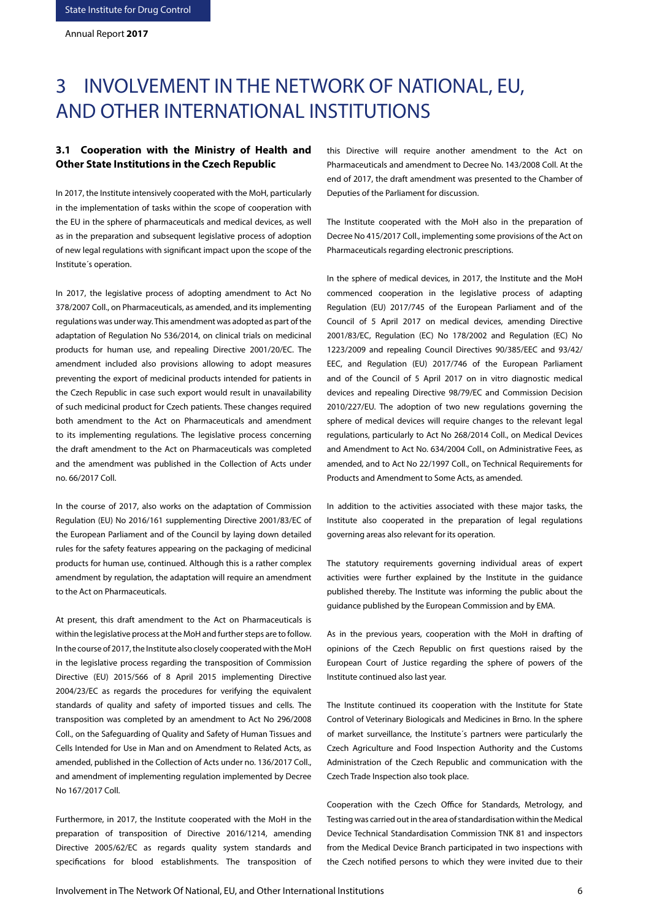# 3 INVOLVEMENT IN THE NETWORK OF NATIONAL, EU, AND OTHER INTERNATIONAL INSTITUTIONS

### 3.1 Cooperation with the Ministry of Health and Other State Institutions in the Czech Republic

In 2017, the Institute intensively cooperated with the MoH, particularly in the implementation of tasks within the scope of cooperation with the EU in the sphere of pharmaceuticals and medical devices, as well as in the preparation and subsequent legislative process of adoption of new legal regulations with significant impact upon the scope of the Institute´s operation.

In 2017, the legislative process of adopting amendment to Act No 378/2007 Coll., on Pharmaceuticals, as amended, and its implementing regulations was under way. This amendment was adopted as part of the adaptation of Regulation No 536/2014, on clinical trials on medicinal products for human use, and repealing Directive 2001/20/EC. The amendment included also provisions allowing to adopt measures preventing the export of medicinal products intended for patients in the Czech Republic in case such export would result in unavailability of such medicinal product for Czech patients. These changes required both amendment to the Act on Pharmaceuticals and amendment to its implementing regulations. The legislative process concerning the draft amendment to the Act on Pharmaceuticals was completed and the amendment was published in the Collection of Acts under no. 66/2017 Coll.

In the course of 2017, also works on the adaptation of Commission Regulation (EU) No 2016/161 supplementing Directive 2001/83/EC of the European Parliament and of the Council by laying down detailed rules for the safety features appearing on the packaging of medicinal products for human use, continued. Although this is a rather complex amendment by regulation, the adaptation will require an amendment to the Act on Pharmaceuticals.

At present, this draft amendment to the Act on Pharmaceuticals is within the legislative process at the MoH and further steps are to follow. In the course of 2017, the Institute also closely cooperated with the MoH in the legislative process regarding the transposition of Commission Directive (EU) 2015/566 of 8 April 2015 implementing Directive 2004/23/EC as regards the procedures for verifying the equivalent standards of quality and safety of imported tissues and cells. The transposition was completed by an amendment to Act No 296/2008 Coll., on the Safeguarding of Quality and Safety of Human Tissues and Cells Intended for Use in Man and on Amendment to Related Acts, as amended, published in the Collection of Acts under no. 136/2017 Coll., and amendment of implementing regulation implemented by Decree No 167/2017 Coll.

Furthermore, in 2017, the Institute cooperated with the MoH in the preparation of transposition of Directive 2016/1214, amending Directive 2005/62/EC as regards quality system standards and specifications for blood establishments. The transposition of this Directive will require another amendment to the Act on Pharmaceuticals and amendment to Decree No. 143/2008 Coll. At the end of 2017, the draft amendment was presented to the Chamber of Deputies of the Parliament for discussion.

The Institute cooperated with the MoH also in the preparation of Decree No 415/2017 Coll., implementing some provisions of the Act on Pharmaceuticals regarding electronic prescriptions.

In the sphere of medical devices, in 2017, the Institute and the MoH commenced cooperation in the legislative process of adapting Regulation (EU) 2017/745 of the European Parliament and of the Council of 5 April 2017 on medical devices, amending Directive 2001/83/EC, Regulation (EC) No 178/2002 and Regulation (EC) No 1223/2009 and repealing Council Directives 90/385/EEC and 93/42/EEC, and Regulation (EU) 2017/746 of the European Parliament and of the Council of 5 April 2017 on in vitro diagnostic medical devices and repealing Directive 98/79/EC and Commission Decision 2010/227/EU. The adoption of two new regulations governing the sphere of medical devices will require changes to the relevant legal regulations, particularly to Act No 268/2014 Coll., on Medical Devices and Amendment to Act No. 634/2004 Coll., on Administrative Fees, as amended, and to Act No 22/1997 Coll., on Technical Requirements for Products and Amendment to Some Acts, as amended.

In addition to the activities associated with these major tasks, the Institute also cooperated in the preparation of legal regulations governing areas also relevant for its operation.

The statutory requirements governing individual areas of expert activities were further explained by the Institute in the guidance published thereby. The Institute was informing the public about the guidance published by the European Commission and by EMA.

As in the previous years, cooperation with the MoH in drafting of opinions of the Czech Republic on first questions raised by the European Court of Justice regarding the sphere of powers of the Institute continued also last year.

The Institute continued its cooperation with the Institute for State Control of Veterinary Biologicals and Medicines in Brno. In the sphere of market surveillance, the Institute´s partners were particularly the Czech Agriculture and Food Inspection Authority and the Customs Administration of the Czech Republic and communication with the Czech Trade Inspection also took place.

Cooperation with the Czech Office for Standards, Metrology, and Testing was carried out in the area of standardisation within the Medical Device Technical Standardisation Commission TNK 81 and inspectors from the Medical Device Branch participated in two inspections with the Czech notified persons to which they were invited due to their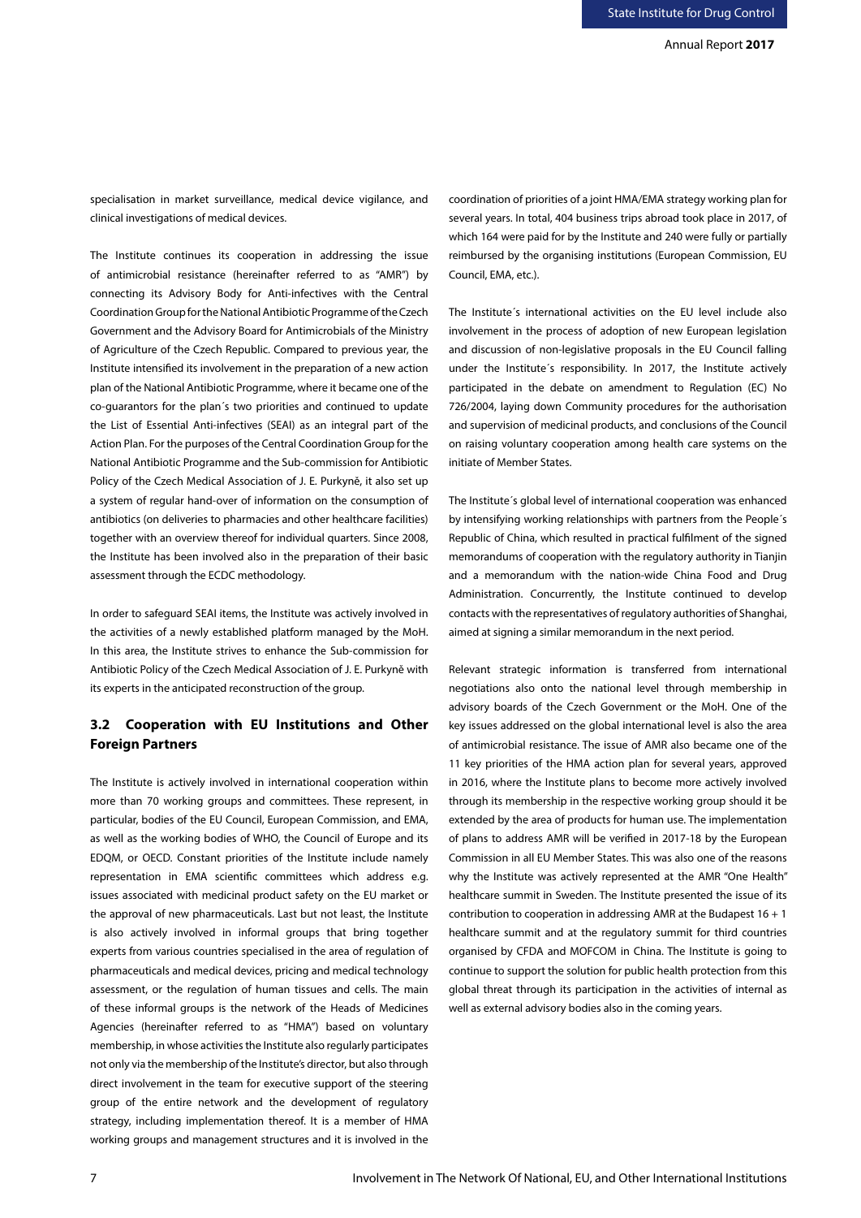specialisation in market surveillance, medical device vigilance, and clinical investigations of medical devices.

The Institute continues its cooperation in addressing the issue of antimicrobial resistance (hereinafter referred to as "AMR") by connecting its Advisory Body for Anti-infectives with the Central Coordination Group for the National Antibiotic Programme of the Czech Government and the Advisory Board for Antimicrobials of the Ministry of Agriculture of the Czech Republic. Compared to previous year, the Institute intensified its involvement in the preparation of a new action plan of the National Antibiotic Programme, where it became one of the co-guarantors for the plan´s two priorities and continued to update the List of Essential Anti-infectives (SEAI) as an integral part of the Action Plan. For the purposes of the Central Coordination Group for the National Antibiotic Programme and the Sub-commission for Antibiotic Policy of the Czech Medical Association of J. E. Purkyně, it also set up a system of regular hand-over of information on the consumption of antibiotics (on deliveries to pharmacies and other healthcare facilities) together with an overview thereof for individual quarters. Since 2008, the Institute has been involved also in the preparation of their basic assessment through the ECDC methodology.

In order to safeguard SEAI items, the Institute was actively involved in the activities of a newly established platform managed by the MoH. In this area, the Institute strives to enhance the Sub-commission for Antibiotic Policy of the Czech Medical Association of J. E. Purkyně with its experts in the anticipated reconstruction of the group.

## 3.2 Cooperation with EU Institutions and Other Foreign Partners

The Institute is actively involved in international cooperation within more than 70 working groups and committees. These represent, in particular, bodies of the EU Council, European Commission, and EMA, as well as the working bodies of WHO, the Council of Europe and its EDQM, or OECD. Constant priorities of the Institute include namely representation in EMA scientific committees which address e.g. issues associated with medicinal product safety on the EU market or the approval of new pharmaceuticals. Last but not least, the Institute is also actively involved in informal groups that bring together experts from various countries specialised in the area of regulation of pharmaceuticals and medical devices, pricing and medical technology assessment, or the regulation of human tissues and cells. The main of these informal groups is the network of the Heads of Medicines Agencies (hereinafter referred to as "HMA") based on voluntary membership, in whose activities the Institute also regularly participates not only via the membership of the Institute's director, but also through direct involvement in the team for executive support of the steering group of the entire network and the development of regulatory strategy, including implementation thereof. It is a member of HMA working groups and management structures and it is involved in the coordination of priorities of a joint HMA/EMA strategy working plan for several years. In total, 404 business trips abroad took place in 2017, of which 164 were paid for by the Institute and 240 were fully or partially reimbursed by the organising institutions (European Commission, EU Council, EMA, etc.).

The Institute´s international activities on the EU level include also involvement in the process of adoption of new European legislation and discussion of non-legislative proposals in the EU Council falling under the Institute´s responsibility. In 2017, the Institute actively participated in the debate on amendment to Regulation (EC) No 726/2004, laying down Community procedures for the authorisation and supervision of medicinal products, and conclusions of the Council on raising voluntary cooperation among health care systems on the initiate of Member States.

The Institute´s global level of international cooperation was enhanced by intensifying working relationships with partners from the People´s Republic of China, which resulted in practical fulfilment of the signed memorandums of cooperation with the regulatory authority in Tianjin and a memorandum with the nation-wide China Food and Drug Administration. Concurrently, the Institute continued to develop contacts with the representatives of regulatory authorities of Shanghai, aimed at signing a similar memorandum in the next period.

Relevant strategic information is transferred from international negotiations also onto the national level through membership in advisory boards of the Czech Government or the MoH. One of the key issues addressed on the global international level is also the area of antimicrobial resistance. The issue of AMR also became one of the 11 key priorities of the HMA action plan for several years, approved in 2016, where the Institute plans to become more actively involved through its membership in the respective working group should it be extended by the area of products for human use. The implementation of plans to address AMR will be verified in 2017-18 by the European Commission in all EU Member States. This was also one of the reasons why the Institute was actively represented at the AMR "One Health" healthcare summit in Sweden. The Institute presented the issue of its contribution to cooperation in addressing AMR at the Budapest 16 + 1 healthcare summit and at the regulatory summit for third countries organised by CFDA and MOFCOM in China. The Institute is going to continue to support the solution for public health protection from this global threat through its participation in the activities of internal as well as external advisory bodies also in the coming years.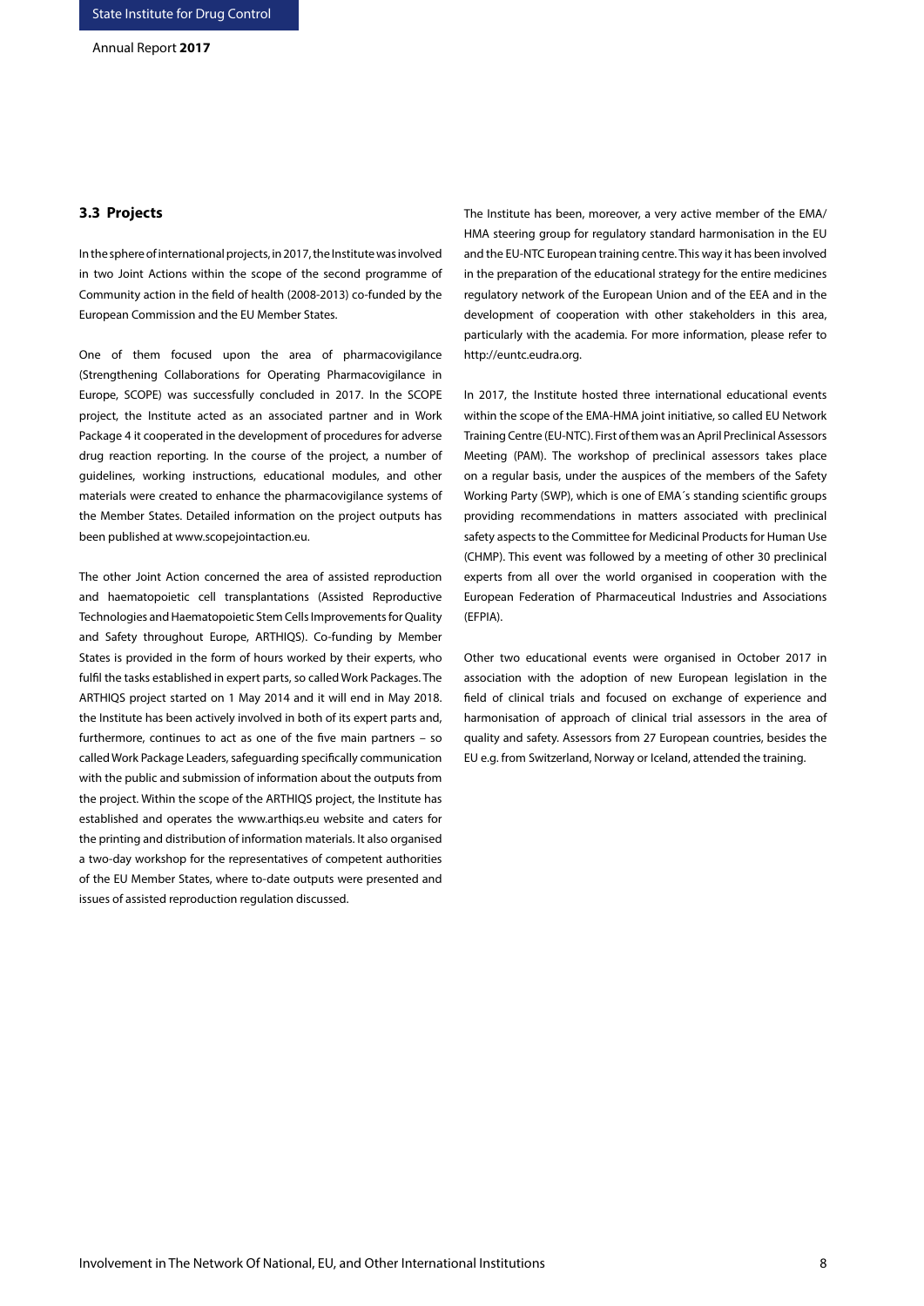### 3.3 Projects

In the sphere of international projects, in 2017, the Institute was involved in two Joint Actions within the scope of the second programme of Community action in the field of health (2008-2013) co-funded by the European Commission and the EU Member States.

One of them focused upon the area of pharmacovigilance (Strengthening Collaborations for Operating Pharmacovigilance in Europe, SCOPE) was successfully concluded in 2017. In the SCOPE project, the Institute acted as an associated partner and in Work Package 4 it cooperated in the development of procedures for adverse drug reaction reporting. In the course of the project, a number of guidelines, working instructions, educational modules, and other materials were created to enhance the pharmacovigilance systems of the Member States. Detailed information on the project outputs has been published at www.scopejointaction.eu.

The other Joint Action concerned the area of assisted reproduction and haematopoietic cell transplantations (Assisted Reproductive Technologies and Haematopoietic Stem Cells Improvements for Quality and Safety throughout Europe, ARTHIQS). Co-funding by Member States is provided in the form of hours worked by their experts, who fulfil the tasks established in expert parts, so called Work Packages. The ARTHIQS project started on 1 May 2014 and it will end in May 2018. the Institute has been actively involved in both of its expert parts and, furthermore, continues to act as one of the five main partners – so called Work Package Leaders, safeguarding specifically communication with the public and submission of information about the outputs from the project. Within the scope of the ARTHIQS project, the Institute has established and operates the www.arthiqs.eu website and caters for the printing and distribution of information materials. It also organised a two-day workshop for the representatives of competent authorities of the EU Member States, where to-date outputs were presented and issues of assisted reproduction regulation discussed.

The Institute has been, moreover, a very active member of the EMA/HMA steering group for regulatory standard harmonisation in the EU and the EU-NTC European training centre. This way it has been involved in the preparation of the educational strategy for the entire medicines regulatory network of the European Union and of the EEA and in the development of cooperation with other stakeholders in this area, particularly with the academia. For more information, please refer to http://euntc.eudra.org.

In 2017, the Institute hosted three international educational events within the scope of the EMA-HMA joint initiative, so called EU Network Training Centre (EU-NTC). First of them was an April Preclinical Assessors Meeting (PAM). The workshop of preclinical assessors takes place on a regular basis, under the auspices of the members of the Safety Working Party (SWP), which is one of EMA´s standing scientific groups providing recommendations in matters associated with preclinical safety aspects to the Committee for Medicinal Products for Human Use (CHMP). This event was followed by a meeting of other 30 preclinical experts from all over the world organised in cooperation with the European Federation of Pharmaceutical Industries and Associations (EFPIA).

Other two educational events were organised in October 2017 in association with the adoption of new European legislation in the field of clinical trials and focused on exchange of experience and harmonisation of approach of clinical trial assessors in the area of quality and safety. Assessors from 27 European countries, besides the EU e.g. from Switzerland, Norway or Iceland, attended the training.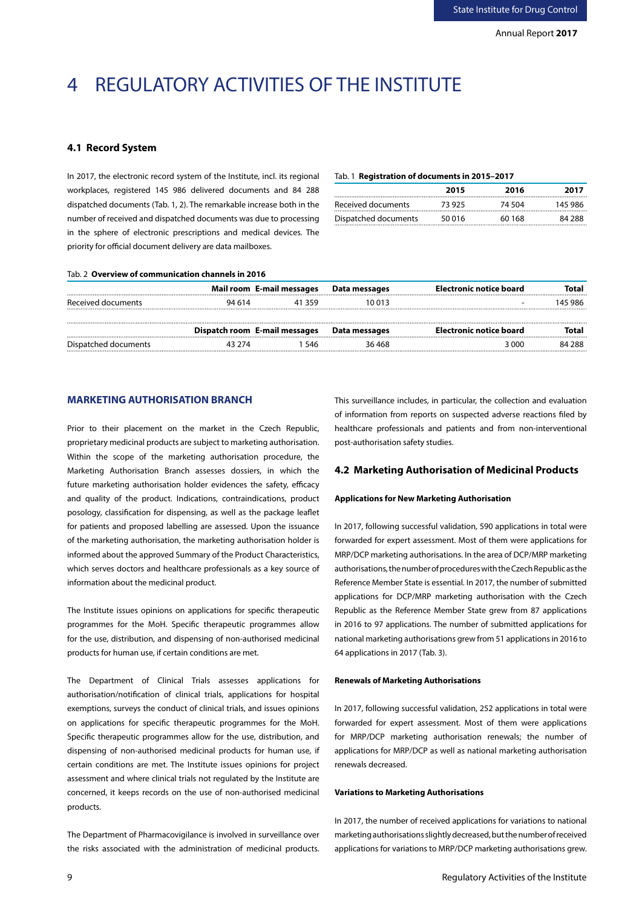# 4 REGULATORY ACTIVITIES OF THE INSTITUTE

## 4.1 Record System

In 2017, the electronic record system of the Institute, incl. its regional workplaces, registered 145 986 delivered documents and 84 288 dispatched documents (Tab. 1, 2). The remarkable increase both in the number of received and dispatched documents was due to processing in the sphere of electronic prescriptions and medical devices. The priority for official document delivery are data mailboxes.

Tab. 1 **Registration of documents in 2015–2017**

| | 2015 | 2016 | 2017 |
|---|---|---|---|
| Received documents | 73 925 | 74 504 | 145 986 |
| Dispatched documents | 50 016 | 60 168 | 84 288 |

Tab. 2 **Overview of communication channels in 2016**

| | Mail room | E-mail messages | Data messages | Electronic notice board | Total |
|---|---|---|---|---|---|
| Received documents | 94 614 | 41 359 | 10 013 | - | 145 986 |
| | **Dispatch room** | **E-mail messages** | **Data messages** | **Electronic notice board** | **Total** |
| Dispatched documents | 43 274 | 1 546 | 36 468 | 3 000 | 84 288 |

### MARKETING AUTHORISATION BRANCH

Prior to their placement on the market in the Czech Republic, proprietary medicinal products are subject to marketing authorisation. Within the scope of the marketing authorisation procedure, the Marketing Authorisation Branch assesses dossiers, in which the future marketing authorisation holder evidences the safety, efficacy and quality of the product. Indications, contraindications, product posology, classification for dispensing, as well as the package leaflet for patients and proposed labelling are assessed. Upon the issuance of the marketing authorisation, the marketing authorisation holder is informed about the approved Summary of the Product Characteristics, which serves doctors and healthcare professionals as a key source of information about the medicinal product.

The Institute issues opinions on applications for specific therapeutic programmes for the MoH. Specific therapeutic programmes allow for the use, distribution, and dispensing of non-authorised medicinal products for human use, if certain conditions are met.

The Department of Clinical Trials assesses applications for authorisation/notification of clinical trials, applications for hospital exemptions, surveys the conduct of clinical trials, and issues opinions on applications for specific therapeutic programmes for the MoH. Specific therapeutic programmes allow for the use, distribution, and dispensing of non-authorised medicinal products for human use, if certain conditions are met. The Institute issues opinions for project assessment and where clinical trials not regulated by the Institute are concerned, it keeps records on the use of non-authorised medicinal products.

The Department of Pharmacovigilance is involved in surveillance over the risks associated with the administration of medicinal products. This surveillance includes, in particular, the collection and evaluation of information from reports on suspected adverse reactions filed by healthcare professionals and patients and from non-interventional post-authorisation safety studies.

## 4.2 Marketing Authorisation of Medicinal Products

#### Applications for New Marketing Authorisation

In 2017, following successful validation, 590 applications in total were forwarded for expert assessment. Most of them were applications for MRP/DCP marketing authorisations. In the area of DCP/MRP marketing authorisations, the number of procedures with the Czech Republic as the Reference Member State is essential. In 2017, the number of submitted applications for DCP/MRP marketing authorisation with the Czech Republic as the Reference Member State grew from 87 applications in 2016 to 97 applications. The number of submitted applications for national marketing authorisations grew from 51 applications in 2016 to 64 applications in 2017 (Tab. 3).

#### Renewals of Marketing Authorisations

In 2017, following successful validation, 252 applications in total were forwarded for expert assessment. Most of them were applications for MRP/DCP marketing authorisation renewals; the number of applications for MRP/DCP as well as national marketing authorisation renewals decreased.

#### Variations to Marketing Authorisations

In 2017, the number of received applications for variations to national marketing authorisations slightly decreased, but the number of received applications for variations to MRP/DCP marketing authorisations grew.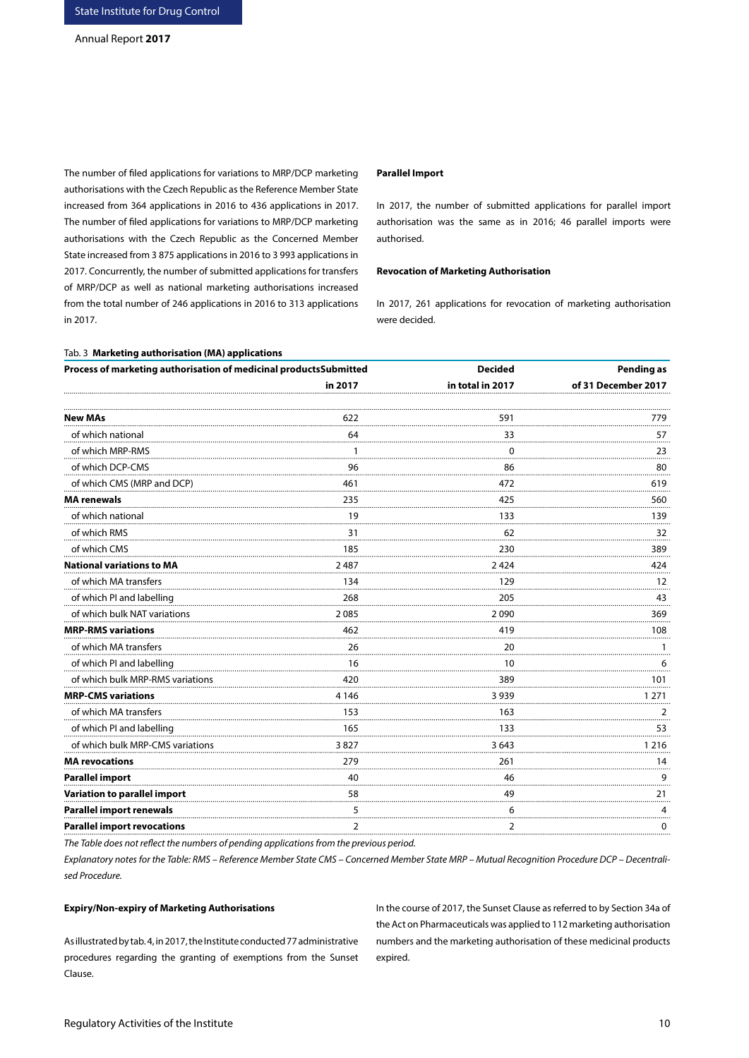The number of filed applications for variations to MRP/DCP marketing authorisations with the Czech Republic as the Reference Member State increased from 364 applications in 2016 to 436 applications in 2017. The number of filed applications for variations to MRP/DCP marketing authorisations with the Czech Republic as the Concerned Member State increased from 3 875 applications in 2016 to 3 993 applications in 2017. Concurrently, the number of submitted applications for transfers of MRP/DCP as well as national marketing authorisations increased from the total number of 246 applications in 2016 to 313 applications in 2017.

**Parallel Import**

In 2017, the number of submitted applications for parallel import authorisation was the same as in 2016; 46 parallel imports were authorised.

**Revocation of Marketing Authorisation**

In 2017, 261 applications for revocation of marketing authorisation were decided.

Tab. 3 **Marketing authorisation (MA) applications**

| Process of marketing authorisation of medicinal products | Submitted in 2017 | Decided in total in 2017 | Pending as of 31 December 2017 |
|---|---|---|---|
| **New MAs** | 622 | 591 | 779 |
| of which national | 64 | 33 | 57 |
| of which MRP-RMS | 1 | 0 | 23 |
| of which DCP-CMS | 96 | 86 | 80 |
| of which CMS (MRP and DCP) | 461 | 472 | 619 |
| **MA renewals** | 235 | 425 | 560 |
| of which national | 19 | 133 | 139 |
| of which RMS | 31 | 62 | 32 |
| of which CMS | 185 | 230 | 389 |
| **National variations to MA** | 2 487 | 2 424 | 424 |
| of which MA transfers | 134 | 129 | 12 |
| of which PI and labelling | 268 | 205 | 43 |
| of which bulk NAT variations | 2 085 | 2 090 | 369 |
| **MRP-RMS variations** | 462 | 419 | 108 |
| of which MA transfers | 26 | 20 | 1 |
| of which PI and labelling | 16 | 10 | 6 |
| of which bulk MRP-RMS variations | 420 | 389 | 101 |
| **MRP-CMS variations** | 4 146 | 3 939 | 1 271 |
| of which MA transfers | 153 | 163 | 2 |
| of which PI and labelling | 165 | 133 | 53 |
| of which bulk MRP-CMS variations | 3 827 | 3 643 | 1 216 |
| **MA revocations** | 279 | 261 | 14 |
| **Parallel import** | 40 | 46 | 9 |
| **Variation to parallel import** | 58 | 49 | 21 |
| **Parallel import renewals** | 5 | 6 | 4 |
| **Parallel import revocations** | 2 | 2 | 0 |

*The Table does not reflect the numbers of pending applications from the previous period.*

*Explanatory notes for the Table: RMS – Reference Member State CMS – Concerned Member State MRP – Mutual Recognition Procedure DCP – Decentralised Procedure.*

**Expiry/Non-expiry of Marketing Authorisations**

As illustrated by tab. 4, in 2017, the Institute conducted 77 administrative procedures regarding the granting of exemptions from the Sunset Clause.

In the course of 2017, the Sunset Clause as referred to by Section 34a of the Act on Pharmaceuticals was applied to 112 marketing authorisation numbers and the marketing authorisation of these medicinal products expired.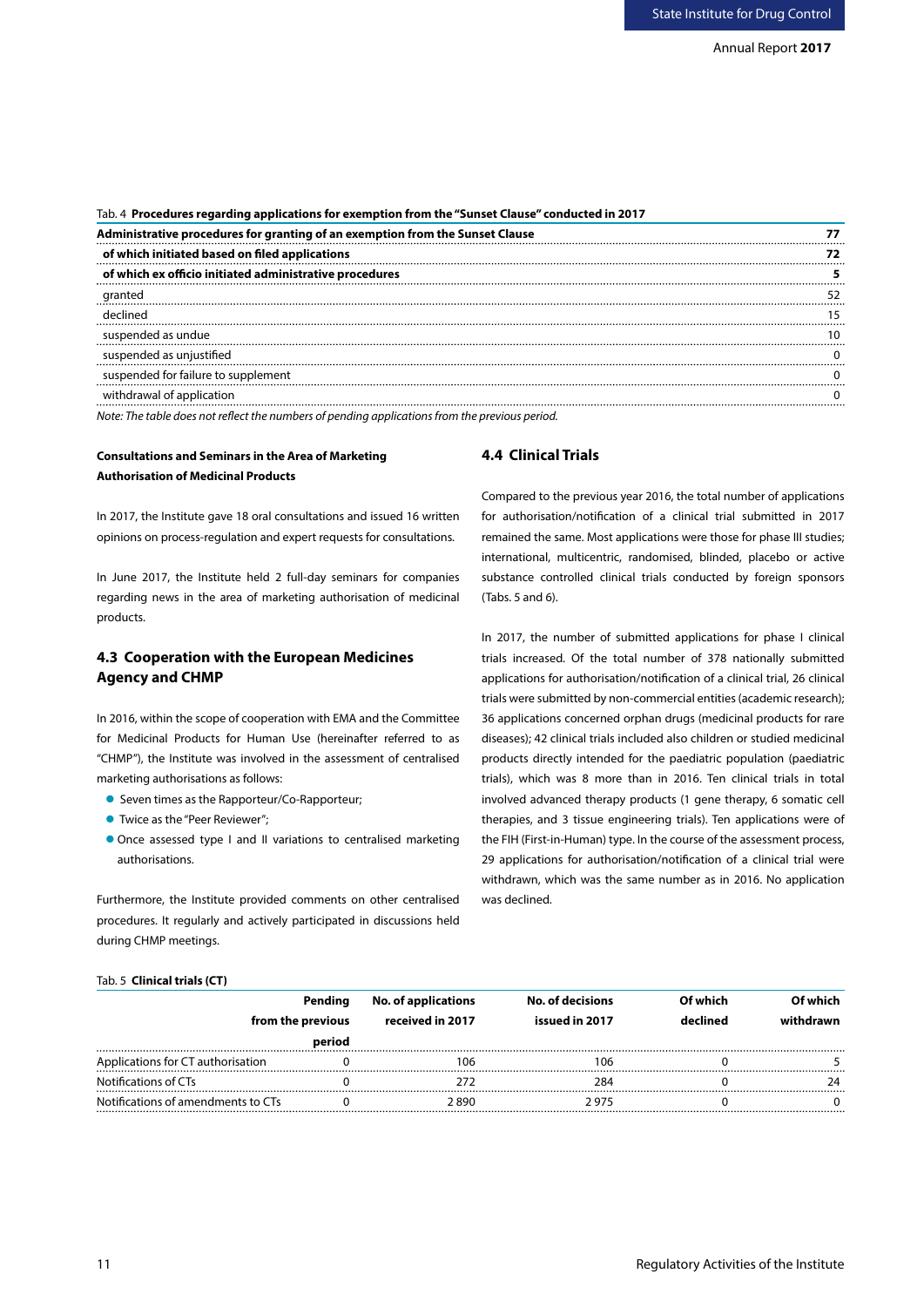Tab. 4 **Procedures regarding applications for exemption from the "Sunset Clause" conducted in 2017**

| | |
|---|---|
| **Administrative procedures for granting of an exemption from the Sunset Clause** | **77** |
| **of which initiated based on filed applications** | **72** |
| **of which ex officio initiated administrative procedures** | **5** |
| granted | 52 |
| declined | 15 |
| suspended as undue | 10 |
| suspended as unjustified | 0 |
| suspended for failure to supplement | 0 |
| withdrawal of application | 0 |

*Note: The table does not reflect the numbers of pending applications from the previous period.*

**Consultations and Seminars in the Area of Marketing Authorisation of Medicinal Products**

In 2017, the Institute gave 18 oral consultations and issued 16 written opinions on process-regulation and expert requests for consultations.

In June 2017, the Institute held 2 full-day seminars for companies regarding news in the area of marketing authorisation of medicinal products.

## 4.3 Cooperation with the European Medicines Agency and CHMP

In 2016, within the scope of cooperation with EMA and the Committee for Medicinal Products for Human Use (hereinafter referred to as "CHMP"), the Institute was involved in the assessment of centralised marketing authorisations as follows:

- Seven times as the Rapporteur/Co-Rapporteur;
- Twice as the "Peer Reviewer";
- Once assessed type I and II variations to centralised marketing authorisations.

Furthermore, the Institute provided comments on other centralised procedures. It regularly and actively participated in discussions held during CHMP meetings.

## 4.4 Clinical Trials

Compared to the previous year 2016, the total number of applications for authorisation/notification of a clinical trial submitted in 2017 remained the same. Most applications were those for phase III studies; international, multicentric, randomised, blinded, placebo or active substance controlled clinical trials conducted by foreign sponsors (Tabs. 5 and 6).

In 2017, the number of submitted applications for phase I clinical trials increased. Of the total number of 378 nationally submitted applications for authorisation/notification of a clinical trial, 26 clinical trials were submitted by non-commercial entities (academic research); 36 applications concerned orphan drugs (medicinal products for rare diseases); 42 clinical trials included also children or studied medicinal products directly intended for the paediatric population (paediatric trials), which was 8 more than in 2016. Ten clinical trials in total involved advanced therapy products (1 gene therapy, 6 somatic cell therapies, and 3 tissue engineering trials). Ten applications were of the FIH (First-in-Human) type. In the course of the assessment process, 29 applications for authorisation/notification of a clinical trial were withdrawn, which was the same number as in 2016. No application was declined.

Tab. 5 **Clinical trials (CT)**

| | Pending from the previous period | No. of applications received in 2017 | No. of decisions issued in 2017 | Of which declined | Of which withdrawn |
|---|---|---|---|---|---|
| Applications for CT authorisation | 0 | 106 | 106 | 0 | 5 |
| Notifications of CTs | 0 | 272 | 284 | 0 | 24 |
| Notifications of amendments to CTs | 0 | 2 890 | 2 975 | 0 | 0 |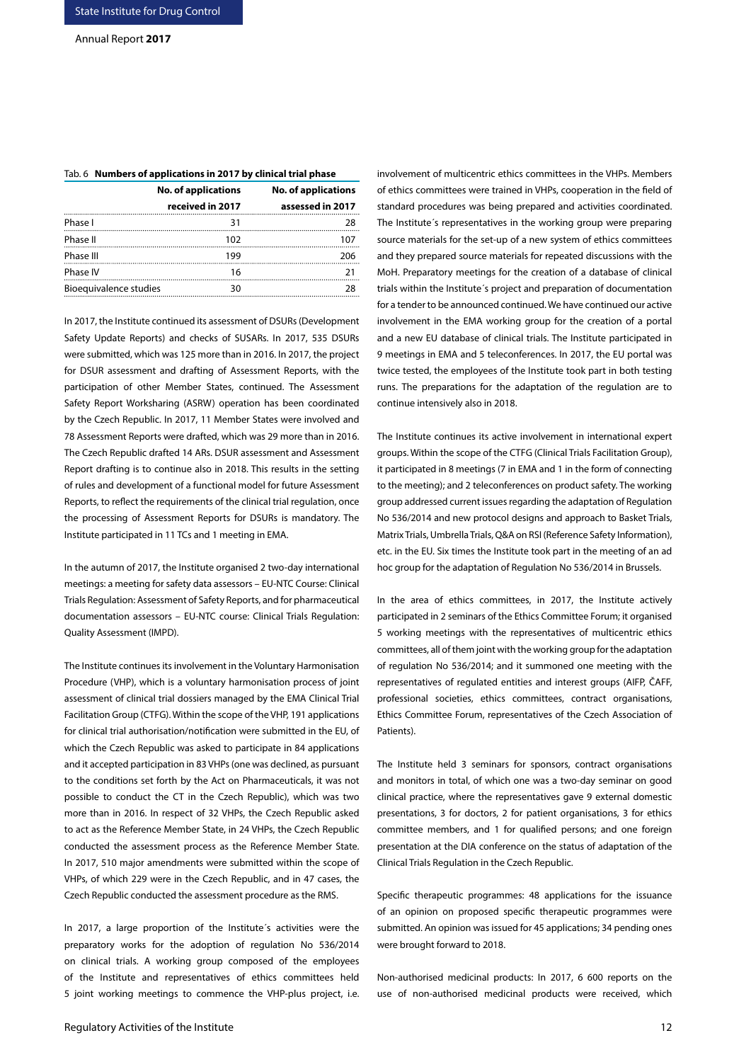Tab. 6 **Numbers of applications in 2017 by clinical trial phase**

| | No. of applications received in 2017 | No. of applications assessed in 2017 |
|---|---|---|
| Phase I | 31 | 28 |
| Phase II | 102 | 107 |
| Phase III | 199 | 206 |
| Phase IV | 16 | 21 |
| Bioequivalence studies | 30 | 28 |

In 2017, the Institute continued its assessment of DSURs (Development Safety Update Reports) and checks of SUSARs. In 2017, 535 DSURs were submitted, which was 125 more than in 2016. In 2017, the project for DSUR assessment and drafting of Assessment Reports, with the participation of other Member States, continued. The Assessment Safety Report Worksharing (ASRW) operation has been coordinated by the Czech Republic. In 2017, 11 Member States were involved and 78 Assessment Reports were drafted, which was 29 more than in 2016. The Czech Republic drafted 14 ARs. DSUR assessment and Assessment Report drafting is to continue also in 2018. This results in the setting of rules and development of a functional model for future Assessment Reports, to reflect the requirements of the clinical trial regulation, once the processing of Assessment Reports for DSURs is mandatory. The Institute participated in 11 TCs and 1 meeting in EMA.

In the autumn of 2017, the Institute organised 2 two-day international meetings: a meeting for safety data assessors – EU-NTC Course: Clinical Trials Regulation: Assessment of Safety Reports, and for pharmaceutical documentation assessors – EU-NTC course: Clinical Trials Regulation: Quality Assessment (IMPD).

The Institute continues its involvement in the Voluntary Harmonisation Procedure (VHP), which is a voluntary harmonisation process of joint assessment of clinical trial dossiers managed by the EMA Clinical Trial Facilitation Group (CTFG). Within the scope of the VHP, 191 applications for clinical trial authorisation/notification were submitted in the EU, of which the Czech Republic was asked to participate in 84 applications and it accepted participation in 83 VHPs (one was declined, as pursuant to the conditions set forth by the Act on Pharmaceuticals, it was not possible to conduct the CT in the Czech Republic), which was two more than in 2016. In respect of 32 VHPs, the Czech Republic asked to act as the Reference Member State, in 24 VHPs, the Czech Republic conducted the assessment process as the Reference Member State. In 2017, 510 major amendments were submitted within the scope of VHPs, of which 229 were in the Czech Republic, and in 47 cases, the Czech Republic conducted the assessment procedure as the RMS.

In 2017, a large proportion of the Institute´s activities were the preparatory works for the adoption of regulation No 536/2014 on clinical trials. A working group composed of the employees of the Institute and representatives of ethics committees held 5 joint working meetings to commence the VHP-plus project, i.e. involvement of multicentric ethics committees in the VHPs. Members of ethics committees were trained in VHPs, cooperation in the field of standard procedures was being prepared and activities coordinated. The Institute´s representatives in the working group were preparing source materials for the set-up of a new system of ethics committees and they prepared source materials for repeated discussions with the MoH. Preparatory meetings for the creation of a database of clinical trials within the Institute´s project and preparation of documentation for a tender to be announced continued. We have continued our active involvement in the EMA working group for the creation of a portal and a new EU database of clinical trials. The Institute participated in 9 meetings in EMA and 5 teleconferences. In 2017, the EU portal was twice tested, the employees of the Institute took part in both testing runs. The preparations for the adaptation of the regulation are to continue intensively also in 2018.

The Institute continues its active involvement in international expert groups. Within the scope of the CTFG (Clinical Trials Facilitation Group), it participated in 8 meetings (7 in EMA and 1 in the form of connecting to the meeting); and 2 teleconferences on product safety. The working group addressed current issues regarding the adaptation of Regulation No 536/2014 and new protocol designs and approach to Basket Trials, Matrix Trials, Umbrella Trials, Q&A on RSI (Reference Safety Information), etc. in the EU. Six times the Institute took part in the meeting of an ad hoc group for the adaptation of Regulation No 536/2014 in Brussels.

In the area of ethics committees, in 2017, the Institute actively participated in 2 seminars of the Ethics Committee Forum; it organised 5 working meetings with the representatives of multicentric ethics committees, all of them joint with the working group for the adaptation of regulation No 536/2014; and it summoned one meeting with the representatives of regulated entities and interest groups (AIFP, ČAFF, professional societies, ethics committees, contract organisations, Ethics Committee Forum, representatives of the Czech Association of Patients).

The Institute held 3 seminars for sponsors, contract organisations and monitors in total, of which one was a two-day seminar on good clinical practice, where the representatives gave 9 external domestic presentations, 3 for doctors, 2 for patient organisations, 3 for ethics committee members, and 1 for qualified persons; and one foreign presentation at the DIA conference on the status of adaptation of the Clinical Trials Regulation in the Czech Republic.

Specific therapeutic programmes: 48 applications for the issuance of an opinion on proposed specific therapeutic programmes were submitted. An opinion was issued for 45 applications; 34 pending ones were brought forward to 2018.

Non-authorised medicinal products: In 2017, 6 600 reports on the use of non-authorised medicinal products were received, which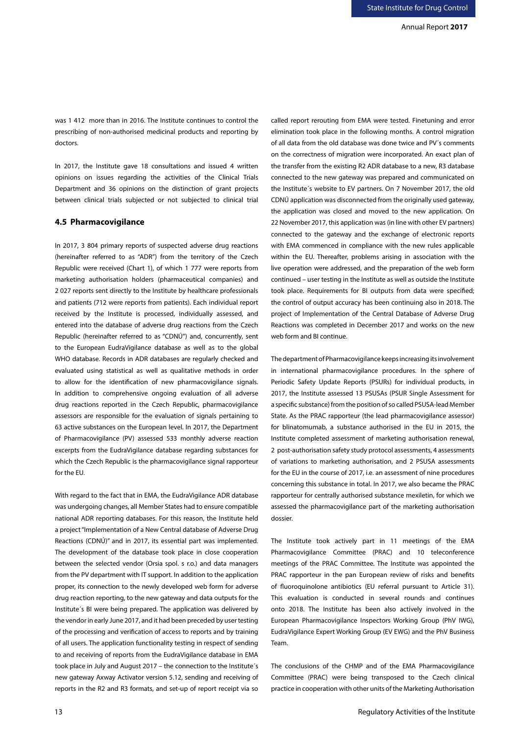was 1 412 more than in 2016. The Institute continues to control the prescribing of non-authorised medicinal products and reporting by doctors.

In 2017, the Institute gave 18 consultations and issued 4 written opinions on issues regarding the activities of the Clinical Trials Department and 36 opinions on the distinction of grant projects between clinical trials subjected or not subjected to clinical trial

### 4.5 Pharmacovigilance

In 2017, 3 804 primary reports of suspected adverse drug reactions (hereinafter referred to as "ADR") from the territory of the Czech Republic were received (Chart 1), of which 1 777 were reports from marketing authorisation holders (pharmaceutical companies) and 2 027 reports sent directly to the Institute by healthcare professionals and patients (712 were reports from patients). Each individual report received by the Institute is processed, individually assessed, and entered into the database of adverse drug reactions from the Czech Republic (hereinafter referred to as "CDNÚ") and, concurrently, sent to the European EudraVigilance database as well as to the global WHO database. Records in ADR databases are regularly checked and evaluated using statistical as well as qualitative methods in order to allow for the identification of new pharmacovigilance signals. In addition to comprehensive ongoing evaluation of all adverse drug reactions reported in the Czech Republic, pharmacovigilance assessors are responsible for the evaluation of signals pertaining to 63 active substances on the European level. In 2017, the Department of Pharmacovigilance (PV) assessed 533 monthly adverse reaction excerpts from the EudraVigilance database regarding substances for which the Czech Republic is the pharmacovigilance signal rapporteur for the EU.

With regard to the fact that in EMA, the EudraVigilance ADR database was undergoing changes, all Member States had to ensure compatible national ADR reporting databases. For this reason, the Institute held a project "Implementation of a New Central database of Adverse Drug Reactions (CDNÚ)" and in 2017, its essential part was implemented. The development of the database took place in close cooperation between the selected vendor (Orsia spol. s r.o.) and data managers from the PV department with IT support. In addition to the application proper, its connection to the newly developed web form for adverse drug reaction reporting, to the new gateway and data outputs for the Institute´s BI were being prepared. The application was delivered by the vendor in early June 2017, and it had been preceded by user testing of the processing and verification of access to reports and by training of all users. The application functionality testing in respect of sending to and receiving of reports from the EudraVigilance database in EMA took place in July and August 2017 – the connection to the Institute´s new gateway Axway Activator version 5.12, sending and receiving of reports in the R2 and R3 formats, and set-up of report receipt via so called report rerouting from EMA were tested. Finetuning and error elimination took place in the following months. A control migration of all data from the old database was done twice and PV´s comments on the correctness of migration were incorporated. An exact plan of the transfer from the existing R2 ADR database to a new, R3 database connected to the new gateway was prepared and communicated on the Institute´s website to EV partners. On 7 November 2017, the old CDNÚ application was disconnected from the originally used gateway, the application was closed and moved to the new application. On 22 November 2017, this application was (in line with other EV partners) connected to the gateway and the exchange of electronic reports with EMA commenced in compliance with the new rules applicable within the EU. Thereafter, problems arising in association with the live operation were addressed, and the preparation of the web form continued – user testing in the Institute as well as outside the Institute took place. Requirements for BI outputs from data were specified; the control of output accuracy has been continuing also in 2018. The project of Implementation of the Central Database of Adverse Drug Reactions was completed in December 2017 and works on the new web form and BI continue.

The department of Pharmacovigilance keeps increasing its involvement in international pharmacovigilance procedures. In the sphere of Periodic Safety Update Reports (PSURs) for individual products, in 2017, the Institute assessed 13 PSUSAs (PSUR Single Assessment for a specific substance) from the position of so called PSUSA-lead Member State. As the PRAC rapporteur (the lead pharmacovigilance assessor) for blinatomumab, a substance authorised in the EU in 2015, the Institute completed assessment of marketing authorisation renewal, 2 post-authorisation safety study protocol assessments, 4 assessments of variations to marketing authorisation, and 2 PSUSA assessments for the EU in the course of 2017, i.e. an assessment of nine procedures concerning this substance in total. In 2017, we also became the PRAC rapporteur for centrally authorised substance mexiletin, for which we assessed the pharmacovigilance part of the marketing authorisation dossier.

The Institute took actively part in 11 meetings of the EMA Pharmacovigilance Committee (PRAC) and 10 teleconference meetings of the PRAC Committee. The Institute was appointed the PRAC rapporteur in the pan European review of risks and benefits of fluoroquinolone antibiotics (EU referral pursuant to Article 31). This evaluation is conducted in several rounds and continues onto 2018. The Institute has been also actively involved in the European Pharmacovigilance Inspectors Working Group (PhV IWG), EudraVigilance Expert Working Group (EV EWG) and the PhV Business Team.

The conclusions of the CHMP and of the EMA Pharmacovigilance Committee (PRAC) were being transposed to the Czech clinical practice in cooperation with other units of the Marketing Authorisation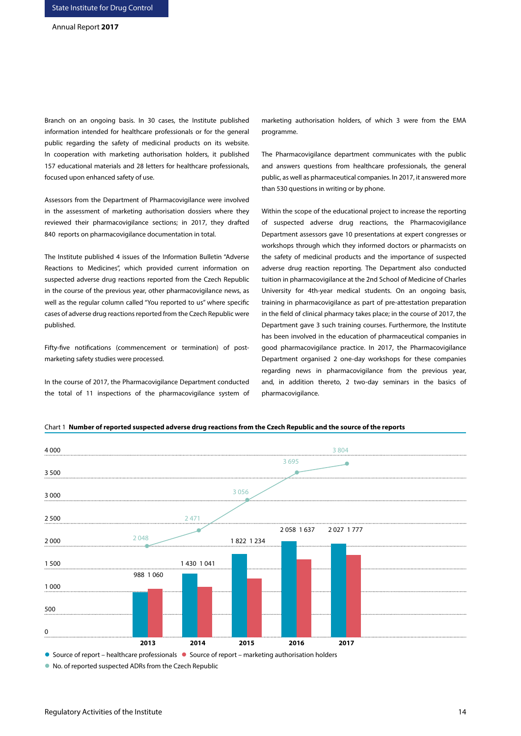Branch on an ongoing basis. In 30 cases, the Institute published information intended for healthcare professionals or for the general public regarding the safety of medicinal products on its website. In cooperation with marketing authorisation holders, it published 157 educational materials and 28 letters for healthcare professionals, focused upon enhanced safety of use.

Assessors from the Department of Pharmacovigilance were involved in the assessment of marketing authorisation dossiers where they reviewed their pharmacovigilance sections; in 2017, they drafted 840 reports on pharmacovigilance documentation in total.

The Institute published 4 issues of the Information Bulletin "Adverse Reactions to Medicines", which provided current information on suspected adverse drug reactions reported from the Czech Republic in the course of the previous year, other pharmacovigilance news, as well as the regular column called "You reported to us" where specific cases of adverse drug reactions reported from the Czech Republic were published.

Fifty-five notifications (commencement or termination) of post-marketing safety studies were processed.

In the course of 2017, the Pharmacovigilance Department conducted the total of 11 inspections of the pharmacovigilance system of marketing authorisation holders, of which 3 were from the EMA programme.

The Pharmacovigilance department communicates with the public and answers questions from healthcare professionals, the general public, as well as pharmaceutical companies. In 2017, it answered more than 530 questions in writing or by phone.

Within the scope of the educational project to increase the reporting of suspected adverse drug reactions, the Pharmacovigilance Department assessors gave 10 presentations at expert congresses or workshops through which they informed doctors or pharmacists on the safety of medicinal products and the importance of suspected adverse drug reaction reporting. The Department also conducted tuition in pharmacovigilance at the 2nd School of Medicine of Charles University for 4th-year medical students. On an ongoing basis, training in pharmacovigilance as part of pre-attestation preparation in the field of clinical pharmacy takes place; in the course of 2017, the Department gave 3 such training courses. Furthermore, the Institute has been involved in the education of pharmaceutical companies in good pharmacovigilance practice. In 2017, the Pharmacovigilance Department organised 2 one-day workshops for these companies regarding news in pharmacovigilance from the previous year, and, in addition thereto, 2 two-day seminars in the basics of pharmacovigilance.

Chart 1 **Number of reported suspected adverse drug reactions from the Czech Republic and the source of the reports**

| Year | Source of report – healthcare professionals | Source of report – marketing authorisation holders | No. of reported suspected ADRs from the Czech Republic |
|---|---|---|---|
| 2013 | 988 | 1 060 | 2 048 |
| 2014 | 1 430 | 1 041 | 2 471 |
| 2015 | 1 822 | 1 234 | 3 056 |
| 2016 | 2 058 | 1 637 | 3 695 |
| 2017 | 2 027 | 1 777 | 3 804 |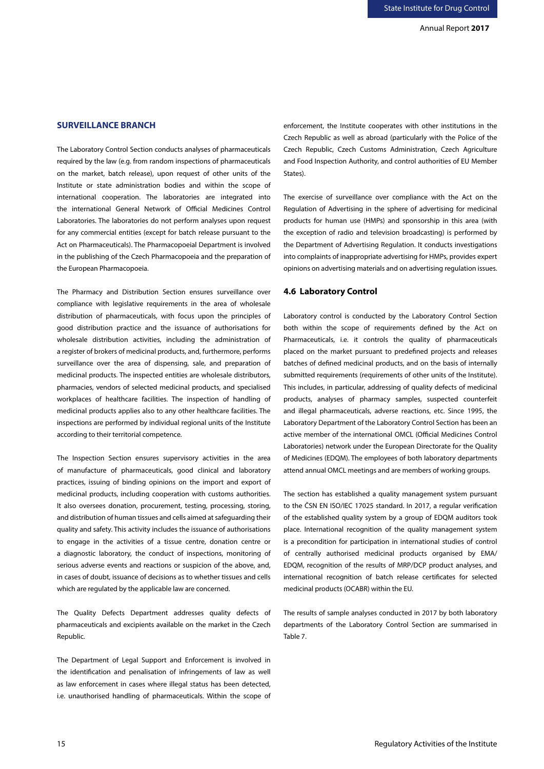## SURVEILLANCE BRANCH

The Laboratory Control Section conducts analyses of pharmaceuticals required by the law (e.g. from random inspections of pharmaceuticals on the market, batch release), upon request of other units of the Institute or state administration bodies and within the scope of international cooperation. The laboratories are integrated into the international General Network of Official Medicines Control Laboratories. The laboratories do not perform analyses upon request for any commercial entities (except for batch release pursuant to the Act on Pharmaceuticals). The Pharmacopoeial Department is involved in the publishing of the Czech Pharmacopoeia and the preparation of the European Pharmacopoeia.

The Pharmacy and Distribution Section ensures surveillance over compliance with legislative requirements in the area of wholesale distribution of pharmaceuticals, with focus upon the principles of good distribution practice and the issuance of authorisations for wholesale distribution activities, including the administration of a register of brokers of medicinal products, and, furthermore, performs surveillance over the area of dispensing, sale, and preparation of medicinal products. The inspected entities are wholesale distributors, pharmacies, vendors of selected medicinal products, and specialised workplaces of healthcare facilities. The inspection of handling of medicinal products applies also to any other healthcare facilities. The inspections are performed by individual regional units of the Institute according to their territorial competence.

The Inspection Section ensures supervisory activities in the area of manufacture of pharmaceuticals, good clinical and laboratory practices, issuing of binding opinions on the import and export of medicinal products, including cooperation with customs authorities. It also oversees donation, procurement, testing, processing, storing, and distribution of human tissues and cells aimed at safeguarding their quality and safety. This activity includes the issuance of authorisations to engage in the activities of a tissue centre, donation centre or a diagnostic laboratory, the conduct of inspections, monitoring of serious adverse events and reactions or suspicion of the above, and, in cases of doubt, issuance of decisions as to whether tissues and cells which are regulated by the applicable law are concerned.

The Quality Defects Department addresses quality defects of pharmaceuticals and excipients available on the market in the Czech Republic.

The Department of Legal Support and Enforcement is involved in the identification and penalisation of infringements of law as well as law enforcement in cases where illegal status has been detected, i.e. unauthorised handling of pharmaceuticals. Within the scope of enforcement, the Institute cooperates with other institutions in the Czech Republic as well as abroad (particularly with the Police of the Czech Republic, Czech Customs Administration, Czech Agriculture and Food Inspection Authority, and control authorities of EU Member States).

The exercise of surveillance over compliance with the Act on the Regulation of Advertising in the sphere of advertising for medicinal products for human use (HMPs) and sponsorship in this area (with the exception of radio and television broadcasting) is performed by the Department of Advertising Regulation. It conducts investigations into complaints of inappropriate advertising for HMPs, provides expert opinions on advertising materials and on advertising regulation issues.

### 4.6 Laboratory Control

Laboratory control is conducted by the Laboratory Control Section both within the scope of requirements defined by the Act on Pharmaceuticals, i.e. it controls the quality of pharmaceuticals placed on the market pursuant to predefined projects and releases batches of defined medicinal products, and on the basis of internally submitted requirements (requirements of other units of the Institute). This includes, in particular, addressing of quality defects of medicinal products, analyses of pharmacy samples, suspected counterfeit and illegal pharmaceuticals, adverse reactions, etc. Since 1995, the Laboratory Department of the Laboratory Control Section has been an active member of the international OMCL (Official Medicines Control Laboratories) network under the European Directorate for the Quality of Medicines (EDQM). The employees of both laboratory departments attend annual OMCL meetings and are members of working groups.

The section has established a quality management system pursuant to the ČSN EN ISO/IEC 17025 standard. In 2017, a regular verification of the established quality system by a group of EDQM auditors took place. International recognition of the quality management system is a precondition for participation in international studies of control of centrally authorised medicinal products organised by EMA/EDQM, recognition of the results of MRP/DCP product analyses, and international recognition of batch release certificates for selected medicinal products (OCABR) within the EU.

The results of sample analyses conducted in 2017 by both laboratory departments of the Laboratory Control Section are summarised in Table 7.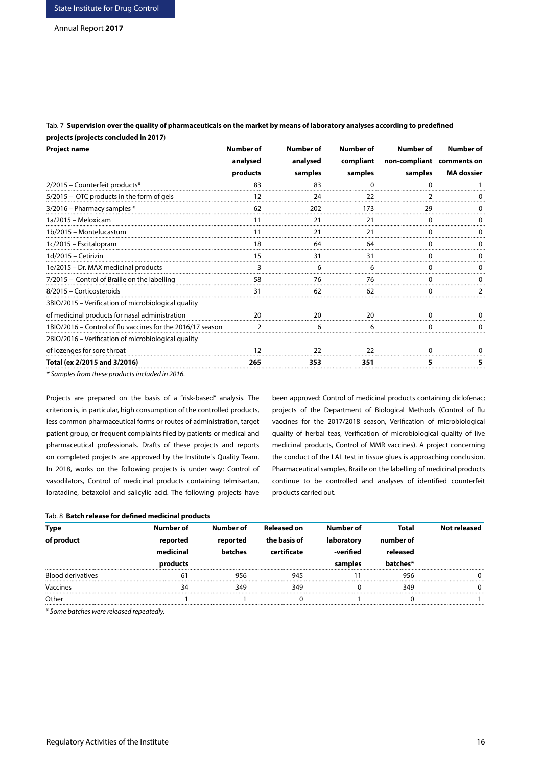Tab. 7 **Supervision over the quality of pharmaceuticals on the market by means of laboratory analyses according to predefined projects (projects concluded in 2017**)

| Project name | Number of analysed products | Number of analysed samples | Number of compliant samples | Number of non-compliant samples | Number of comments on MA dossier |
|---|---|---|---|---|---|
| 2/2015 – Counterfeit products* | 83 | 83 | 0 | 0 | 1 |
| 5/2015 – OTC products in the form of gels | 12 | 24 | 22 | 2 | 0 |
| 3/2016 – Pharmacy samples * | 62 | 202 | 173 | 29 | 0 |
| 1a/2015 – Meloxicam | 11 | 21 | 21 | 0 | 0 |
| 1b/2015 – Montelucastum | 11 | 21 | 21 | 0 | 0 |
| 1c/2015 – Escitalopram | 18 | 64 | 64 | 0 | 0 |
| 1d/2015 – Cetirizin | 15 | 31 | 31 | 0 | 0 |
| 1e/2015 – Dr. MAX medicinal products | 3 | 6 | 6 | 0 | 0 |
| 7/2015 – Control of Braille on the labelling | 58 | 76 | 76 | 0 | 0 |
| 8/2015 – Corticosteroids | 31 | 62 | 62 | 0 | 2 |
| 3BIO/2015 – Verification of microbiological quality of medicinal products for nasal administration | 20 | 20 | 20 | 0 | 0 |
| 1BIO/2016 – Control of flu vaccines for the 2016/17 season | 2 | 6 | 6 | 0 | 0 |
| 2BIO/2016 – Verification of microbiological quality of lozenges for sore throat | 12 | 22 | 22 | 0 | 0 |
| **Total (ex 2/2015 and 3/2016)** | **265** | **353** | **351** | **5** | **5** |

*\* Samples from these products included in 2016.*

Projects are prepared on the basis of a "risk-based" analysis. The criterion is, in particular, high consumption of the controlled products, less common pharmaceutical forms or routes of administration, target patient group, or frequent complaints filed by patients or medical and pharmaceutical professionals. Drafts of these projects and reports on completed projects are approved by the Institute's Quality Team. In 2018, works on the following projects is under way: Control of vasodilators, Control of medicinal products containing telmisartan, loratadine, betaxolol and salicylic acid. The following projects have been approved: Control of medicinal products containing diclofenac; projects of the Department of Biological Methods (Control of flu vaccines for the 2017/2018 season, Verification of microbiological quality of herbal teas, Verification of microbiological quality of live medicinal products, Control of MMR vaccines). A project concerning the conduct of the LAL test in tissue glues is approaching conclusion. Pharmaceutical samples, Braille on the labelling of medicinal products continue to be controlled and analyses of identified counterfeit products carried out.

Tab. 8 **Batch release for defined medicinal products**

| Type of product | Number of reported medicinal products | Number of reported batches | Released on the basis of certificate | Number of laboratory -verified samples | Total number of released batches* | Not released |
|---|---|---|---|---|---|---|
| Blood derivatives | 61 | 956 | 945 | 11 | 956 | 0 |
| Vaccines | 34 | 349 | 349 | 0 | 349 | 0 |
| Other | 1 | 1 | 0 | 1 | 0 | 1 |

*\* Some batches were released repeatedly.*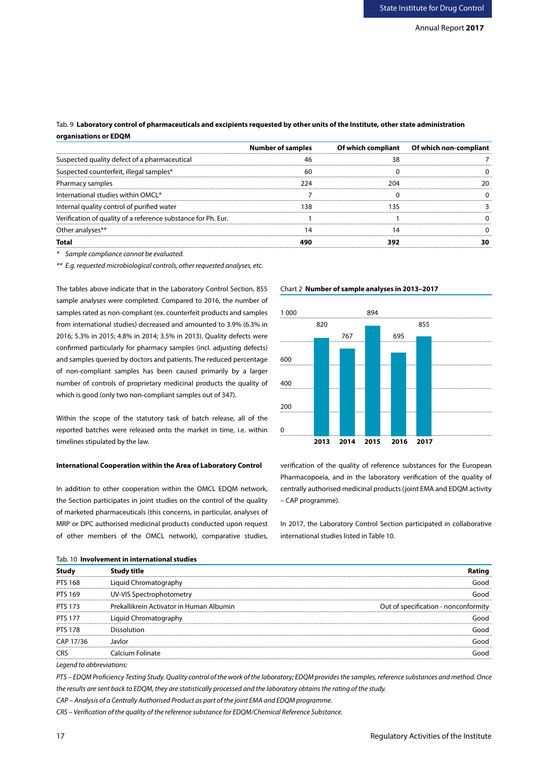Tab. 9 **Laboratory control of pharmaceuticals and excipients requested by other units of the Institute, other state administration organisations or EDQM**

| | Number of samples | Of which compliant | Of which non-compliant |
|---|---|---|---|
| Suspected quality defect of a pharmaceutical | 46 | 38 | 7 |
| Suspected counterfeit, illegal samples* | 60 | 0 | 0 |
| Pharmacy samples | 224 | 204 | 20 |
| International studies within OMCL* | 7 | 0 | 0 |
| Internal quality control of purified water | 138 | 135 | 3 |
| Verification of quality of a reference substance for Ph. Eur. | 1 | 1 | 0 |
| Other analyses** | 14 | 14 | 0 |
| **Total** | **490** | **392** | **30** |

\* *Sample compliance cannot be evaluated.*

\*\* *E.g. requested microbiological controls, other requested analyses, etc.*

The tables above indicate that in the Laboratory Control Section, 855 sample analyses were completed. Compared to 2016, the number of samples rated as non-compliant (ex. counterfeit products and samples from international studies) decreased and amounted to 3.9% (6.3% in 2016; 5.3% in 2015; 4.8% in 2014; 3.5% in 2013). Quality defects were confirmed particularly for pharmacy samples (incl. adjusting defects) and samples queried by doctors and patients. The reduced percentage of non-compliant samples has been caused primarily by a larger number of controls of proprietary medicinal products the quality of which is good (only two non-compliant samples out of 347).

Within the scope of the statutory task of batch release, all of the reported batches were released onto the market in time, i.e. within timelines stipulated by the law.

Chart 2 **Number of sample analyses in 2013–2017**

| Year | Number of sample analyses |
|---|---|
| 2013 | 820 |
| 2014 | 767 |
| 2015 | 894 |
| 2016 | 695 |
| 2017 | 855 |

**International Cooperation within the Area of Laboratory Control**

In addition to other cooperation within the OMCL EDQM network, the Section participates in joint studies on the control of the quality of marketed pharmaceuticals (this concerns, in particular, analyses of MRP or DPC authorised medicinal products conducted upon request of other members of the OMCL network), comparative studies, verification of the quality of reference substances for the European Pharmacopoeia, and in the laboratory verification of the quality of centrally authorised medicinal products (joint EMA and EDQM activity – CAP programme).

In 2017, the Laboratory Control Section participated in collaborative international studies listed in Table 10.

Tab. 10 **Involvement in international studies**

| Study | Study title | Rating |
|---|---|---|
| PTS 168 | Liquid Chromatography | Good |
| PTS 169 | UV-VIS Spectrophotometry | Good |
| PTS 173 | Prekallikrein Activator in Human Albumin | Out of specification - nonconformity |
| PTS 177 | Liquid Chromatography | Good |
| PTS 178 | Dissolution | Good |
| CAP 17/36 | Javlor | Good |
| CRS | Calcium Folinate | Good |

*Legend to abbreviations:*

*PTS – EDQM Proficiency Testing Study. Quality control of the work of the laboratory; EDQM provides the samples, reference substances and method. Once the results are sent back to EDQM, they are statistically processed and the laboratory obtains the rating of the study.*

*CAP – Analysis of a Centrally Authorised Product as part of the joint EMA and EDQM programme.*

*CRS – Verification of the quality of the reference substance for EDQM/Chemical Reference Substance.*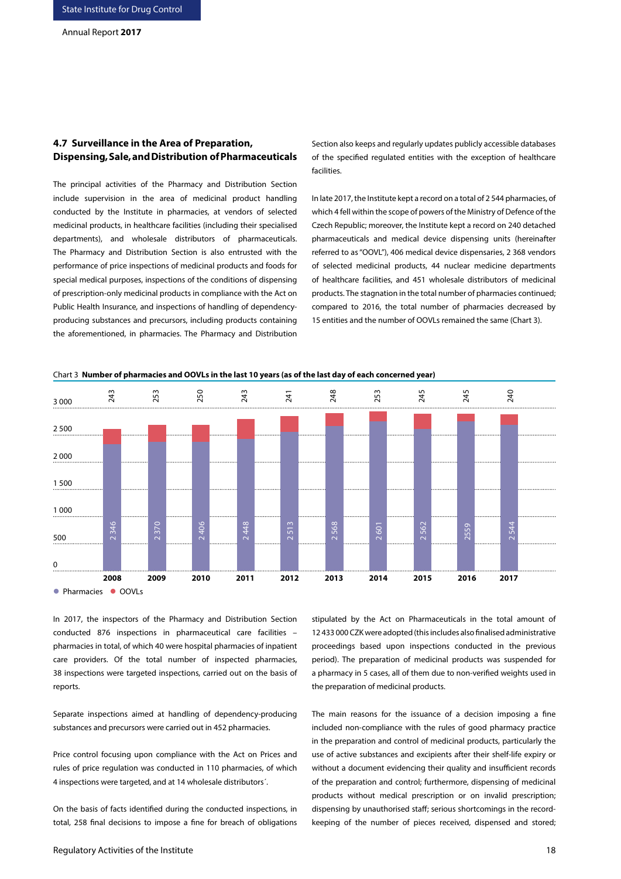## 4.7 Surveillance in the Area of Preparation, Dispensing, Sale, and Distribution of Pharmaceuticals

The principal activities of the Pharmacy and Distribution Section include supervision in the area of medicinal product handling conducted by the Institute in pharmacies, at vendors of selected medicinal products, in healthcare facilities (including their specialised departments), and wholesale distributors of pharmaceuticals. The Pharmacy and Distribution Section is also entrusted with the performance of price inspections of medicinal products and foods for special medical purposes, inspections of the conditions of dispensing of prescription-only medicinal products in compliance with the Act on Public Health Insurance, and inspections of handling of dependency-producing substances and precursors, including products containing the aforementioned, in pharmacies. The Pharmacy and Distribution Section also keeps and regularly updates publicly accessible databases of the specified regulated entities with the exception of healthcare facilities.

In late 2017, the Institute kept a record on a total of 2 544 pharmacies, of which 4 fell within the scope of powers of the Ministry of Defence of the Czech Republic; moreover, the Institute kept a record on 240 detached pharmaceuticals and medical device dispensing units (hereinafter referred to as "OOVL"), 406 medical device dispensaries, 2 368 vendors of selected medicinal products, 44 nuclear medicine departments of healthcare facilities, and 451 wholesale distributors of medicinal products. The stagnation in the total number of pharmacies continued; compared to 2016, the total number of pharmacies decreased by 15 entities and the number of OOVLs remained the same (Chart 3).

Chart 3 **Number of pharmacies and OOVLs in the last 10 years (as of the last day of each concerned year)**

| Year | Pharmacies | OOVLs |
|---|---|---|
| 2008 | 2 346 | 243 |
| 2009 | 2 370 | 253 |
| 2010 | 2 406 | 250 |
| 2011 | 2 448 | 243 |
| 2012 | 2 513 | 241 |
| 2013 | 2 568 | 248 |
| 2014 | 2 601 | 253 |
| 2015 | 2 562 | 245 |
| 2016 | 2559 | 245 |
| 2017 | 2 544 | 240 |

In 2017, the inspectors of the Pharmacy and Distribution Section conducted 876 inspections in pharmaceutical care facilities – pharmacies in total, of which 40 were hospital pharmacies of inpatient care providers. Of the total number of inspected pharmacies, 38 inspections were targeted inspections, carried out on the basis of reports.

Separate inspections aimed at handling of dependency-producing substances and precursors were carried out in 452 pharmacies.

Price control focusing upon compliance with the Act on Prices and rules of price regulation was conducted in 110 pharmacies, of which 4 inspections were targeted, and at 14 wholesale distributors´.

On the basis of facts identified during the conducted inspections, in total, 258 final decisions to impose a fine for breach of obligations stipulated by the Act on Pharmaceuticals in the total amount of 12 433 000 CZK were adopted (this includes also finalised administrative proceedings based upon inspections conducted in the previous period). The preparation of medicinal products was suspended for a pharmacy in 5 cases, all of them due to non-verified weights used in the preparation of medicinal products.

The main reasons for the issuance of a decision imposing a fine included non-compliance with the rules of good pharmacy practice in the preparation and control of medicinal products, particularly the use of active substances and excipients after their shelf-life expiry or without a document evidencing their quality and insufficient records of the preparation and control; furthermore, dispensing of medicinal products without medical prescription or on invalid prescription; dispensing by unauthorised staff; serious shortcomings in the record-keeping of the number of pieces received, dispensed and stored;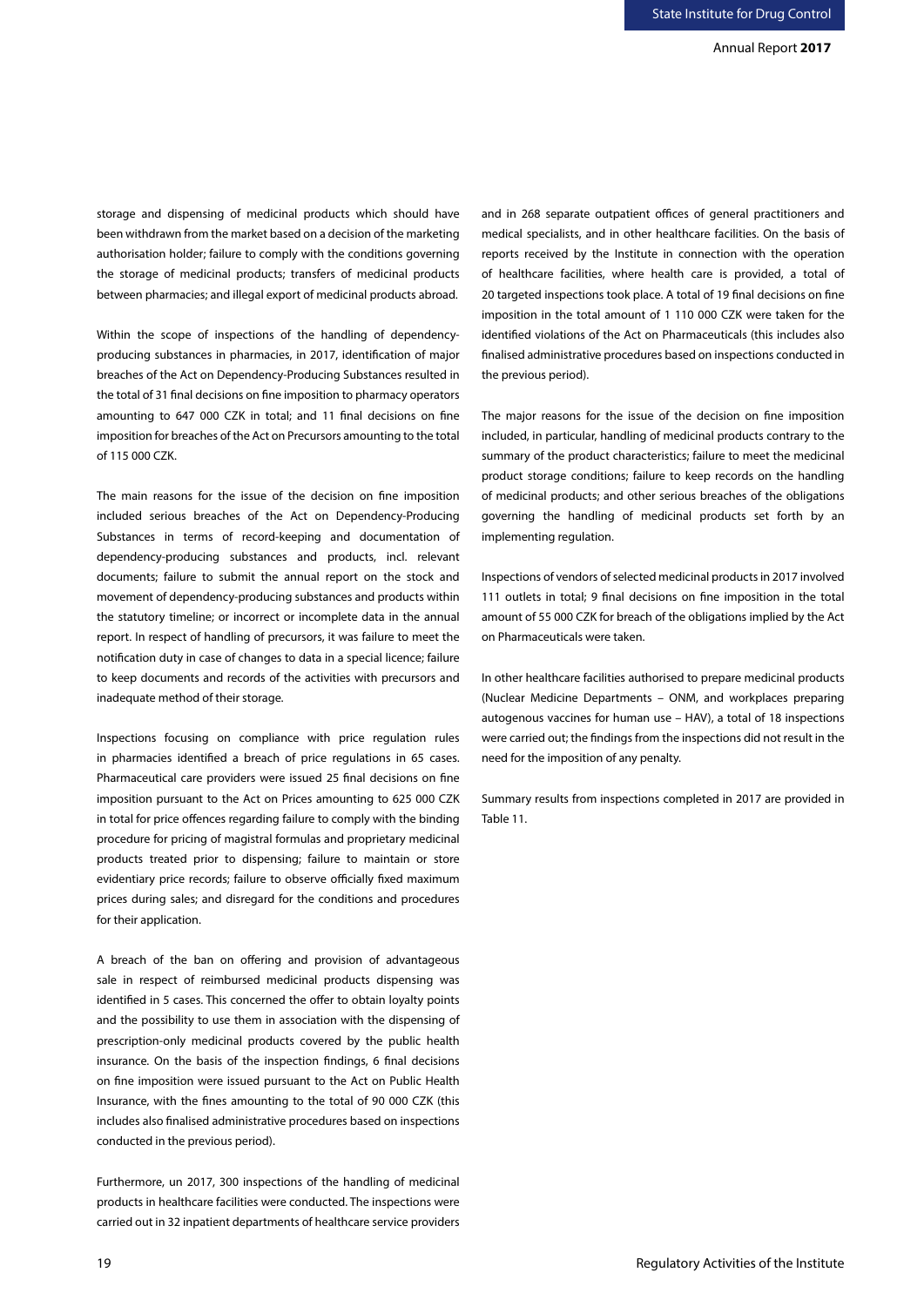storage and dispensing of medicinal products which should have been withdrawn from the market based on a decision of the marketing authorisation holder; failure to comply with the conditions governing the storage of medicinal products; transfers of medicinal products between pharmacies; and illegal export of medicinal products abroad.

Within the scope of inspections of the handling of dependency-producing substances in pharmacies, in 2017, identification of major breaches of the Act on Dependency-Producing Substances resulted in the total of 31 final decisions on fine imposition to pharmacy operators amounting to 647 000 CZK in total; and 11 final decisions on fine imposition for breaches of the Act on Precursors amounting to the total of 115 000 CZK.

The main reasons for the issue of the decision on fine imposition included serious breaches of the Act on Dependency-Producing Substances in terms of record-keeping and documentation of dependency-producing substances and products, incl. relevant documents; failure to submit the annual report on the stock and movement of dependency-producing substances and products within the statutory timeline; or incorrect or incomplete data in the annual report. In respect of handling of precursors, it was failure to meet the notification duty in case of changes to data in a special licence; failure to keep documents and records of the activities with precursors and inadequate method of their storage.

Inspections focusing on compliance with price regulation rules in pharmacies identified a breach of price regulations in 65 cases. Pharmaceutical care providers were issued 25 final decisions on fine imposition pursuant to the Act on Prices amounting to 625 000 CZK in total for price offences regarding failure to comply with the binding procedure for pricing of magistral formulas and proprietary medicinal products treated prior to dispensing; failure to maintain or store evidentiary price records; failure to observe officially fixed maximum prices during sales; and disregard for the conditions and procedures for their application.

A breach of the ban on offering and provision of advantageous sale in respect of reimbursed medicinal products dispensing was identified in 5 cases. This concerned the offer to obtain loyalty points and the possibility to use them in association with the dispensing of prescription-only medicinal products covered by the public health insurance. On the basis of the inspection findings, 6 final decisions on fine imposition were issued pursuant to the Act on Public Health Insurance, with the fines amounting to the total of 90 000 CZK (this includes also finalised administrative procedures based on inspections conducted in the previous period).

Furthermore, un 2017, 300 inspections of the handling of medicinal products in healthcare facilities were conducted. The inspections were carried out in 32 inpatient departments of healthcare service providers and in 268 separate outpatient offices of general practitioners and medical specialists, and in other healthcare facilities. On the basis of reports received by the Institute in connection with the operation of healthcare facilities, where health care is provided, a total of 20 targeted inspections took place. A total of 19 final decisions on fine imposition in the total amount of 1 110 000 CZK were taken for the identified violations of the Act on Pharmaceuticals (this includes also finalised administrative procedures based on inspections conducted in the previous period).

The major reasons for the issue of the decision on fine imposition included, in particular, handling of medicinal products contrary to the summary of the product characteristics; failure to meet the medicinal product storage conditions; failure to keep records on the handling of medicinal products; and other serious breaches of the obligations governing the handling of medicinal products set forth by an implementing regulation.

Inspections of vendors of selected medicinal products in 2017 involved 111 outlets in total; 9 final decisions on fine imposition in the total amount of 55 000 CZK for breach of the obligations implied by the Act on Pharmaceuticals were taken.

In other healthcare facilities authorised to prepare medicinal products (Nuclear Medicine Departments – ONM, and workplaces preparing autogenous vaccines for human use – HAV), a total of 18 inspections were carried out; the findings from the inspections did not result in the need for the imposition of any penalty.

Summary results from inspections completed in 2017 are provided in Table 11.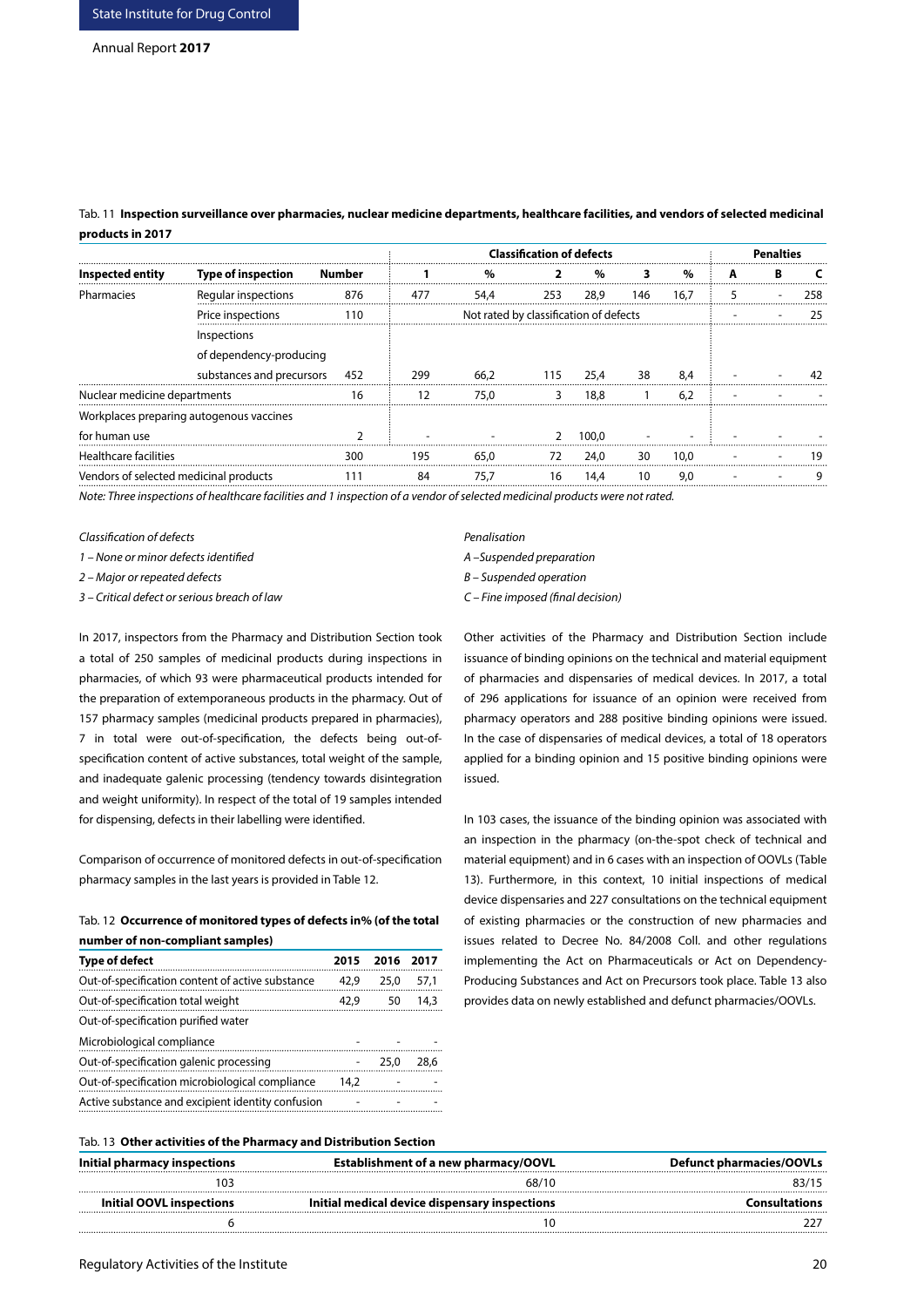Tab. 11 **Inspection surveillance over pharmacies, nuclear medicine departments, healthcare facilities, and vendors of selected medicinal products in 2017**

| Inspected entity | Type of inspection | Number | Classification of defects | | | | | | Penalties | | |
|---|---|---|---|---|---|---|---|---|---|---|---|
| | | | 1 | % | 2 | % | 3 | % | A | B | C |
| Pharmacies | Regular inspections | 876 | 477 | 54,4 | 253 | 28,9 | 146 | 16,7 | 5 | - | 258 |
| | Price inspections | 110 | Not rated by classification of defects | | | | | | - | - | 25 |
| | Inspections of dependency-producing substances and precursors | 452 | 299 | 66,2 | 115 | 25,4 | 38 | 8,4 | - | - | 42 |
| Nuclear medicine departments | | 16 | 12 | 75,0 | 3 | 18,8 | 1 | 6,2 | - | - | - |
| Workplaces preparing autogenous vaccines for human use | | 2 | - | - | 2 | 100,0 | - | - | - | - | - |
| Healthcare facilities | | 300 | 195 | 65,0 | 72 | 24,0 | 30 | 10,0 | - | - | 19 |
| Vendors of selected medicinal products | | 111 | 84 | 75,7 | 16 | 14,4 | 10 | 9,0 | - | - | 9 |

*Note: Three inspections of healthcare facilities and 1 inspection of a vendor of selected medicinal products were not rated.*

*Classification of defects*
*1 – None or minor defects identified*
*2 – Major or repeated defects*
*3 – Critical defect or serious breach of law*

*Penalisation*
*A – Suspended preparation*
*B – Suspended operation*
*C – Fine imposed (final decision)*

In 2017, inspectors from the Pharmacy and Distribution Section took a total of 250 samples of medicinal products during inspections in pharmacies, of which 93 were pharmaceutical products intended for the preparation of extemporaneous products in the pharmacy. Out of 157 pharmacy samples (medicinal products prepared in pharmacies), 7 in total were out-of-specification, the defects being out-of-specification content of active substances, total weight of the sample, and inadequate galenic processing (tendency towards disintegration and weight uniformity). In respect of the total of 19 samples intended for dispensing, defects in their labelling were identified.

Comparison of occurrence of monitored defects in out-of-specification pharmacy samples in the last years is provided in Table 12.

Tab. 12 **Occurrence of monitored types of defects in% (of the total number of non-compliant samples)**

| Type of defect | 2015 | 2016 | 2017 |
|---|---|---|---|
| Out-of-specification content of active substance | 42,9 | 25,0 | 57,1 |
| Out-of-specification total weight | 42,9 | 50 | 14,3 |
| Out-of-specification purified water Microbiological compliance | - | - | - |
| Out-of-specification galenic processing | - | 25,0 | 28,6 |
| Out-of-specification microbiological compliance | 14,2 | - | - |
| Active substance and excipient identity confusion | - | - | - |

Other activities of the Pharmacy and Distribution Section include issuance of binding opinions on the technical and material equipment of pharmacies and dispensaries of medical devices. In 2017, a total of 296 applications for issuance of an opinion were received from pharmacy operators and 288 positive binding opinions were issued. In the case of dispensaries of medical devices, a total of 18 operators applied for a binding opinion and 15 positive binding opinions were issued.

In 103 cases, the issuance of the binding opinion was associated with an inspection in the pharmacy (on-the-spot check of technical and material equipment) and in 6 cases with an inspection of OOVLs (Table 13). Furthermore, in this context, 10 initial inspections of medical device dispensaries and 227 consultations on the technical equipment of existing pharmacies or the construction of new pharmacies and issues related to Decree No. 84/2008 Coll. and other regulations implementing the Act on Pharmaceuticals or Act on Dependency-Producing Substances and Act on Precursors took place. Table 13 also provides data on newly established and defunct pharmacies/OOVLs.

Tab. 13 **Other activities of the Pharmacy and Distribution Section**

| Initial pharmacy inspections | Establishment of a new pharmacy/OOVL | Defunct pharmacies/OOVLs |
|---|---|---|
| 103 | 68/10 | 83/15 |
| **Initial OOVL inspections** | **Initial medical device dispensary inspections** | **Consultations** |
| 6 | 10 | 227 |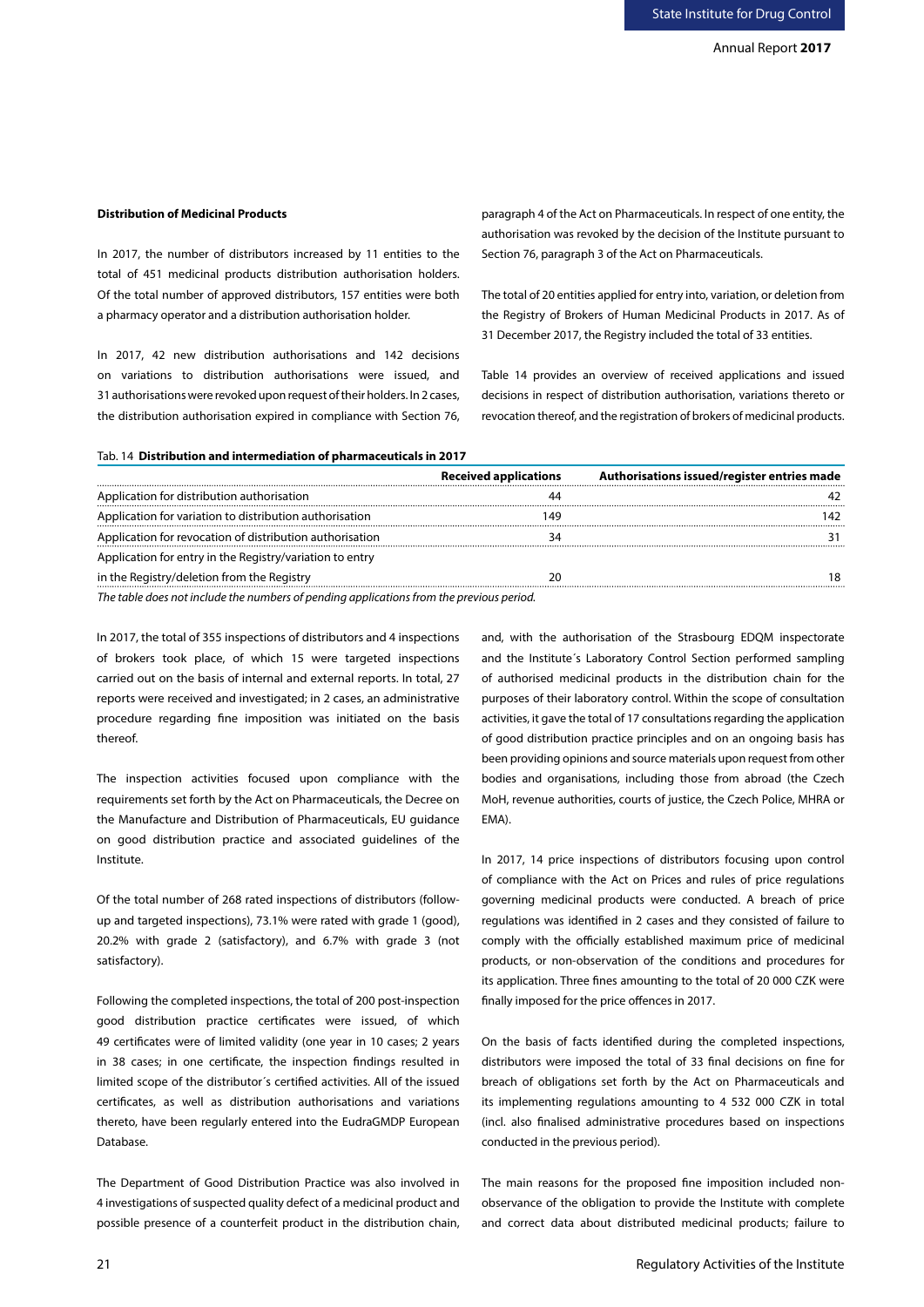### Distribution of Medicinal Products

In 2017, the number of distributors increased by 11 entities to the total of 451 medicinal products distribution authorisation holders. Of the total number of approved distributors, 157 entities were both a pharmacy operator and a distribution authorisation holder.

In 2017, 42 new distribution authorisations and 142 decisions on variations to distribution authorisations were issued, and 31 authorisations were revoked upon request of their holders. In 2 cases, the distribution authorisation expired in compliance with Section 76, paragraph 4 of the Act on Pharmaceuticals. In respect of one entity, the authorisation was revoked by the decision of the Institute pursuant to Section 76, paragraph 3 of the Act on Pharmaceuticals.

The total of 20 entities applied for entry into, variation, or deletion from the Registry of Brokers of Human Medicinal Products in 2017. As of 31 December 2017, the Registry included the total of 33 entities.

Table 14 provides an overview of received applications and issued decisions in respect of distribution authorisation, variations thereto or revocation thereof, and the registration of brokers of medicinal products.

Tab. 14 **Distribution and intermediation of pharmaceuticals in 2017**

| | Received applications | Authorisations issued/register entries made |
|---|---|---|
| Application for distribution authorisation | 44 | 42 |
| Application for variation to distribution authorisation | 149 | 142 |
| Application for revocation of distribution authorisation | 34 | 31 |
| Application for entry in the Registry/variation to entry in the Registry/deletion from the Registry | 20 | 18 |

*The table does not include the numbers of pending applications from the previous period.*

In 2017, the total of 355 inspections of distributors and 4 inspections of brokers took place, of which 15 were targeted inspections carried out on the basis of internal and external reports. In total, 27 reports were received and investigated; in 2 cases, an administrative procedure regarding fine imposition was initiated on the basis thereof.

The inspection activities focused upon compliance with the requirements set forth by the Act on Pharmaceuticals, the Decree on the Manufacture and Distribution of Pharmaceuticals, EU guidance on good distribution practice and associated guidelines of the Institute.

Of the total number of 268 rated inspections of distributors (follow-up and targeted inspections), 73.1% were rated with grade 1 (good), 20.2% with grade 2 (satisfactory), and 6.7% with grade 3 (not satisfactory).

Following the completed inspections, the total of 200 post-inspection good distribution practice certificates were issued, of which 49 certificates were of limited validity (one year in 10 cases; 2 years in 38 cases; in one certificate, the inspection findings resulted in limited scope of the distributor´s certified activities. All of the issued certificates, as well as distribution authorisations and variations thereto, have been regularly entered into the EudraGMDP European Database.

The Department of Good Distribution Practice was also involved in 4 investigations of suspected quality defect of a medicinal product and possible presence of a counterfeit product in the distribution chain, and, with the authorisation of the Strasbourg EDQM inspectorate and the Institute´s Laboratory Control Section performed sampling of authorised medicinal products in the distribution chain for the purposes of their laboratory control. Within the scope of consultation activities, it gave the total of 17 consultations regarding the application of good distribution practice principles and on an ongoing basis has been providing opinions and source materials upon request from other bodies and organisations, including those from abroad (the Czech MoH, revenue authorities, courts of justice, the Czech Police, MHRA or EMA).

In 2017, 14 price inspections of distributors focusing upon control of compliance with the Act on Prices and rules of price regulations governing medicinal products were conducted. A breach of price regulations was identified in 2 cases and they consisted of failure to comply with the officially established maximum price of medicinal products, or non-observation of the conditions and procedures for its application. Three fines amounting to the total of 20 000 CZK were finally imposed for the price offences in 2017.

On the basis of facts identified during the completed inspections, distributors were imposed the total of 33 final decisions on fine for breach of obligations set forth by the Act on Pharmaceuticals and its implementing regulations amounting to 4 532 000 CZK in total (incl. also finalised administrative procedures based on inspections conducted in the previous period).

The main reasons for the proposed fine imposition included non-observance of the obligation to provide the Institute with complete and correct data about distributed medicinal products; failure to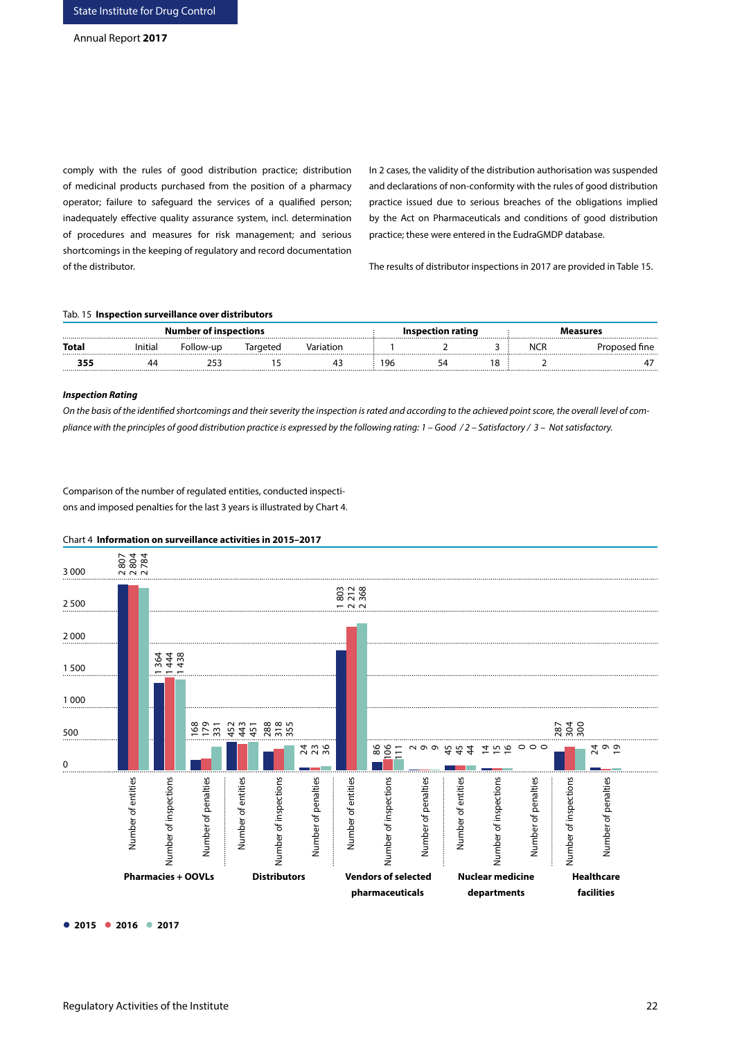comply with the rules of good distribution practice; distribution of medicinal products purchased from the position of a pharmacy operator; failure to safeguard the services of a qualified person; inadequately effective quality assurance system, incl. determination of procedures and measures for risk management; and serious shortcomings in the keeping of regulatory and record documentation of the distributor.

In 2 cases, the validity of the distribution authorisation was suspended and declarations of non-conformity with the rules of good distribution practice issued due to serious breaches of the obligations implied by the Act on Pharmaceuticals and conditions of good distribution practice; these were entered in the EudraGMDP database.

The results of distributor inspections in 2017 are provided in Table 15.

Tab. 15 **Inspection surveillance over distributors**

| Number of inspections | | | | | Inspection rating | | | Measures | |
|---|---|---|---|---|---|---|---|---|---|
| **Total** | Initial | Follow-up | Targeted | Variation | 1 | 2 | 3 | NCR | Proposed fine |
| **355** | 44 | 253 | 15 | 43 | 196 | 54 | 18 | 2 | 47 |

***Inspection Rating***

*On the basis of the identified shortcomings and their severity the inspection is rated and according to the achieved point score, the overall level of compliance with the principles of good distribution practice is expressed by the following rating: 1 – Good / 2 – Satisfactory / 3 – Not satisfactory.*

Comparison of the number of regulated entities, conducted inspections and imposed penalties for the last 3 years is illustrated by Chart 4.

Chart 4 **Information on surveillance activities in 2015–2017**

| Category | Indicator | 2015 | 2016 | 2017 |
|---|---|---|---|---|
| Pharmacies + OOVLs | Number of entities | 2 807 | 2 804 | 2 784 |
| Pharmacies + OOVLs | Number of inspections | 1 364 | 1 444 | 1 438 |
| Pharmacies + OOVLs | Number of penalties | 168 | 179 | 331 |
| Distributors | Number of entities | 452 | 443 | 451 |
| Distributors | Number of inspections | 288 | 318 | 355 |
| Distributors | Number of penalties | 24 | 23 | 36 |
| Vendors of selected pharmaceuticals | Number of entities | 1 803 | 2 212 | 2 368 |
| Vendors of selected pharmaceuticals | Number of inspections | 86 | 106 | 111 |
| Vendors of selected pharmaceuticals | Number of penalties | 2 | 9 | 9 |
| Nuclear medicine departments | Number of entities | 45 | 45 | 44 |
| Nuclear medicine departments | Number of inspections | 14 | 15 | 16 |
| Nuclear medicine departments | Number of penalties | 0 | 0 | 0 |
| Healthcare facilities | Number of inspections | 287 | 304 | 300 |
| Healthcare facilities | Number of penalties | 24 | 9 | 19 |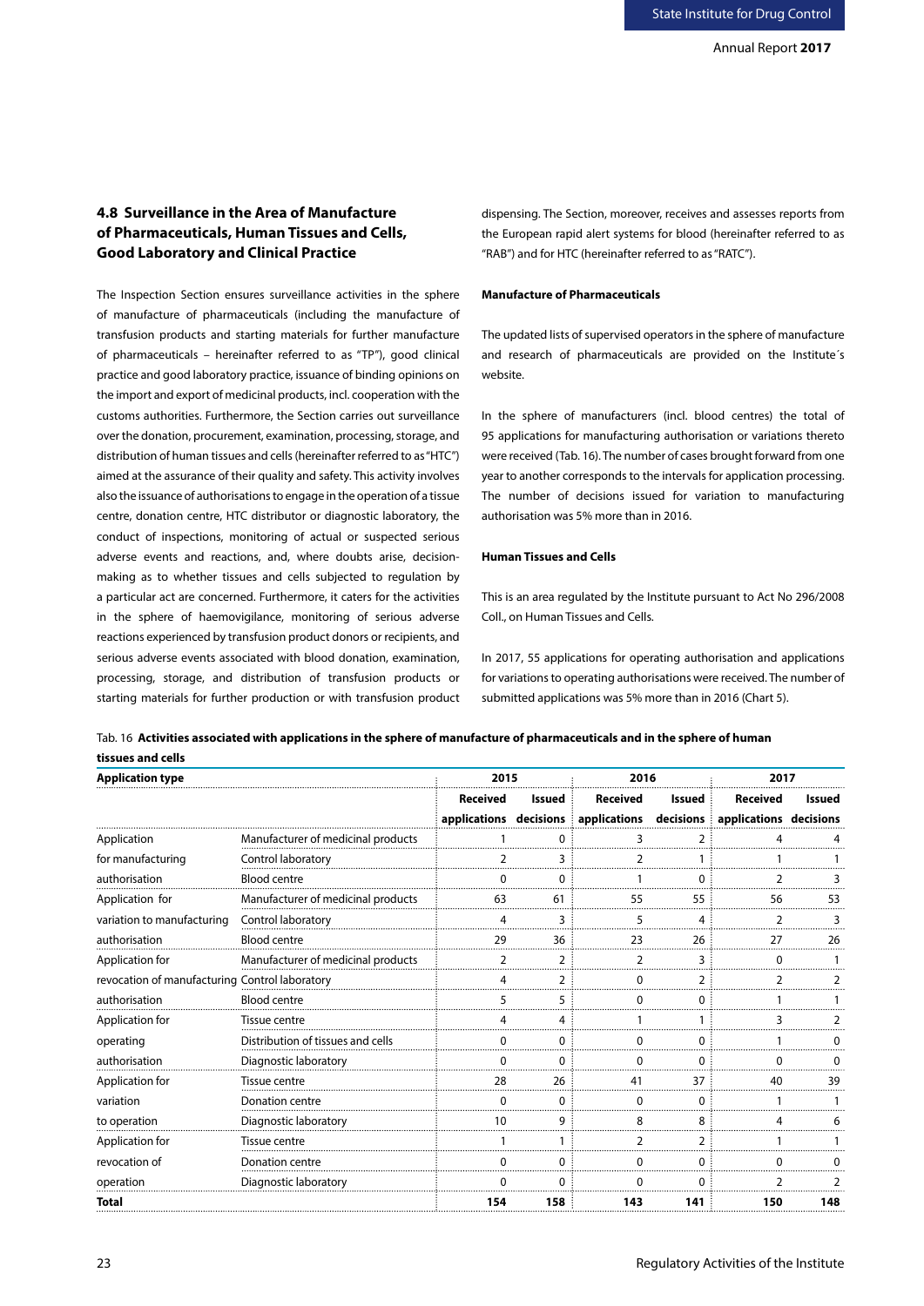## 4.8 Surveillance in the Area of Manufacture of Pharmaceuticals, Human Tissues and Cells, Good Laboratory and Clinical Practice

The Inspection Section ensures surveillance activities in the sphere of manufacture of pharmaceuticals (including the manufacture of transfusion products and starting materials for further manufacture of pharmaceuticals – hereinafter referred to as "TP"), good clinical practice and good laboratory practice, issuance of binding opinions on the import and export of medicinal products, incl. cooperation with the customs authorities. Furthermore, the Section carries out surveillance over the donation, procurement, examination, processing, storage, and distribution of human tissues and cells (hereinafter referred to as "HTC") aimed at the assurance of their quality and safety. This activity involves also the issuance of authorisations to engage in the operation of a tissue centre, donation centre, HTC distributor or diagnostic laboratory, the conduct of inspections, monitoring of actual or suspected serious adverse events and reactions, and, where doubts arise, decision-making as to whether tissues and cells subjected to regulation by a particular act are concerned. Furthermore, it caters for the activities in the sphere of haemovigilance, monitoring of serious adverse reactions experienced by transfusion product donors or recipients, and serious adverse events associated with blood donation, examination, processing, storage, and distribution of transfusion products or starting materials for further production or with transfusion product dispensing. The Section, moreover, receives and assesses reports from the European rapid alert systems for blood (hereinafter referred to as "RAB") and for HTC (hereinafter referred to as "RATC").

**Manufacture of Pharmaceuticals**

The updated lists of supervised operators in the sphere of manufacture and research of pharmaceuticals are provided on the Institute´s website.

In the sphere of manufacturers (incl. blood centres) the total of 95 applications for manufacturing authorisation or variations thereto were received (Tab. 16). The number of cases brought forward from one year to another corresponds to the intervals for application processing. The number of decisions issued for variation to manufacturing authorisation was 5% more than in 2016.

**Human Tissues and Cells**

This is an area regulated by the Institute pursuant to Act No 296/2008 Coll., on Human Tissues and Cells.

In 2017, 55 applications for operating authorisation and applications for variations to operating authorisations were received. The number of submitted applications was 5% more than in 2016 (Chart 5).

Tab. 16 **Activities associated with applications in the sphere of manufacture of pharmaceuticals and in the sphere of human tissues and cells**

| Application type | | 2015 | | 2016 | | 2017 | |
|---|---|---|---|---|---|---|---|
| | | Received applications | Issued decisions | Received applications | Issued decisions | Received applications | Issued decisions |
| Application for manufacturing authorisation | Manufacturer of medicinal products | 1 | 0 | 3 | 2 | 4 | 4 |
| | Control laboratory | 2 | 3 | 2 | 1 | 1 | 1 |
| | Blood centre | 0 | 0 | 1 | 0 | 2 | 3 |
| Application for variation to manufacturing authorisation | Manufacturer of medicinal products | 63 | 61 | 55 | 55 | 56 | 53 |
| | Control laboratory | 4 | 3 | 5 | 4 | 2 | 3 |
| | Blood centre | 29 | 36 | 23 | 26 | 27 | 26 |
| Application for revocation of manufacturing authorisation | Manufacturer of medicinal products | 2 | 2 | 2 | 3 | 0 | 1 |
| | Control laboratory | 4 | 2 | 0 | 2 | 2 | 2 |
| | Blood centre | 5 | 5 | 0 | 0 | 1 | 1 |
| Application for operating authorisation | Tissue centre | 4 | 4 | 1 | 1 | 3 | 2 |
| | Distribution of tissues and cells | 0 | 0 | 0 | 0 | 1 | 0 |
| | Diagnostic laboratory | 0 | 0 | 0 | 0 | 0 | 0 |
| Application for variation to operation | Tissue centre | 28 | 26 | 41 | 37 | 40 | 39 |
| | Donation centre | 0 | 0 | 0 | 0 | 1 | 1 |
| | Diagnostic laboratory | 10 | 9 | 8 | 8 | 4 | 6 |
| Application for revocation of operation | Tissue centre | 1 | 1 | 2 | 2 | 1 | 1 |
| | Donation centre | 0 | 0 | 0 | 0 | 0 | 0 |
| | Diagnostic laboratory | 0 | 0 | 0 | 0 | 2 | 2 |
| **Total** | | **154** | **158** | **143** | **141** | **150** | **148** |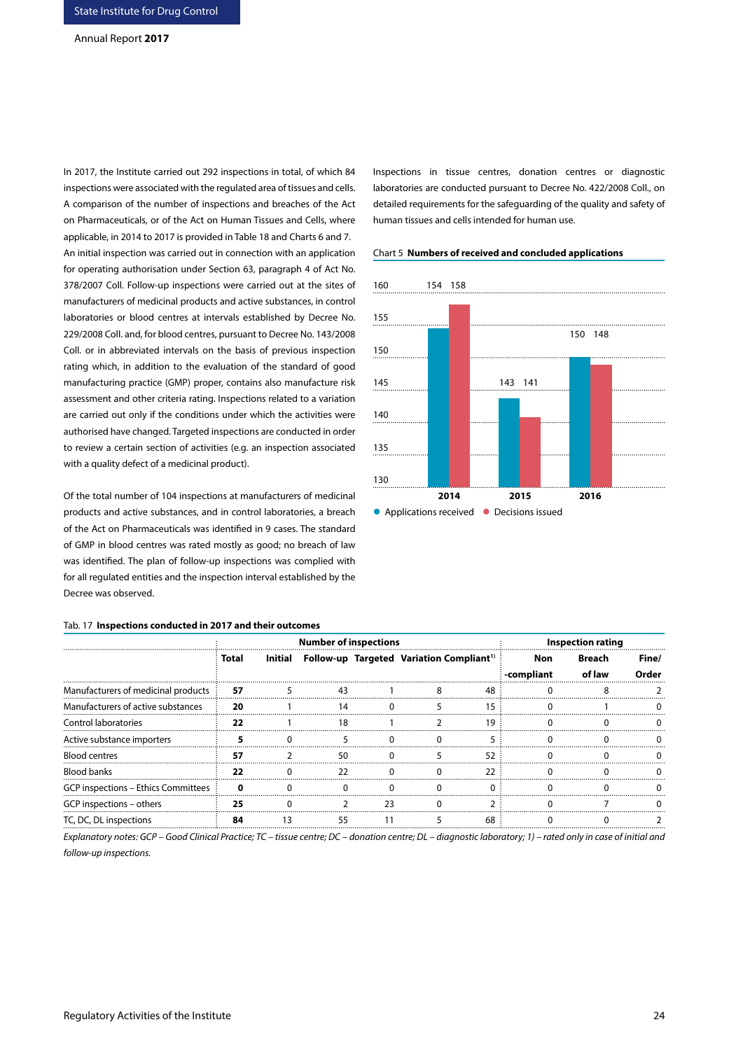In 2017, the Institute carried out 292 inspections in total, of which 84 inspections were associated with the regulated area of tissues and cells. A comparison of the number of inspections and breaches of the Act on Pharmaceuticals, or of the Act on Human Tissues and Cells, where applicable, in 2014 to 2017 is provided in Table 18 and Charts 6 and 7.
An initial inspection was carried out in connection with an application for operating authorisation under Section 63, paragraph 4 of Act No. 378/2007 Coll. Follow-up inspections were carried out at the sites of manufacturers of medicinal products and active substances, in control laboratories or blood centres at intervals established by Decree No. 229/2008 Coll. and, for blood centres, pursuant to Decree No. 143/2008 Coll. or in abbreviated intervals on the basis of previous inspection rating which, in addition to the evaluation of the standard of good manufacturing practice (GMP) proper, contains also manufacture risk assessment and other criteria rating. Inspections related to a variation are carried out only if the conditions under which the activities were authorised have changed. Targeted inspections are conducted in order to review a certain section of activities (e.g. an inspection associated with a quality defect of a medicinal product).

Of the total number of 104 inspections at manufacturers of medicinal products and active substances, and in control laboratories, a breach of the Act on Pharmaceuticals was identified in 9 cases. The standard of GMP in blood centres was rated mostly as good; no breach of law was identified. The plan of follow-up inspections was complied with for all regulated entities and the inspection interval established by the Decree was observed.

Inspections in tissue centres, donation centres or diagnostic laboratories are conducted pursuant to Decree No. 422/2008 Coll., on detailed requirements for the safeguarding of the quality and safety of human tissues and cells intended for human use.

Chart 5 **Numbers of received and concluded applications**

| | 2014 | 2015 | 2016 |
|---|---|---|---|
| Applications received | 154 | 143 | 150 |
| Decisions issued | 158 | 141 | 148 |

Tab. 17 **Inspections conducted in 2017 and their outcomes**

| | Number of inspections | | | | | | Inspection rating | | |
|---|---|---|---|---|---|---|---|---|---|
| | **Total** | **Initial** | **Follow-up** | **Targeted** | **Variation** | **Compliant**[1] | **Non-compliant** | **Breach of law** | **Fine/ Order** |
| Manufacturers of medicinal products | **57** | 5 | 43 | 1 | 8 | 48 | 0 | 8 | 2 |
| Manufacturers of active substances | **20** | 1 | 14 | 0 | 5 | 15 | 0 | 1 | 0 |
| Control laboratories | **22** | 1 | 18 | 1 | 2 | 19 | 0 | 0 | 0 |
| Active substance importers | **5** | 0 | 5 | 0 | 0 | 5 | 0 | 0 | 0 |
| Blood centres | **57** | 2 | 50 | 0 | 5 | 52 | 0 | 0 | 0 |
| Blood banks | **22** | 0 | 22 | 0 | 0 | 22 | 0 | 0 | 0 |
| GCP inspections – Ethics Committees | **0** | 0 | 0 | 0 | 0 | 0 | 0 | 0 | 0 |
| GCP inspections – others | **25** | 0 | 2 | 23 | 0 | 2 | 0 | 7 | 0 |
| TC, DC, DL inspections | **84** | 13 | 55 | 11 | 5 | 68 | 0 | 0 | 2 |

*Explanatory notes: GCP – Good Clinical Practice; TC – tissue centre; DC – donation centre; DL – diagnostic laboratory; 1) – rated only in case of initial and follow-up inspections.*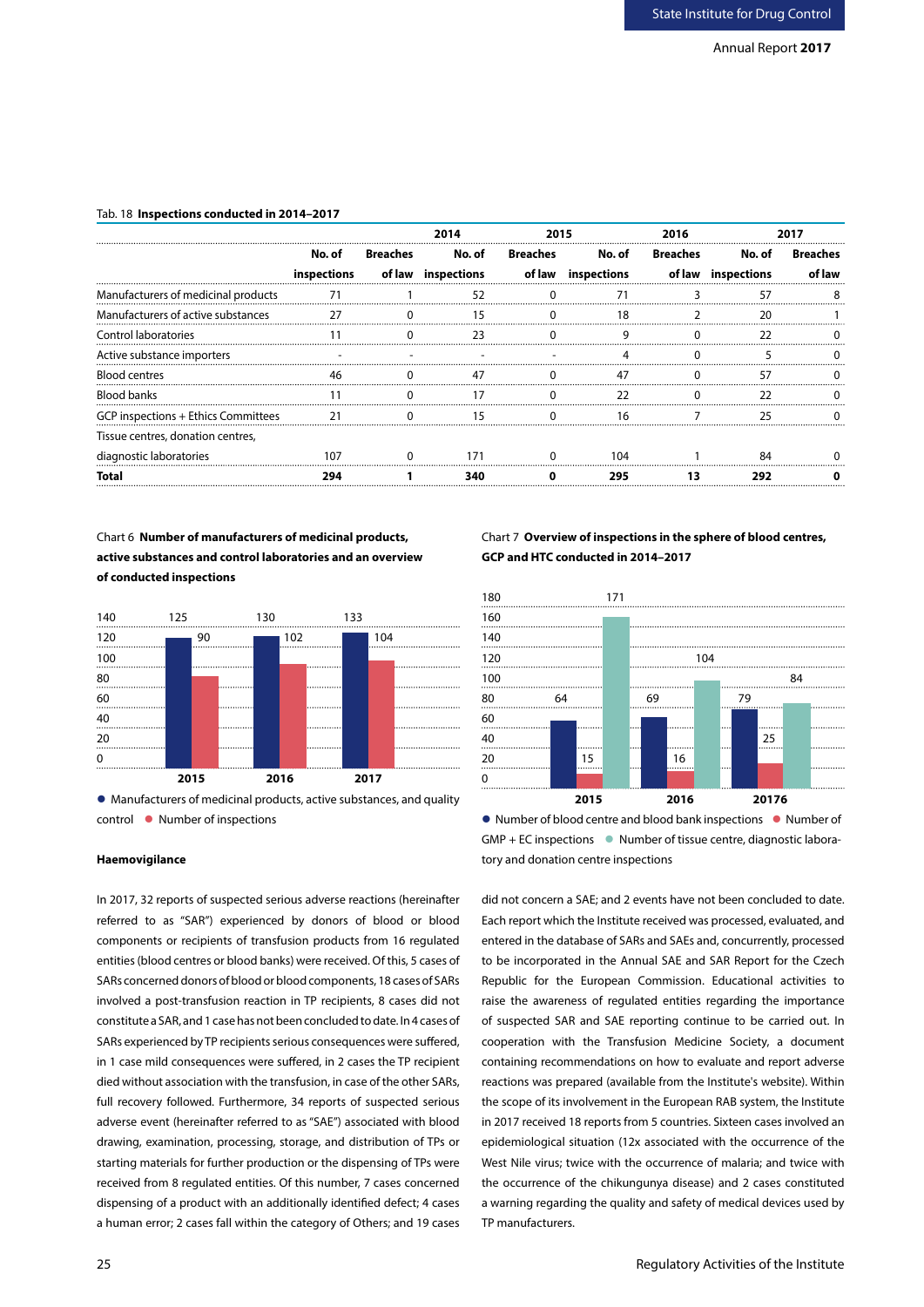Tab. 18 **Inspections conducted in 2014–2017**

| | 2014 | | 2015 | | 2016 | | 2017 | |
|---|---|---|---|---|---|---|---|---|
| | **No. of inspections** | **Breaches of law** | **No. of inspections** | **Breaches of law** | **No. of inspections** | **Breaches of law** | **No. of inspections** | **Breaches of law** |
| Manufacturers of medicinal products | 71 | 1 | 52 | 0 | 71 | 3 | 57 | 8 |
| Manufacturers of active substances | 27 | 0 | 15 | 0 | 18 | 2 | 20 | 1 |
| Control laboratories | 11 | 0 | 23 | 0 | 9 | 0 | 22 | 0 |
| Active substance importers | - | - | - | - | 4 | 0 | 5 | 0 |
| Blood centres | 46 | 0 | 47 | 0 | 47 | 0 | 57 | 0 |
| Blood banks | 11 | 0 | 17 | 0 | 22 | 0 | 22 | 0 |
| GCP inspections + Ethics Committees | 21 | 0 | 15 | 0 | 16 | 7 | 25 | 0 |
| Tissue centres, donation centres, diagnostic laboratories | 107 | 0 | 171 | 0 | 104 | 1 | 84 | 0 |
| **Total** | **294** | **1** | **340** | **0** | **295** | **13** | **292** | **0** |

Chart 6 **Number of manufacturers of medicinal products, active substances and control laboratories and an overview of conducted inspections**

| | 2015 | 2016 | 2017 |
|---|---|---|---|
| Manufacturers of medicinal products, active substances, and quality control | 125 | 130 | 133 |
| Number of inspections | 90 | 102 | 104 |

Chart 7 **Overview of inspections in the sphere of blood centres, GCP and HTC conducted in 2014–2017**

| | 2015 | 2016 | 20176 |
|---|---|---|---|
| Number of blood centre and blood bank inspections | 64 | 69 | 79 |
| Number of GMP + EC inspections | 15 | 16 | 25 |
| Number of tissue centre, diagnostic laboratory and donation centre inspections | 171 | 104 | 84 |

**Haemovigilance**

In 2017, 32 reports of suspected serious adverse reactions (hereinafter referred to as "SAR") experienced by donors of blood or blood components or recipients of transfusion products from 16 regulated entities (blood centres or blood banks) were received. Of this, 5 cases of SARs concerned donors of blood or blood components, 18 cases of SARs involved a post-transfusion reaction in TP recipients, 8 cases did not constitute a SAR, and 1 case has not been concluded to date. In 4 cases of SARs experienced by TP recipients serious consequences were suffered, in 1 case mild consequences were suffered, in 2 cases the TP recipient died without association with the transfusion, in case of the other SARs, full recovery followed. Furthermore, 34 reports of suspected serious adverse event (hereinafter referred to as "SAE") associated with blood drawing, examination, processing, storage, and distribution of TPs or starting materials for further production or the dispensing of TPs were received from 8 regulated entities. Of this number, 7 cases concerned dispensing of a product with an additionally identified defect; 4 cases a human error; 2 cases fall within the category of Others; and 19 cases did not concern a SAE; and 2 events have not been concluded to date. Each report which the Institute received was processed, evaluated, and entered in the database of SARs and SAEs and, concurrently, processed to be incorporated in the Annual SAE and SAR Report for the Czech Republic for the European Commission. Educational activities to raise the awareness of regulated entities regarding the importance of suspected SAR and SAE reporting continue to be carried out. In cooperation with the Transfusion Medicine Society, a document containing recommendations on how to evaluate and report adverse reactions was prepared (available from the Institute's website). Within the scope of its involvement in the European RAB system, the Institute in 2017 received 18 reports from 5 countries. Sixteen cases involved an epidemiological situation (12x associated with the occurrence of the West Nile virus; twice with the occurrence of malaria; and twice with the occurrence of the chikungunya disease) and 2 cases constituted a warning regarding the quality and safety of medical devices used by TP manufacturers.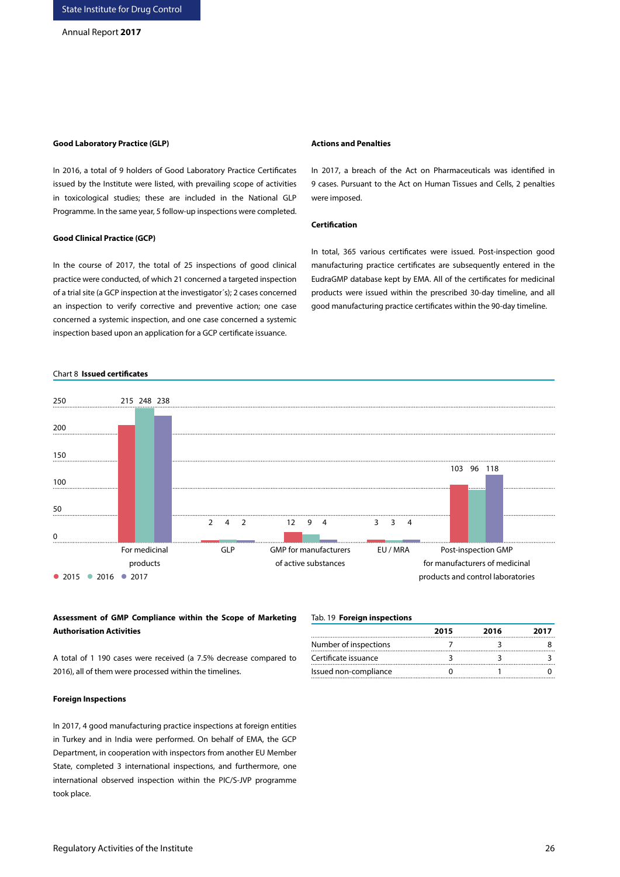### Good Laboratory Practice (GLP)

In 2016, a total of 9 holders of Good Laboratory Practice Certificates issued by the Institute were listed, with prevailing scope of activities in toxicological studies; these are included in the National GLP Programme. In the same year, 5 follow-up inspections were completed.

### Good Clinical Practice (GCP)

In the course of 2017, the total of 25 inspections of good clinical practice were conducted, of which 21 concerned a targeted inspection of a trial site (a GCP inspection at the investigator´s); 2 cases concerned an inspection to verify corrective and preventive action; one case concerned a systemic inspection, and one case concerned a systemic inspection based upon an application for a GCP certificate issuance.

### Actions and Penalties

In 2017, a breach of the Act on Pharmaceuticals was identified in 9 cases. Pursuant to the Act on Human Tissues and Cells, 2 penalties were imposed.

### Certification

In total, 365 various certificates were issued. Post-inspection good manufacturing practice certificates are subsequently entered in the EudraGMP database kept by EMA. All of the certificates for medicinal products were issued within the prescribed 30-day timeline, and all good manufacturing practice certificates within the 90-day timeline.

Chart 8 **Issued certificates**

| | 2015 | 2016 | 2017 |
|---|---|---|---|
| For medicinal products | 215 | 248 | 238 |
| GLP | 2 | 4 | 2 |
| GMP for manufacturers of active substances | 12 | 9 | 4 |
| EU / MRA | 3 | 3 | 4 |
| Post-inspection GMP for manufacturers of medicinal products and control laboratories | 103 | 96 | 118 |

### Assessment of GMP Compliance within the Scope of Marketing Authorisation Activities

A total of 1 190 cases were received (a 7.5% decrease compared to 2016), all of them were processed within the timelines.

### Foreign Inspections

In 2017, 4 good manufacturing practice inspections at foreign entities in Turkey and in India were performed. On behalf of EMA, the GCP Department, in cooperation with inspectors from another EU Member State, completed 3 international inspections, and furthermore, one international observed inspection within the PIC/S-JVP programme took place.

Tab. 19 **Foreign inspections**

| | 2015 | 2016 | 2017 |
|---|---|---|---|
| Number of inspections | 7 | 3 | 8 |
| Certificate issuance | 3 | 3 | 3 |
| Issued non-compliance | 0 | 1 | 0 |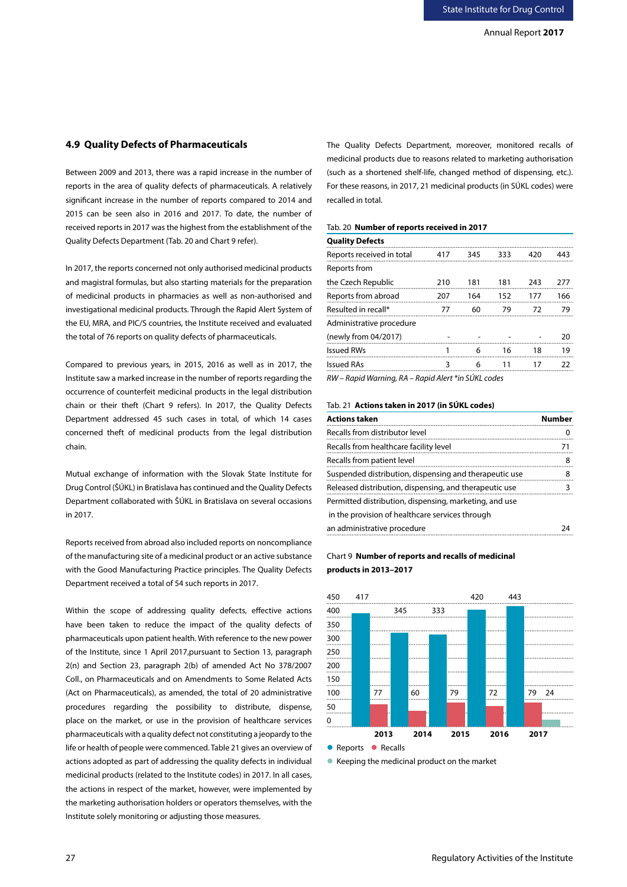## 4.9 Quality Defects of Pharmaceuticals

Between 2009 and 2013, there was a rapid increase in the number of reports in the area of quality defects of pharmaceuticals. A relatively significant increase in the number of reports compared to 2014 and 2015 can be seen also in 2016 and 2017. To date, the number of received reports in 2017 was the highest from the establishment of the Quality Defects Department (Tab. 20 and Chart 9 refer).

In 2017, the reports concerned not only authorised medicinal products and magistral formulas, but also starting materials for the preparation of medicinal products in pharmacies as well as non-authorised and investigational medicinal products. Through the Rapid Alert System of the EU, MRA, and PIC/S countries, the Institute received and evaluated the total of 76 reports on quality defects of pharmaceuticals.

Compared to previous years, in 2015, 2016 as well as in 2017, the Institute saw a marked increase in the number of reports regarding the occurrence of counterfeit medicinal products in the legal distribution chain or their theft (Chart 9 refers). In 2017, the Quality Defects Department addressed 45 such cases in total, of which 14 cases concerned theft of medicinal products from the legal distribution chain.

Mutual exchange of information with the Slovak State Institute for Drug Control (ŠÚKL) in Bratislava has continued and the Quality Defects Department collaborated with ŠÚKL in Bratislava on several occasions in 2017.

Reports received from abroad also included reports on noncompliance of the manufacturing site of a medicinal product or an active substance with the Good Manufacturing Practice principles. The Quality Defects Department received a total of 54 such reports in 2017.

Within the scope of addressing quality defects, effective actions have been taken to reduce the impact of the quality defects of pharmaceuticals upon patient health. With reference to the new power of the Institute, since 1 April 2017,pursuant to Section 13, paragraph 2(n) and Section 23, paragraph 2(b) of amended Act No 378/2007 Coll., on Pharmaceuticals and on Amendments to Some Related Acts (Act on Pharmaceuticals), as amended, the total of 20 administrative procedures regarding the possibility to distribute, dispense, place on the market, or use in the provision of healthcare services pharmaceuticals with a quality defect not constituting a jeopardy to the life or health of people were commenced. Table 21 gives an overview of actions adopted as part of addressing the quality defects in individual medicinal products (related to the Institute codes) in 2017. In all cases, the actions in respect of the market, however, were implemented by the marketing authorisation holders or operators themselves, with the Institute solely monitoring or adjusting those measures.

The Quality Defects Department, moreover, monitored recalls of medicinal products due to reasons related to marketing authorisation (such as a shortened shelf-life, changed method of dispensing, etc.). For these reasons, in 2017, 21 medicinal products (in SÚKL codes) were recalled in total.

Tab. 20 **Number of reports received in 2017**

| Quality Defects | | | | | |
|---|---|---|---|---|---|
| Reports received in total | 417 | 345 | 333 | 420 | 443 |
| Reports from the Czech Republic | 210 | 181 | 181 | 243 | 277 |
| Reports from abroad | 207 | 164 | 152 | 177 | 166 |
| Resulted in recall* | 77 | 60 | 79 | 72 | 79 |
| Administrative procedure (newly from 04/2017) | - | - | - | - | 20 |
| Issued RWs | 1 | 6 | 16 | 18 | 19 |
| Issued RAs | 3 | 6 | 11 | 17 | 22 |

*RW – Rapid Warning, RA – Rapid Alert *in SÚKL codes*

Tab. 21 **Actions taken in 2017 (in SÚKL codes)**

| Actions taken | Number |
|---|---|
| Recalls from distributor level | 0 |
| Recalls from healthcare facility level | 71 |
| Recalls from patient level | 8 |
| Suspended distribution, dispensing and therapeutic use | 8 |
| Released distribution, dispensing, and therapeutic use | 3 |
| Permitted distribution, dispensing, marketing, and use in the provision of healthcare services through an administrative procedure | 24 |

Chart 9 **Number of reports and recalls of medicinal products in 2013–2017**

| Year | Reports | Recalls | Keeping the medicinal product on the market |
|---|---|---|---|
| 2013 | 417 | 77 | |
| 2014 | 345 | 60 | |
| 2015 | 333 | 79 | |
| 2016 | 420 | 72 | |
| 2017 | 443 | 79 | 24 |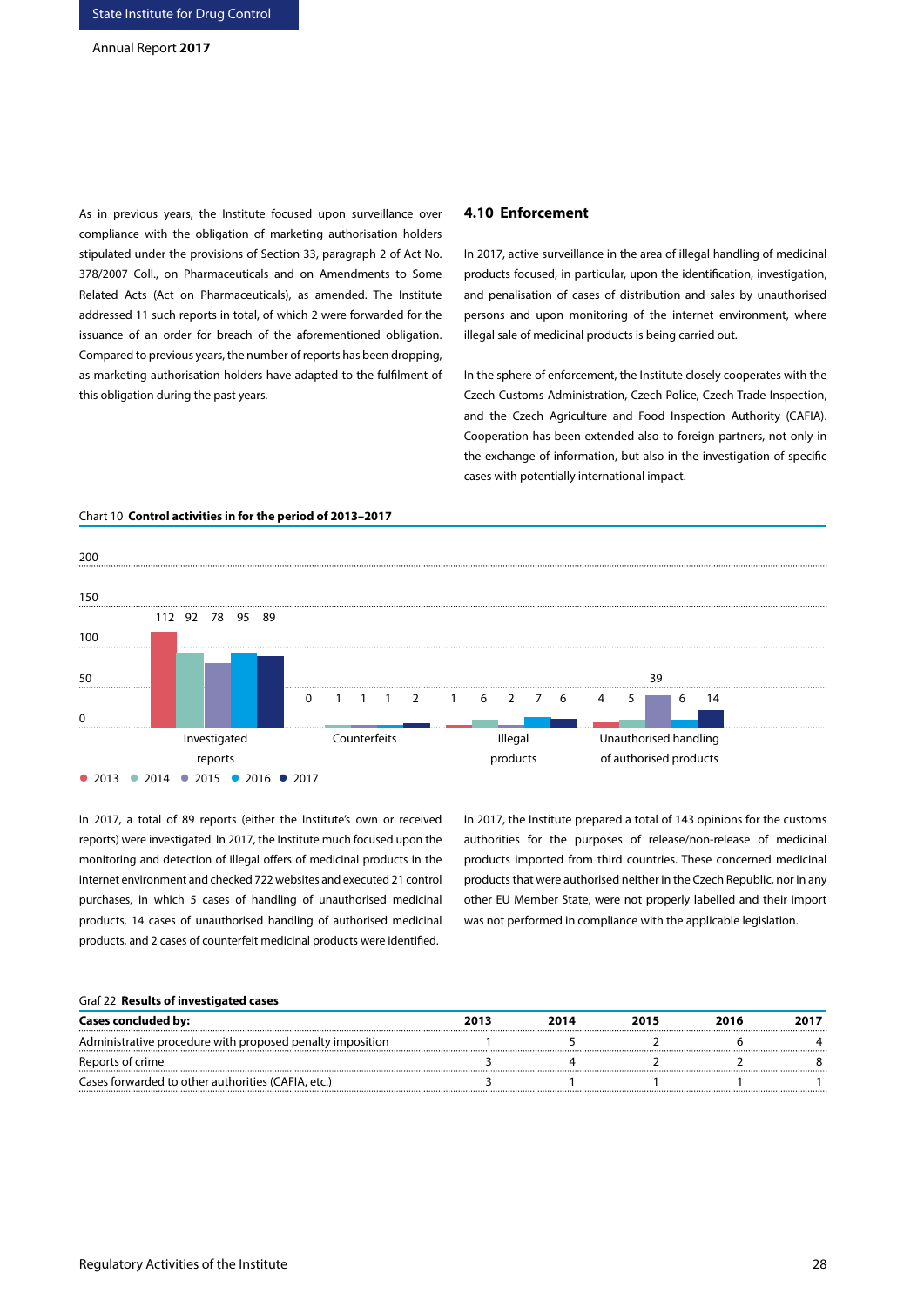As in previous years, the Institute focused upon surveillance over compliance with the obligation of marketing authorisation holders stipulated under the provisions of Section 33, paragraph 2 of Act No. 378/2007 Coll., on Pharmaceuticals and on Amendments to Some Related Acts (Act on Pharmaceuticals), as amended. The Institute addressed 11 such reports in total, of which 2 were forwarded for the issuance of an order for breach of the aforementioned obligation. Compared to previous years, the number of reports has been dropping, as marketing authorisation holders have adapted to the fulfilment of this obligation during the past years.

## 4.10 Enforcement

In 2017, active surveillance in the area of illegal handling of medicinal products focused, in particular, upon the identification, investigation, and penalisation of cases of distribution and sales by unauthorised persons and upon monitoring of the internet environment, where illegal sale of medicinal products is being carried out.

In the sphere of enforcement, the Institute closely cooperates with the Czech Customs Administration, Czech Police, Czech Trade Inspection, and the Czech Agriculture and Food Inspection Authority (CAFIA). Cooperation has been extended also to foreign partners, not only in the exchange of information, but also in the investigation of specific cases with potentially international impact.

Chart 10 **Control activities in for the period of 2013–2017**

| | 2013 | 2014 | 2015 | 2016 | 2017 |
|---|---|---|---|---|---|
| Investigated reports | 112 | 92 | 78 | 95 | 89 |
| Counterfeits | 0 | 1 | 1 | 1 | 2 |
| Illegal products | 1 | 6 | 2 | 7 | 6 |
| Unauthorised handling of authorised products | 4 | 5 | 39 | 6 | 14 |

In 2017, a total of 89 reports (either the Institute's own or received reports) were investigated. In 2017, the Institute much focused upon the monitoring and detection of illegal offers of medicinal products in the internet environment and checked 722 websites and executed 21 control purchases, in which 5 cases of handling of unauthorised medicinal products, 14 cases of unauthorised handling of authorised medicinal products, and 2 cases of counterfeit medicinal products were identified.

In 2017, the Institute prepared a total of 143 opinions for the customs authorities for the purposes of release/non-release of medicinal products imported from third countries. These concerned medicinal products that were authorised neither in the Czech Republic, nor in any other EU Member State, were not properly labelled and their import was not performed in compliance with the applicable legislation.

Graf 22 **Results of investigated cases**

| Cases concluded by: | 2013 | 2014 | 2015 | 2016 | 2017 |
|---|---|---|---|---|---|
| Administrative procedure with proposed penalty imposition | 1 | 5 | 2 | 6 | 4 |
| Reports of crime | 3 | 4 | 2 | 2 | 8 |
| Cases forwarded to other authorities (CAFIA, etc.) | 3 | 1 | 1 | 1 | 1 |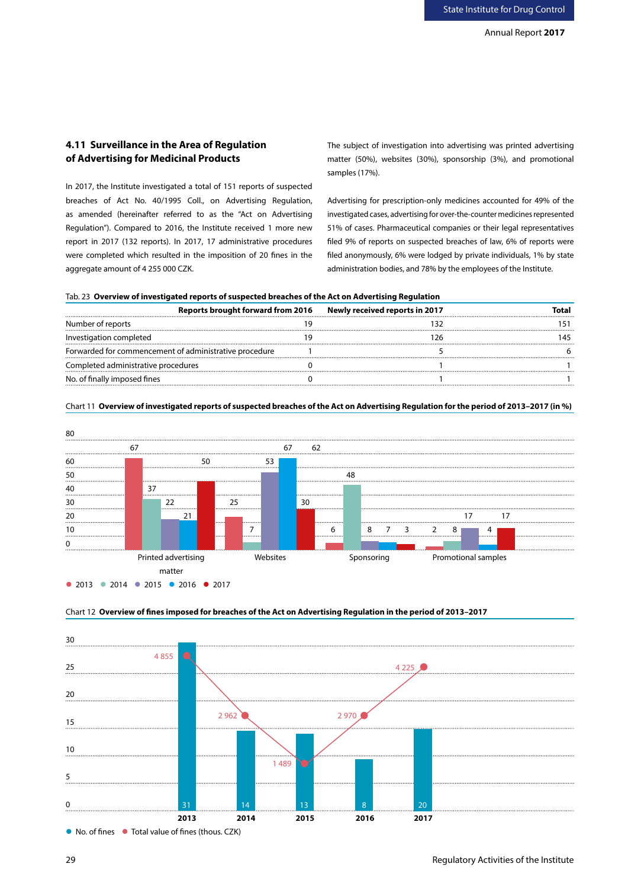## 4.11 Surveillance in the Area of Regulation of Advertising for Medicinal Products

In 2017, the Institute investigated a total of 151 reports of suspected breaches of Act No. 40/1995 Coll., on Advertising Regulation, as amended (hereinafter referred to as the "Act on Advertising Regulation"). Compared to 2016, the Institute received 1 more new report in 2017 (132 reports). In 2017, 17 administrative procedures were completed which resulted in the imposition of 20 fines in the aggregate amount of 4 255 000 CZK.

The subject of investigation into advertising was printed advertising matter (50%), websites (30%), sponsorship (3%), and promotional samples (17%).

Advertising for prescription-only medicines accounted for 49% of the investigated cases, advertising for over-the-counter medicines represented 51% of cases. Pharmaceutical companies or their legal representatives filed 9% of reports on suspected breaches of law, 6% of reports were filed anonymously, 6% were lodged by private individuals, 1% by state administration bodies, and 78% by the employees of the Institute.

Tab. 23 **Overview of investigated reports of suspected breaches of the Act on Advertising Regulation**

| | Reports brought forward from 2016 | Newly received reports in 2017 | Total |
|---|---|---|---|
| Number of reports | 19 | 132 | 151 |
| Investigation completed | 19 | 126 | 145 |
| Forwarded for commencement of administrative procedure | 1 | 5 | 6 |
| Completed administrative procedures | 0 | 1 | 1 |
| No. of finally imposed fines | 0 | 1 | 1 |

Chart 11 **Overview of investigated reports of suspected breaches of the Act on Advertising Regulation for the period of 2013–2017 (in %)**

| | 2013 | 2014 | 2015 | 2016 | 2017 |
|---|---|---|---|---|---|
| Printed advertising matter | 67 | 37 | 22 | 21 | 50 |
| Websites | 25 | 7 | 53 | 67 | 30 |
| Sponsoring | 6 | 48 | 8 | 7 | 3 |
| Promotional samples | 2 | 8 | 17 | 4 | 17 |

Chart 12 **Overview of fines imposed for breaches of the Act on Advertising Regulation in the period of 2013–2017**

| | 2013 | 2014 | 2015 | 2016 | 2017 |
|---|---|---|---|---|---|
| No. of fines | 31 | 14 | 13 | 8 | 20 |
| Total value of fines (thous. CZK) | 4 855 | 2 962 | 1 489 | 2 970 | 4 225 |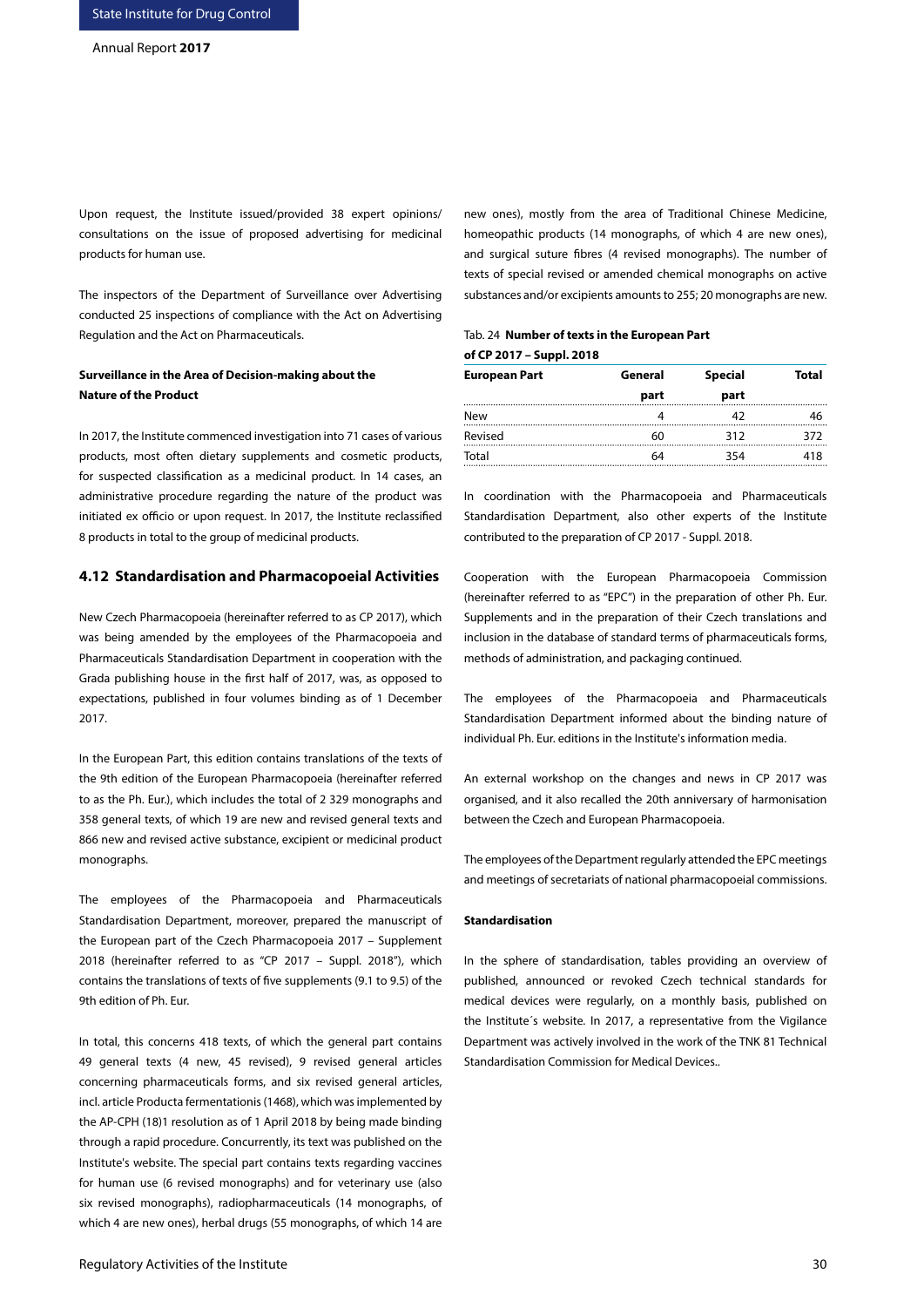Upon request, the Institute issued/provided 38 expert opinions/ consultations on the issue of proposed advertising for medicinal products for human use.

The inspectors of the Department of Surveillance over Advertising conducted 25 inspections of compliance with the Act on Advertising Regulation and the Act on Pharmaceuticals.

**Surveillance in the Area of Decision-making about the Nature of the Product**

In 2017, the Institute commenced investigation into 71 cases of various products, most often dietary supplements and cosmetic products, for suspected classification as a medicinal product. In 14 cases, an administrative procedure regarding the nature of the product was initiated ex officio or upon request. In 2017, the Institute reclassified 8 products in total to the group of medicinal products.

## 4.12 Standardisation and Pharmacopoeial Activities

New Czech Pharmacopoeia (hereinafter referred to as CP 2017), which was being amended by the employees of the Pharmacopoeia and Pharmaceuticals Standardisation Department in cooperation with the Grada publishing house in the first half of 2017, was, as opposed to expectations, published in four volumes binding as of 1 December 2017.

In the European Part, this edition contains translations of the texts of the 9th edition of the European Pharmacopoeia (hereinafter referred to as the Ph. Eur.), which includes the total of 2 329 monographs and 358 general texts, of which 19 are new and revised general texts and 866 new and revised active substance, excipient or medicinal product monographs.

The employees of the Pharmacopoeia and Pharmaceuticals Standardisation Department, moreover, prepared the manuscript of the European part of the Czech Pharmacopoeia 2017 – Supplement 2018 (hereinafter referred to as "CP 2017 – Suppl. 2018"), which contains the translations of texts of five supplements (9.1 to 9.5) of the 9th edition of Ph. Eur.

In total, this concerns 418 texts, of which the general part contains 49 general texts (4 new, 45 revised), 9 revised general articles concerning pharmaceuticals forms, and six revised general articles, incl. article Producta fermentationis (1468), which was implemented by the AP-CPH (18)1 resolution as of 1 April 2018 by being made binding through a rapid procedure. Concurrently, its text was published on the Institute's website. The special part contains texts regarding vaccines for human use (6 revised monographs) and for veterinary use (also six revised monographs), radiopharmaceuticals (14 monographs, of which 4 are new ones), herbal drugs (55 monographs, of which 14 are new ones), mostly from the area of Traditional Chinese Medicine, homeopathic products (14 monographs, of which 4 are new ones), and surgical suture fibres (4 revised monographs). The number of texts of special revised or amended chemical monographs on active substances and/or excipients amounts to 255; 20 monographs are new.

Tab. 24 **Number of texts in the European Part of CP 2017 – Suppl. 2018**

| European Part | General part | Special part | Total |
|---|---|---|---|
| New | 4 | 42 | 46 |
| Revised | 60 | 312 | 372 |
| Total | 64 | 354 | 418 |

In coordination with the Pharmacopoeia and Pharmaceuticals Standardisation Department, also other experts of the Institute contributed to the preparation of CP 2017 - Suppl. 2018.

Cooperation with the European Pharmacopoeia Commission (hereinafter referred to as "EPC") in the preparation of other Ph. Eur. Supplements and in the preparation of their Czech translations and inclusion in the database of standard terms of pharmaceuticals forms, methods of administration, and packaging continued.

The employees of the Pharmacopoeia and Pharmaceuticals Standardisation Department informed about the binding nature of individual Ph. Eur. editions in the Institute's information media.

An external workshop on the changes and news in CP 2017 was organised, and it also recalled the 20th anniversary of harmonisation between the Czech and European Pharmacopoeia.

The employees of the Department regularly attended the EPC meetings and meetings of secretariats of national pharmacopoeial commissions.

**Standardisation**

In the sphere of standardisation, tables providing an overview of published, announced or revoked Czech technical standards for medical devices were regularly, on a monthly basis, published on the Institute´s website. In 2017, a representative from the Vigilance Department was actively involved in the work of the TNK 81 Technical Standardisation Commission for Medical Devices..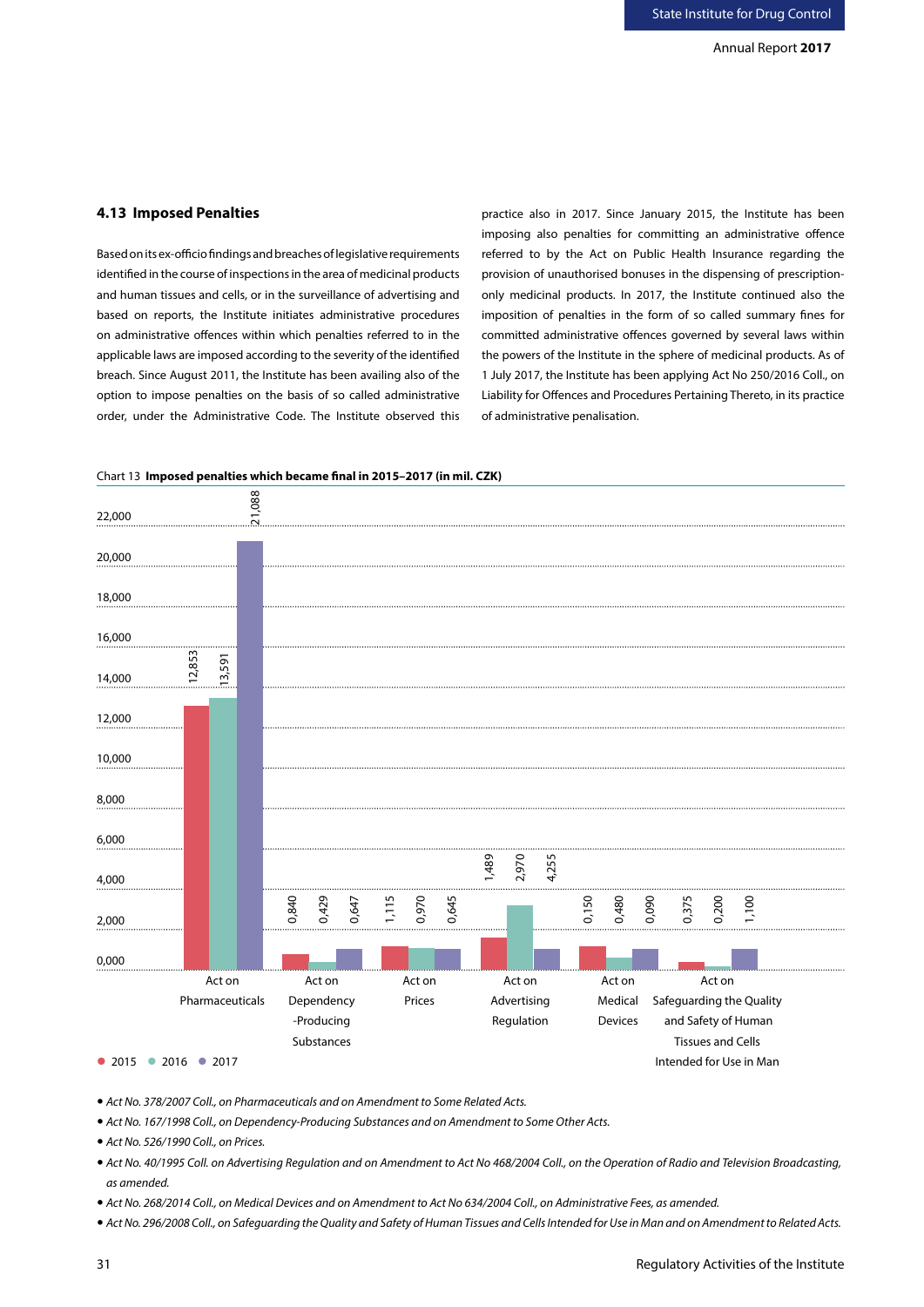## 4.13 Imposed Penalties

Based on its ex-officio findings and breaches of legislative requirements identified in the course of inspections in the area of medicinal products and human tissues and cells, or in the surveillance of advertising and based on reports, the Institute initiates administrative procedures on administrative offences within which penalties referred to in the applicable laws are imposed according to the severity of the identified breach. Since August 2011, the Institute has been availing also of the option to impose penalties on the basis of so called administrative order, under the Administrative Code. The Institute observed this practice also in 2017. Since January 2015, the Institute has been imposing also penalties for committing an administrative offence referred to by the Act on Public Health Insurance regarding the provision of unauthorised bonuses in the dispensing of prescription-only medicinal products. In 2017, the Institute continued also the imposition of penalties in the form of so called summary fines for committed administrative offences governed by several laws within the powers of the Institute in the sphere of medicinal products. As of 1 July 2017, the Institute has been applying Act No 250/2016 Coll., on Liability for Offences and Procedures Pertaining Thereto, in its practice of administrative penalisation.

Chart 13 **Imposed penalties which became final in 2015–2017 (in mil. CZK)**

| | 2015 | 2016 | 2017 |
|---|---|---|---|
| Act on Pharmaceuticals | 12,853 | 13,591 | 21,088 |
| Act on Dependency-Producing Substances | 0,840 | 0,429 | 0,647 |
| Act on Prices | 1,115 | 0,970 | 0,645 |
| Act on Advertising Regulation | 1,489 | 2,970 | 4,255 |
| Act on Medical Devices | 0,150 | 0,480 | 0,090 |
| Act on Safeguarding the Quality and Safety of Human Tissues and Cells Intended for Use in Man | 0,375 | 0,200 | 1,100 |

- *Act No. 378/2007 Coll., on Pharmaceuticals and on Amendment to Some Related Acts.*
- *Act No. 167/1998 Coll., on Dependency-Producing Substances and on Amendment to Some Other Acts.*
- *Act No. 526/1990 Coll., on Prices.*
- *Act No. 40/1995 Coll. on Advertising Regulation and on Amendment to Act No 468/2004 Coll., on the Operation of Radio and Television Broadcasting, as amended.*
- *Act No. 268/2014 Coll., on Medical Devices and on Amendment to Act No 634/2004 Coll., on Administrative Fees, as amended.*
- *Act No. 296/2008 Coll., on Safeguarding the Quality and Safety of Human Tissues and Cells Intended for Use in Man and on Amendment to Related Acts.*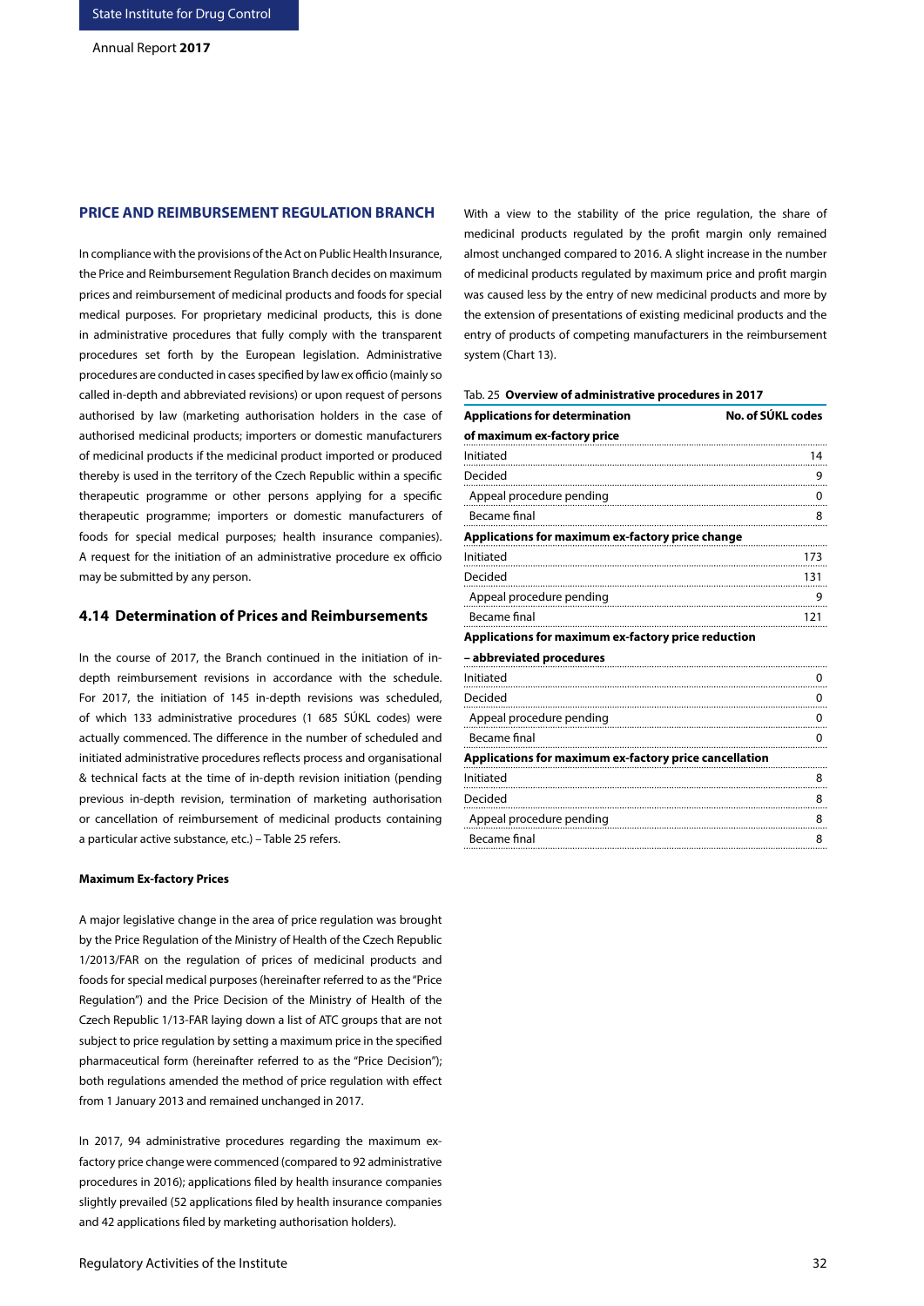## PRICE AND REIMBURSEMENT REGULATION BRANCH

In compliance with the provisions of the Act on Public Health Insurance, the Price and Reimbursement Regulation Branch decides on maximum prices and reimbursement of medicinal products and foods for special medical purposes. For proprietary medicinal products, this is done in administrative procedures that fully comply with the transparent procedures set forth by the European legislation. Administrative procedures are conducted in cases specified by law ex officio (mainly so called in-depth and abbreviated revisions) or upon request of persons authorised by law (marketing authorisation holders in the case of authorised medicinal products; importers or domestic manufacturers of medicinal products if the medicinal product imported or produced thereby is used in the territory of the Czech Republic within a specific therapeutic programme or other persons applying for a specific therapeutic programme; importers or domestic manufacturers of foods for special medical purposes; health insurance companies). A request for the initiation of an administrative procedure ex officio may be submitted by any person.

### 4.14 Determination of Prices and Reimbursements

In the course of 2017, the Branch continued in the initiation of in-depth reimbursement revisions in accordance with the schedule. For 2017, the initiation of 145 in-depth revisions was scheduled, of which 133 administrative procedures (1 685 SÚKL codes) were actually commenced. The difference in the number of scheduled and initiated administrative procedures reflects process and organisational & technical facts at the time of in-depth revision initiation (pending previous in-depth revision, termination of marketing authorisation or cancellation of reimbursement of medicinal products containing a particular active substance, etc.) – Table 25 refers.

#### Maximum Ex-factory Prices

A major legislative change in the area of price regulation was brought by the Price Regulation of the Ministry of Health of the Czech Republic 1/2013/FAR on the regulation of prices of medicinal products and foods for special medical purposes (hereinafter referred to as the "Price Regulation") and the Price Decision of the Ministry of Health of the Czech Republic 1/13-FAR laying down a list of ATC groups that are not subject to price regulation by setting a maximum price in the specified pharmaceutical form (hereinafter referred to as the "Price Decision"); both regulations amended the method of price regulation with effect from 1 January 2013 and remained unchanged in 2017.

In 2017, 94 administrative procedures regarding the maximum ex-factory price change were commenced (compared to 92 administrative procedures in 2016); applications filed by health insurance companies slightly prevailed (52 applications filed by health insurance companies and 42 applications filed by marketing authorisation holders).

With a view to the stability of the price regulation, the share of medicinal products regulated by the profit margin only remained almost unchanged compared to 2016. A slight increase in the number of medicinal products regulated by maximum price and profit margin was caused less by the entry of new medicinal products and more by the extension of presentations of existing medicinal products and the entry of products of competing manufacturers in the reimbursement system (Chart 13).

Tab. 25 **Overview of administrative procedures in 2017**

| **Applications for determination of maximum ex-factory price** | **No. of SÚKL codes** |
|---|---|
| Initiated | 14 |
| Decided | 9 |
| Appeal procedure pending | 0 |
| Became final | 8 |
| **Applications for maximum ex-factory price change** | |
| Initiated | 173 |
| Decided | 131 |
| Appeal procedure pending | 9 |
| Became final | 121 |
| **Applications for maximum ex-factory price reduction – abbreviated procedures** | |
| Initiated | 0 |
| Decided | 0 |
| Appeal procedure pending | 0 |
| Became final | 0 |
| **Applications for maximum ex-factory price cancellation** | |
| Initiated | 8 |
| Decided | 8 |
| Appeal procedure pending | 8 |
| Became final | 8 |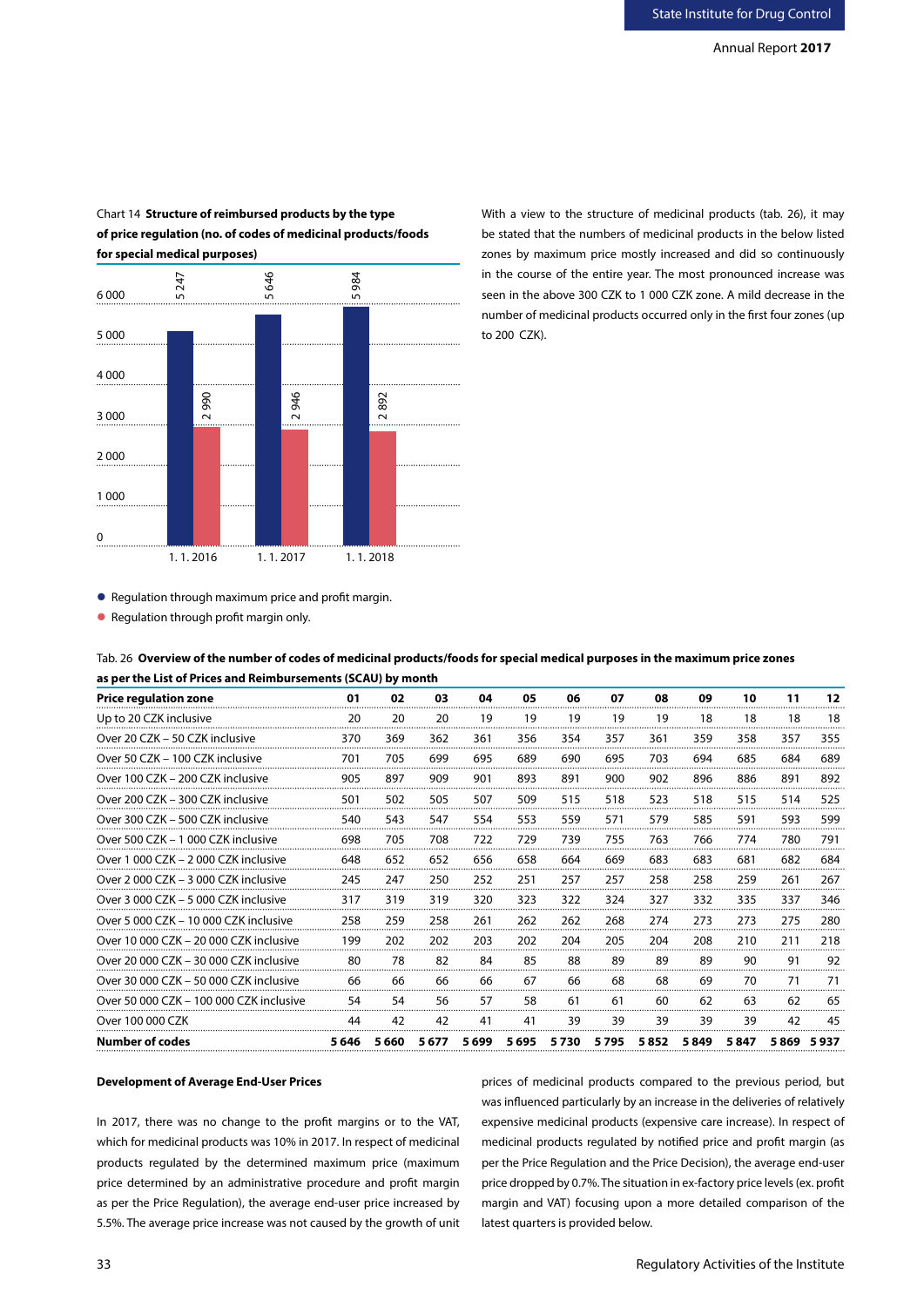Chart 14 **Structure of reimbursed products by the type of price regulation (no. of codes of medicinal products/foods for special medical purposes)**

| | Regulation through maximum price and profit margin | Regulation through profit margin only |
|---|---|---|
| 1. 1. 2016 | 5 247 | 2 990 |
| 1. 1. 2017 | 5 646 | 2 946 |
| 1. 1. 2018 | 5 984 | 2 892 |

- Regulation through maximum price and profit margin.
- Regulation through profit margin only.

With a view to the structure of medicinal products (tab. 26), it may be stated that the numbers of medicinal products in the below listed zones by maximum price mostly increased and did so continuously in the course of the entire year. The most pronounced increase was seen in the above 300 CZK to 1 000 CZK zone. A mild decrease in the number of medicinal products occurred only in the first four zones (up to 200 CZK).

Tab. 26 **Overview of the number of codes of medicinal products/foods for special medical purposes in the maximum price zones as per the List of Prices and Reimbursements (SCAU) by month**

| Price regulation zone | 01 | 02 | 03 | 04 | 05 | 06 | 07 | 08 | 09 | 10 | 11 | 12 |
|---|---|---|---|---|---|---|---|---|---|---|---|---|
| Up to 20 CZK inclusive | 20 | 20 | 20 | 19 | 19 | 19 | 19 | 19 | 18 | 18 | 18 | 18 |
| Over 20 CZK – 50 CZK inclusive | 370 | 369 | 362 | 361 | 356 | 354 | 357 | 361 | 359 | 358 | 357 | 355 |
| Over 50 CZK – 100 CZK inclusive | 701 | 705 | 699 | 695 | 689 | 690 | 695 | 703 | 694 | 685 | 684 | 689 |
| Over 100 CZK – 200 CZK inclusive | 905 | 897 | 909 | 901 | 893 | 891 | 900 | 902 | 896 | 886 | 891 | 892 |
| Over 200 CZK – 300 CZK inclusive | 501 | 502 | 505 | 507 | 509 | 515 | 518 | 523 | 518 | 515 | 514 | 525 |
| Over 300 CZK – 500 CZK inclusive | 540 | 543 | 547 | 554 | 553 | 559 | 571 | 579 | 585 | 591 | 593 | 599 |
| Over 500 CZK – 1 000 CZK inclusive | 698 | 705 | 708 | 722 | 729 | 739 | 755 | 763 | 766 | 774 | 780 | 791 |
| Over 1 000 CZK – 2 000 CZK inclusive | 648 | 652 | 652 | 656 | 658 | 664 | 669 | 683 | 683 | 681 | 682 | 684 |
| Over 2 000 CZK – 3 000 CZK inclusive | 245 | 247 | 250 | 252 | 251 | 257 | 257 | 258 | 258 | 259 | 261 | 267 |
| Over 3 000 CZK – 5 000 CZK inclusive | 317 | 319 | 319 | 320 | 323 | 322 | 324 | 327 | 332 | 335 | 337 | 346 |
| Over 5 000 CZK – 10 000 CZK inclusive | 258 | 259 | 258 | 261 | 262 | 262 | 268 | 274 | 273 | 273 | 275 | 280 |
| Over 10 000 CZK – 20 000 CZK inclusive | 199 | 202 | 202 | 203 | 202 | 204 | 205 | 204 | 208 | 210 | 211 | 218 |
| Over 20 000 CZK – 30 000 CZK inclusive | 80 | 78 | 82 | 84 | 85 | 88 | 89 | 89 | 89 | 90 | 91 | 92 |
| Over 30 000 CZK – 50 000 CZK inclusive | 66 | 66 | 66 | 66 | 67 | 66 | 68 | 68 | 69 | 70 | 71 | 71 |
| Over 50 000 CZK – 100 000 CZK inclusive | 54 | 54 | 56 | 57 | 58 | 61 | 61 | 60 | 62 | 63 | 62 | 65 |
| Over 100 000 CZK | 44 | 42 | 42 | 41 | 41 | 39 | 39 | 39 | 39 | 39 | 42 | 45 |
| **Number of codes** | **5 646** | **5 660** | **5 677** | **5 699** | **5 695** | **5 730** | **5 795** | **5 852** | **5 849** | **5 847** | **5 869** | **5 937** |

**Development of Average End-User Prices**

In 2017, there was no change to the profit margins or to the VAT, which for medicinal products was 10% in 2017. In respect of medicinal products regulated by the determined maximum price (maximum price determined by an administrative procedure and profit margin as per the Price Regulation), the average end-user price increased by 5.5%. The average price increase was not caused by the growth of unit prices of medicinal products compared to the previous period, but was influenced particularly by an increase in the deliveries of relatively expensive medicinal products (expensive care increase). In respect of medicinal products regulated by notified price and profit margin (as per the Price Regulation and the Price Decision), the average end-user price dropped by 0.7%. The situation in ex-factory price levels (ex. profit margin and VAT) focusing upon a more detailed comparison of the latest quarters is provided below.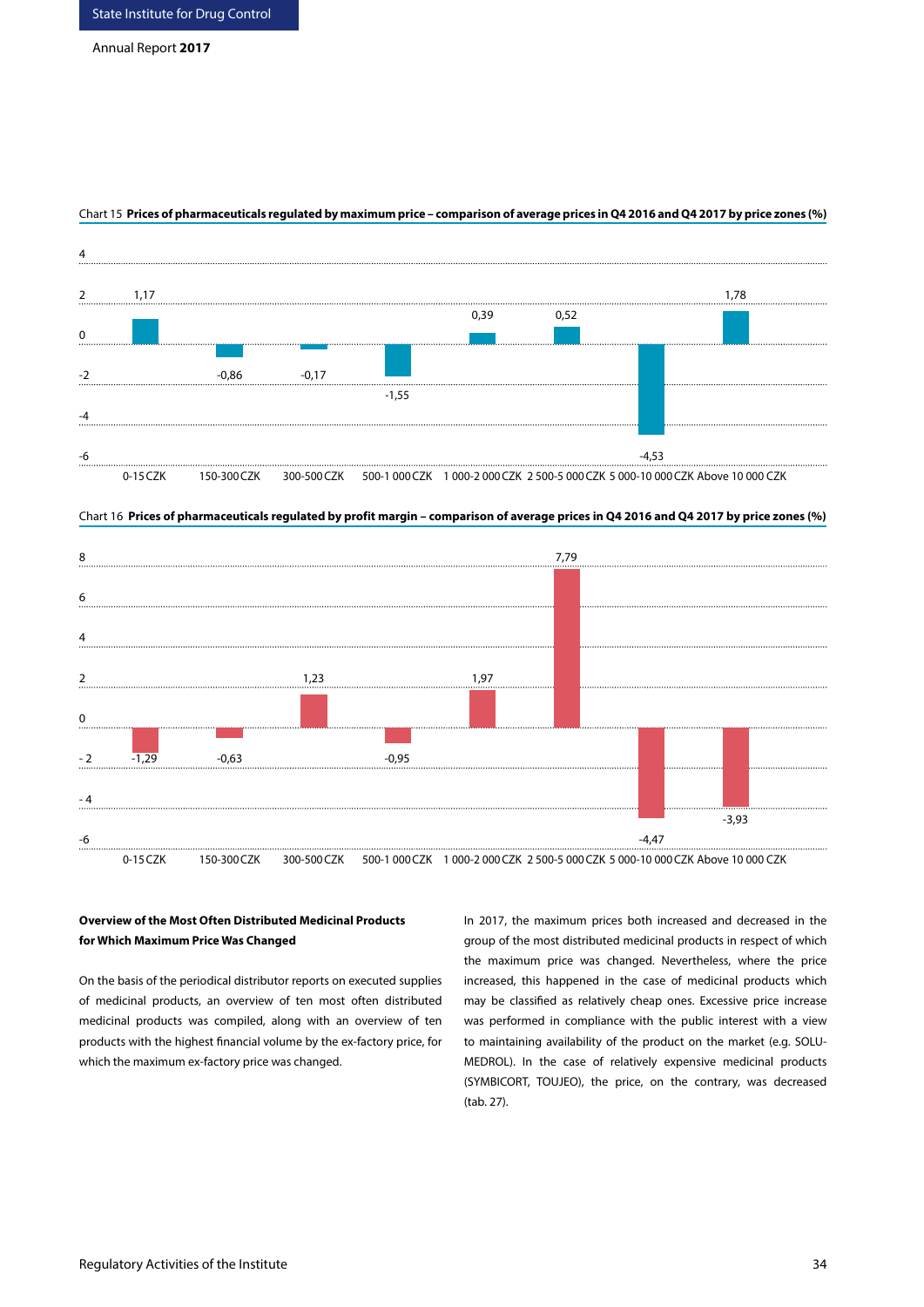Chart 15 **Prices of pharmaceuticals regulated by maximum price – comparison of average prices in Q4 2016 and Q4 2017 by price zones (%)**

| Price zone | Change (%) |
|---|---|
| 0-15 CZK | 1,17 |
| 150-300 CZK | -0,86 |
| 300-500 CZK | -0,17 |
| 500-1 000 CZK | -1,55 |
| 1 000-2 000 CZK | 0,39 |
| 2 500-5 000 CZK | 0,52 |
| 5 000-10 000 CZK | -4,53 |
| Above 10 000 CZK | 1,78 |

Chart 16 **Prices of pharmaceuticals regulated by profit margin – comparison of average prices in Q4 2016 and Q4 2017 by price zones (%)**

| Price zone | Change (%) |
|---|---|
| 0-15 CZK | -1,29 |
| 150-300 CZK | -0,63 |
| 300-500 CZK | 1,23 |
| 500-1 000 CZK | -0,95 |
| 1 000-2 000 CZK | 1,97 |
| 2 500-5 000 CZK | 7,79 |
| 5 000-10 000 CZK | -4,47 |
| Above 10 000 CZK | -3,93 |

**Overview of the Most Often Distributed Medicinal Products for Which Maximum Price Was Changed**

On the basis of the periodical distributor reports on executed supplies of medicinal products, an overview of ten most often distributed medicinal products was compiled, along with an overview of ten products with the highest financial volume by the ex-factory price, for which the maximum ex-factory price was changed.

In 2017, the maximum prices both increased and decreased in the group of the most distributed medicinal products in respect of which the maximum price was changed. Nevertheless, where the price increased, this happened in the case of medicinal products which may be classified as relatively cheap ones. Excessive price increase was performed in compliance with the public interest with a view to maintaining availability of the product on the market (e.g. SOLU-MEDROL). In the case of relatively expensive medicinal products (SYMBICORT, TOUJEO), the price, on the contrary, was decreased (tab. 27).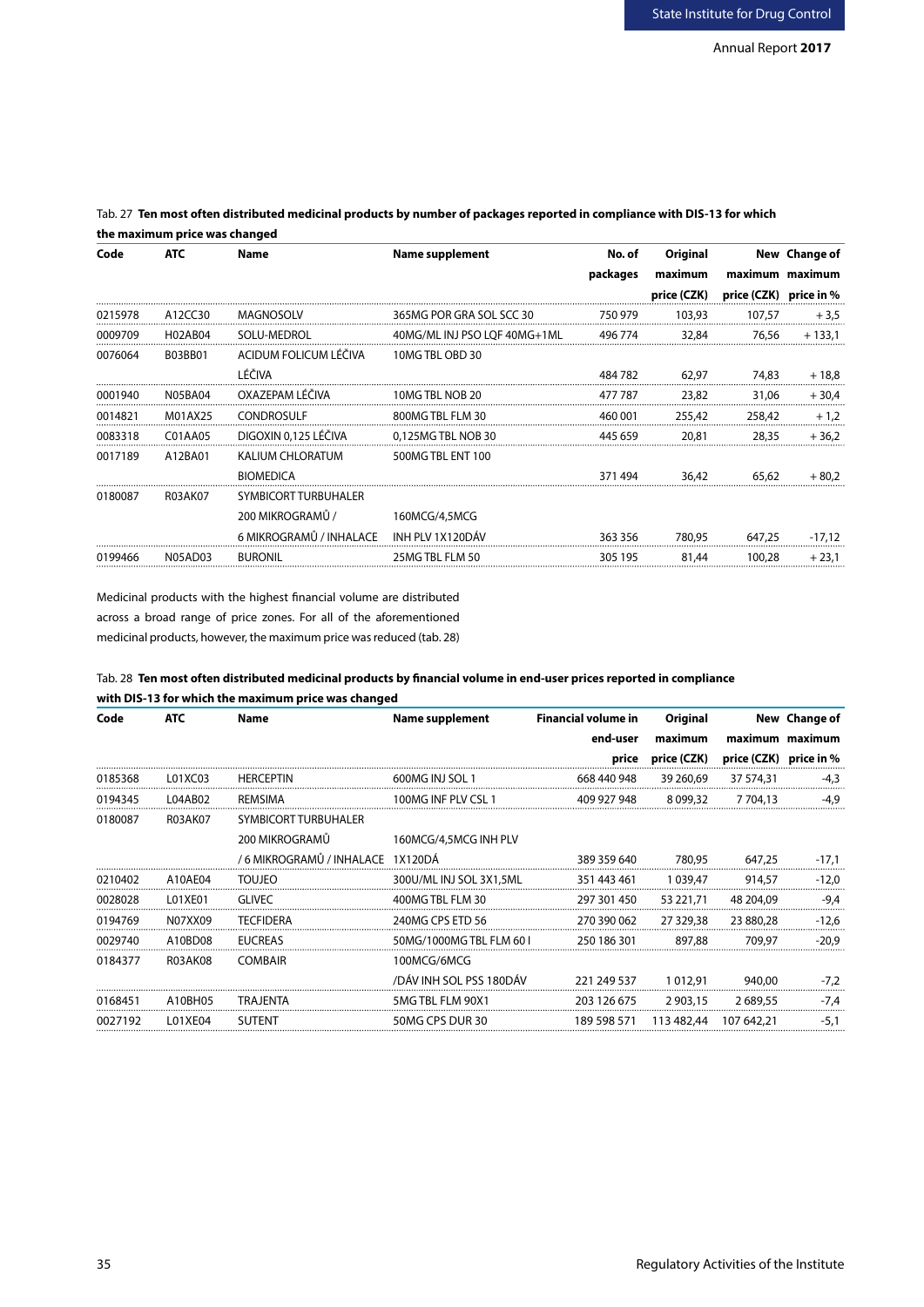Tab. 27 **Ten most often distributed medicinal products by number of packages reported in compliance with DIS-13 for which the maximum price was changed**

| Code | ATC | Name | Name supplement | No. of packages | Original maximum price (CZK) | New maximum price (CZK) | Change of maximum price in % |
|---|---|---|---|---|---|---|---|
| 0215978 | A12CC30 | MAGNOSOLV | 365MG POR GRA SOL SCC 30 | 750 979 | 103,93 | 107,57 | + 3,5 |
| 0009709 | H02AB04 | SOLU-MEDROL | 40MG/ML INJ PSO LQF 40MG+1ML | 496 774 | 32,84 | 76,56 | + 133,1 |
| 0076064 | B03BB01 | ACIDUM FOLICUM LÉČIVA LÉČIVA | 10MG TBL OBD 30 | 484 782 | 62,97 | 74,83 | + 18,8 |
| 0001940 | N05BA04 | OXAZEPAM LÉČIVA | 10MG TBL NOB 20 | 477 787 | 23,82 | 31,06 | + 30,4 |
| 0014821 | M01AX25 | CONDROSULF | 800MG TBL FLM 30 | 460 001 | 255,42 | 258,42 | + 1,2 |
| 0083318 | C01AA05 | DIGOXIN 0,125 LÉČIVA | 0,125MG TBL NOB 30 | 445 659 | 20,81 | 28,35 | + 36,2 |
| 0017189 | A12BA01 | KALIUM CHLORATUM BIOMEDICA | 500MG TBL ENT 100 | 371 494 | 36,42 | 65,62 | + 80,2 |
| 0180087 | R03AK07 | SYMBICORT TURBUHALER 200 MIKROGRAMŮ / 6 MIKROGRAMŮ / INHALACE | 160MCG/4,5MCG INH PLV 1X120DÁV | 363 356 | 780,95 | 647,25 | -17,12 |
| 0199466 | N05AD03 | BURONIL | 25MG TBL FLM 50 | 305 195 | 81,44 | 100,28 | + 23,1 |

Medicinal products with the highest financial volume are distributed across a broad range of price zones. For all of the aforementioned medicinal products, however, the maximum price was reduced (tab. 28)

Tab. 28 **Ten most often distributed medicinal products by financial volume in end-user prices reported in compliance with DIS-13 for which the maximum price was changed**

| Code | ATC | Name | Name supplement | Financial volume in end-user price | Original maximum price (CZK) | New maximum price (CZK) | Change of maximum price in % |
|---|---|---|---|---|---|---|---|
| 0185368 | L01XC03 | HERCEPTIN | 600MG INJ SOL 1 | 668 440 948 | 39 260,69 | 37 574,31 | -4,3 |
| 0194345 | L04AB02 | REMSIMA | 100MG INF PLV CSL 1 | 409 927 948 | 8 099,32 | 7 704,13 | -4,9 |
| 0180087 | R03AK07 | SYMBICORT TURBUHALER 200 MIKROGRAMŮ / 6 MIKROGRAMŮ / INHALACE | 160MCG/4,5MCG INH PLV 1X120DÁ | 389 359 640 | 780,95 | 647,25 | -17,1 |
| 0210402 | A10AE04 | TOUJEO | 300U/ML INJ SOL 3X1,5ML | 351 443 461 | 1 039,47 | 914,57 | -12,0 |
| 0028028 | L01XE01 | GLIVEC | 400MG TBL FLM 30 | 297 301 450 | 53 221,71 | 48 204,09 | -9,4 |
| 0194769 | N07XX09 | TECFIDERA | 240MG CPS ETD 56 | 270 390 062 | 27 329,38 | 23 880,28 | -12,6 |
| 0029740 | A10BD08 | EUCREAS | 50MG/1000MG TBL FLM 60 I | 250 186 301 | 897,88 | 709,97 | -20,9 |
| 0184377 | R03AK08 | COMBAIR | 100MCG/6MCG /DÁV INH SOL PSS 180DÁV | 221 249 537 | 1 012,91 | 940,00 | -7,2 |
| 0168451 | A10BH05 | TRAJENTA | 5MG TBL FLM 90X1 | 203 126 675 | 2 903,15 | 2 689,55 | -7,4 |
| 0027192 | L01XE04 | SUTENT | 50MG CPS DUR 30 | 189 598 571 | 113 482,44 | 107 642,21 | -5,1 |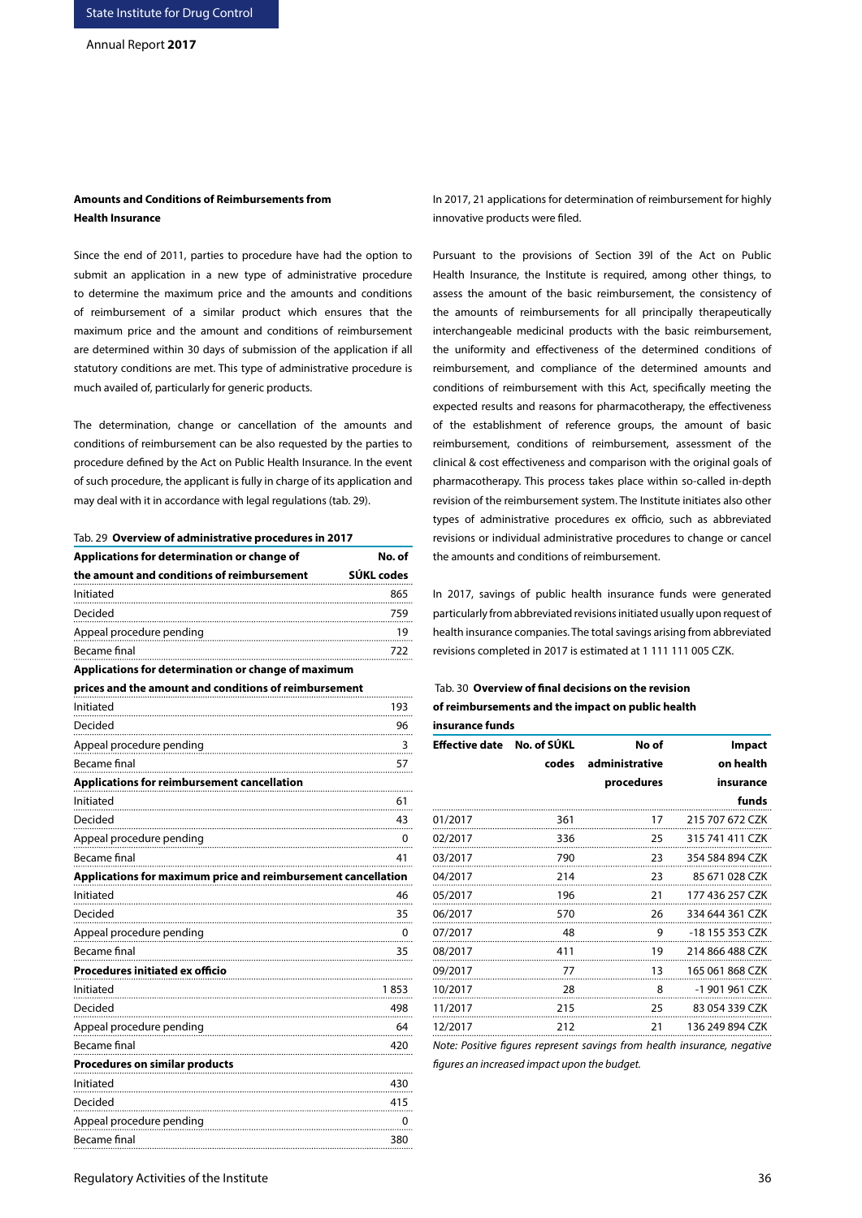### Amounts and Conditions of Reimbursements from Health Insurance

Since the end of 2011, parties to procedure have had the option to submit an application in a new type of administrative procedure to determine the maximum price and the amounts and conditions of reimbursement of a similar product which ensures that the maximum price and the amount and conditions of reimbursement are determined within 30 days of submission of the application if all statutory conditions are met. This type of administrative procedure is much availed of, particularly for generic products.

The determination, change or cancellation of the amounts and conditions of reimbursement can be also requested by the parties to procedure defined by the Act on Public Health Insurance. In the event of such procedure, the applicant is fully in charge of its application and may deal with it in accordance with legal regulations (tab. 29).

Tab. 29 **Overview of administrative procedures in 2017**

| **Applications for determination or change of the amount and conditions of reimbursement** | **No. of SÚKL codes** |
|---|---|
| Initiated | 865 |
| Decided | 759 |
| Appeal procedure pending | 19 |
| Became final | 722 |
| **Applications for determination or change of maximum prices and the amount and conditions of reimbursement** | |
| Initiated | 193 |
| Decided | 96 |
| Appeal procedure pending | 3 |
| Became final | 57 |
| **Applications for reimbursement cancellation** | |
| Initiated | 61 |
| Decided | 43 |
| Appeal procedure pending | 0 |
| Became final | 41 |
| **Applications for maximum price and reimbursement cancellation** | |
| Initiated | 46 |
| Decided | 35 |
| Appeal procedure pending | 0 |
| Became final | 35 |
| **Procedures initiated ex officio** | |
| Initiated | 1 853 |
| Decided | 498 |
| Appeal procedure pending | 64 |
| Became final | 420 |
| **Procedures on similar products** | |
| Initiated | 430 |
| Decided | 415 |
| Appeal procedure pending | 0 |
| Became final | 380 |

In 2017, 21 applications for determination of reimbursement for highly innovative products were filed.

Pursuant to the provisions of Section 39l of the Act on Public Health Insurance, the Institute is required, among other things, to assess the amount of the basic reimbursement, the consistency of the amounts of reimbursements for all principally therapeutically interchangeable medicinal products with the basic reimbursement, the uniformity and effectiveness of the determined conditions of reimbursement, and compliance of the determined amounts and conditions of reimbursement with this Act, specifically meeting the expected results and reasons for pharmacotherapy, the effectiveness of the establishment of reference groups, the amount of basic reimbursement, conditions of reimbursement, assessment of the clinical & cost effectiveness and comparison with the original goals of pharmacotherapy. This process takes place within so-called in-depth revision of the reimbursement system. The Institute initiates also other types of administrative procedures ex officio, such as abbreviated revisions or individual administrative procedures to change or cancel the amounts and conditions of reimbursement.

In 2017, savings of public health insurance funds were generated particularly from abbreviated revisions initiated usually upon request of health insurance companies. The total savings arising from abbreviated revisions completed in 2017 is estimated at 1 111 111 005 CZK.

Tab. 30 **Overview of final decisions on the revision of reimbursements and the impact on public health insurance funds**

| **Effective date** | **No. of SÚKL codes** | **No of administrative procedures** | **Impact on health insurance funds** |
|---|---|---|---|
| 01/2017 | 361 | 17 | 215 707 672 CZK |
| 02/2017 | 336 | 25 | 315 741 411 CZK |
| 03/2017 | 790 | 23 | 354 584 894 CZK |
| 04/2017 | 214 | 23 | 85 671 028 CZK |
| 05/2017 | 196 | 21 | 177 436 257 CZK |
| 06/2017 | 570 | 26 | 334 644 361 CZK |
| 07/2017 | 48 | 9 | -18 155 353 CZK |
| 08/2017 | 411 | 19 | 214 866 488 CZK |
| 09/2017 | 77 | 13 | 165 061 868 CZK |
| 10/2017 | 28 | 8 | -1 901 961 CZK |
| 11/2017 | 215 | 25 | 83 054 339 CZK |
| 12/2017 | 212 | 21 | 136 249 894 CZK |

*Note: Positive figures represent savings from health insurance, negative figures an increased impact upon the budget.*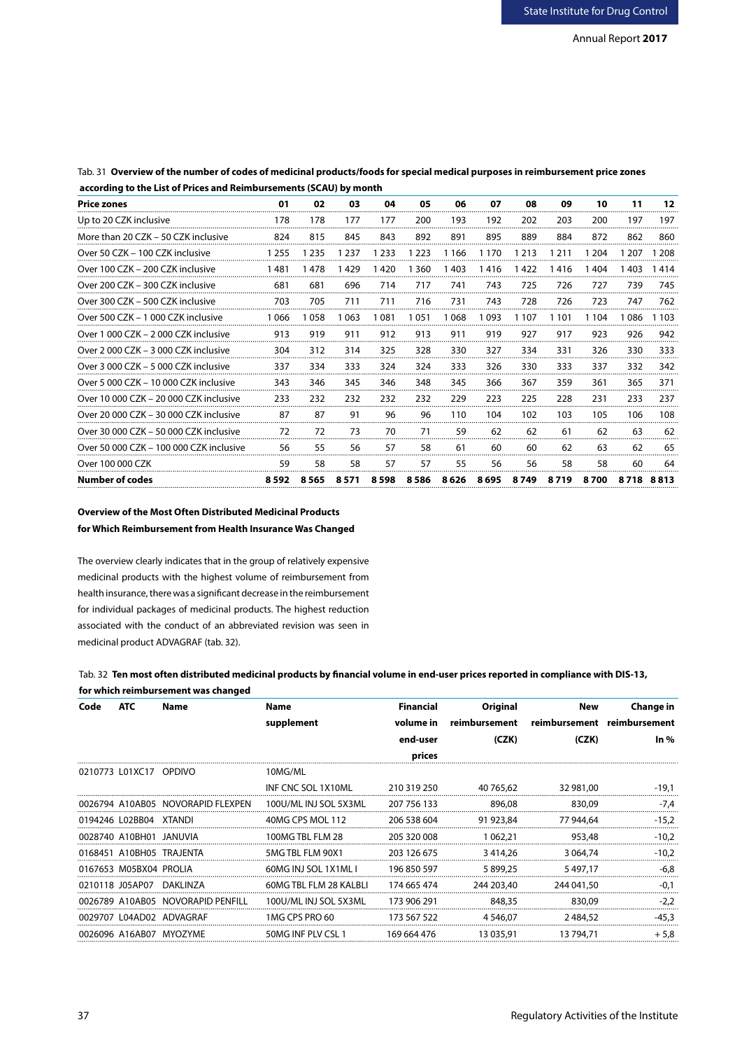Tab. 31 **Overview of the number of codes of medicinal products/foods for special medical purposes in reimbursement price zones according to the List of Prices and Reimbursements (SCAU) by month**

| Price zones | 01 | 02 | 03 | 04 | 05 | 06 | 07 | 08 | 09 | 10 | 11 | 12 |
|---|---|---|---|---|---|---|---|---|---|---|---|---|
| Up to 20 CZK inclusive | 178 | 178 | 177 | 177 | 200 | 193 | 192 | 202 | 203 | 200 | 197 | 197 |
| More than 20 CZK – 50 CZK inclusive | 824 | 815 | 845 | 843 | 892 | 891 | 895 | 889 | 884 | 872 | 862 | 860 |
| Over 50 CZK – 100 CZK inclusive | 1 255 | 1 235 | 1 237 | 1 233 | 1 223 | 1 166 | 1 170 | 1 213 | 1 211 | 1 204 | 1 207 | 1 208 |
| Over 100 CZK – 200 CZK inclusive | 1 481 | 1 478 | 1 429 | 1 420 | 1 360 | 1 403 | 1 416 | 1 422 | 1 416 | 1 404 | 1 403 | 1 414 |
| Over 200 CZK – 300 CZK inclusive | 681 | 681 | 696 | 714 | 717 | 741 | 743 | 725 | 726 | 727 | 739 | 745 |
| Over 300 CZK – 500 CZK inclusive | 703 | 705 | 711 | 711 | 716 | 731 | 743 | 728 | 726 | 723 | 747 | 762 |
| Over 500 CZK – 1 000 CZK inclusive | 1 066 | 1 058 | 1 063 | 1 081 | 1 051 | 1 068 | 1 093 | 1 107 | 1 101 | 1 104 | 1 086 | 1 103 |
| Over 1 000 CZK – 2 000 CZK inclusive | 913 | 919 | 911 | 912 | 913 | 911 | 919 | 927 | 917 | 923 | 926 | 942 |
| Over 2 000 CZK – 3 000 CZK inclusive | 304 | 312 | 314 | 325 | 328 | 330 | 327 | 334 | 331 | 326 | 330 | 333 |
| Over 3 000 CZK – 5 000 CZK inclusive | 337 | 334 | 333 | 324 | 324 | 333 | 326 | 330 | 333 | 337 | 332 | 342 |
| Over 5 000 CZK – 10 000 CZK inclusive | 343 | 346 | 345 | 346 | 348 | 345 | 366 | 367 | 359 | 361 | 365 | 371 |
| Over 10 000 CZK – 20 000 CZK inclusive | 233 | 232 | 232 | 232 | 232 | 229 | 223 | 225 | 228 | 231 | 233 | 237 |
| Over 20 000 CZK – 30 000 CZK inclusive | 87 | 87 | 91 | 96 | 96 | 110 | 104 | 102 | 103 | 105 | 106 | 108 |
| Over 30 000 CZK – 50 000 CZK inclusive | 72 | 72 | 73 | 70 | 71 | 59 | 62 | 62 | 61 | 62 | 63 | 62 |
| Over 50 000 CZK – 100 000 CZK inclusive | 56 | 55 | 56 | 57 | 58 | 61 | 60 | 60 | 62 | 63 | 62 | 65 |
| Over 100 000 CZK | 59 | 58 | 58 | 57 | 57 | 55 | 56 | 56 | 58 | 58 | 60 | 64 |
| **Number of codes** | **8 592** | **8 565** | **8 571** | **8 598** | **8 586** | **8 626** | **8 695** | **8 749** | **8 719** | **8 700** | **8 718** | **8 813** |

**Overview of the Most Often Distributed Medicinal Products for Which Reimbursement from Health Insurance Was Changed**

The overview clearly indicates that in the group of relatively expensive medicinal products with the highest volume of reimbursement from health insurance, there was a significant decrease in the reimbursement for individual packages of medicinal products. The highest reduction associated with the conduct of an abbreviated revision was seen in medicinal product ADVAGRAF (tab. 32).

Tab. 32 **Ten most often distributed medicinal products by financial volume in end-user prices reported in compliance with DIS-13, for which reimbursement was changed**

| Code | ATC | Name | Name supplement | Financial volume in end-user prices | Original reimbursement (CZK) | New reimbursement (CZK) | Change in reimbursement In % |
|---|---|---|---|---|---|---|---|
| 0210773 | L01XC17 | OPDIVO | 10MG/ML INF CNC SOL 1X10ML | 210 319 250 | 40 765,62 | 32 981,00 | -19,1 |
| 0026794 | A10AB05 | NOVORAPID FLEXPEN | 100U/ML INJ SOL 5X3ML | 207 756 133 | 896,08 | 830,09 | -7,4 |
| 0194246 | L02BB04 | XTANDI | 40MG CPS MOL 112 | 206 538 604 | 91 923,84 | 77 944,64 | -15,2 |
| 0028740 | A10BH01 | JANUVIA | 100MG TBL FLM 28 | 205 320 008 | 1 062,21 | 953,48 | -10,2 |
| 0168451 | A10BH05 | TRAJENTA | 5MG TBL FLM 90X1 | 203 126 675 | 3 414,26 | 3 064,74 | -10,2 |
| 0167653 | M05BX04 | PROLIA | 60MG INJ SOL 1X1ML I | 196 850 597 | 5 899,25 | 5 497,17 | -6,8 |
| 0210118 | J05AP07 | DAKLINZA | 60MG TBL FLM 28 KALBLI | 174 665 474 | 244 203,40 | 244 041,50 | -0,1 |
| 0026789 | A10AB05 | NOVORAPID PENFILL | 100U/ML INJ SOL 5X3ML | 173 906 291 | 848,35 | 830,09 | -2,2 |
| 0029707 | L04AD02 | ADVAGRAF | 1MG CPS PRO 60 | 173 567 522 | 4 546,07 | 2 484,52 | -45,3 |
| 0026096 | A16AB07 | MYOZYME | 50MG INF PLV CSL 1 | 169 664 476 | 13 035,91 | 13 794,71 | + 5,8 |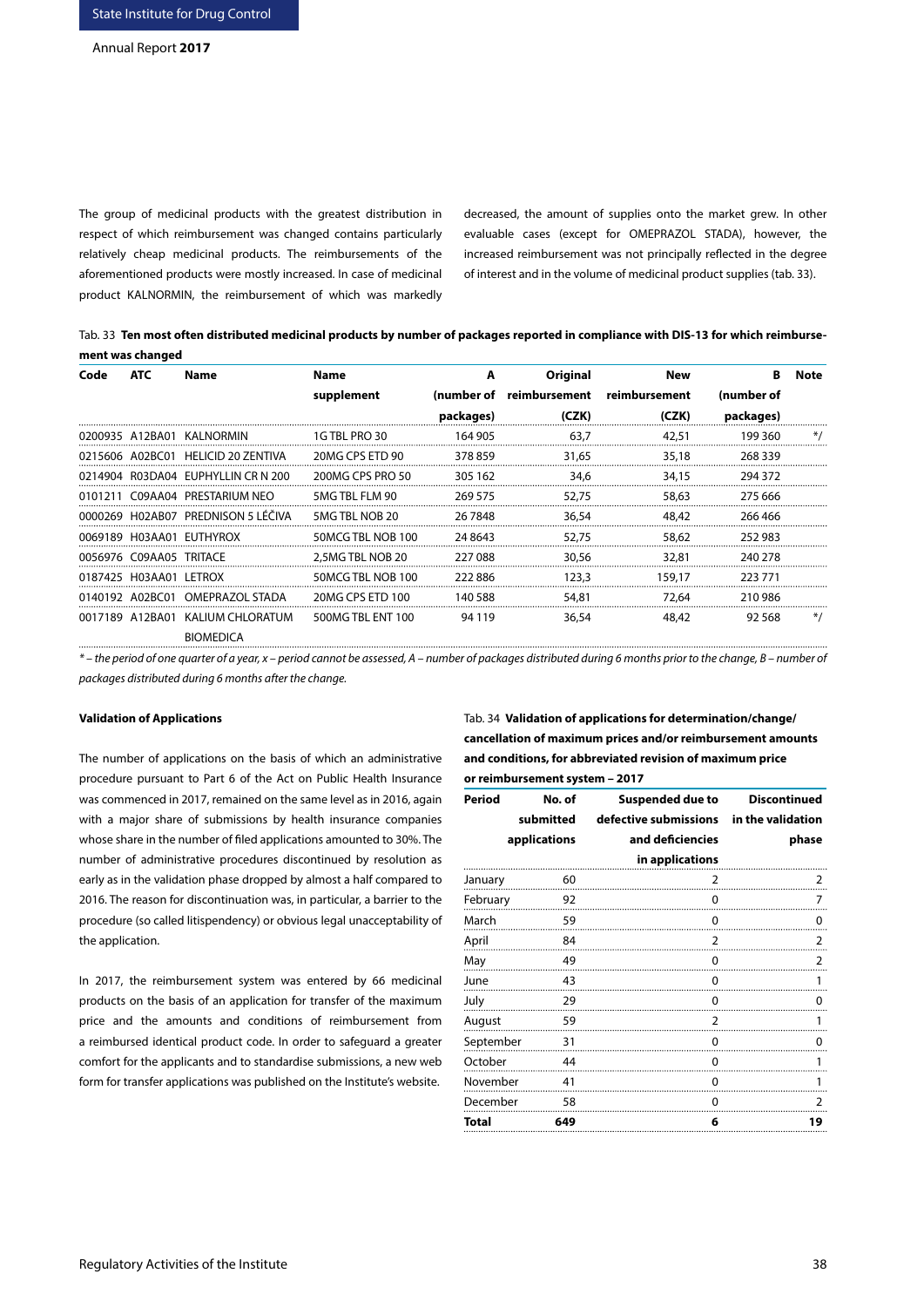The group of medicinal products with the greatest distribution in respect of which reimbursement was changed contains particularly relatively cheap medicinal products. The reimbursements of the aforementioned products were mostly increased. In case of medicinal product KALNORMIN, the reimbursement of which was markedly decreased, the amount of supplies onto the market grew. In other evaluable cases (except for OMEPRAZOL STADA), however, the increased reimbursement was not principally reflected in the degree of interest and in the volume of medicinal product supplies (tab. 33).

Tab. 33 **Ten most often distributed medicinal products by number of packages reported in compliance with DIS-13 for which reimbursement was changed**

| Code | ATC | Name | Name supplement | A (number of packages) | Original reimbursement (CZK) | New reimbursement (CZK) | B (number of packages) | Note |
|---|---|---|---|---|---|---|---|---|
| 0200935 | A12BA01 | KALNORMIN | 1G TBL PRO 30 | 164 905 | 63,7 | 42,51 | 199 360 | */ |
| 0215606 | A02BC01 | HELICID 20 ZENTIVA | 20MG CPS ETD 90 | 378 859 | 31,65 | 35,18 | 268 339 | |
| 0214904 | R03DA04 | EUPHYLLIN CR N 200 | 200MG CPS PRO 50 | 305 162 | 34,6 | 34,15 | 294 372 | |
| 0101211 | C09AA04 | PRESTARIUM NEO | 5MG TBL FLM 90 | 269 575 | 52,75 | 58,63 | 275 666 | |
| 0000269 | H02AB07 | PREDNISON 5 LÉČIVA | 5MG TBL NOB 20 | 26 7848 | 36,54 | 48,42 | 266 466 | |
| 0069189 | H03AA01 | EUTHYROX | 50MCG TBL NOB 100 | 24 8643 | 52,75 | 58,62 | 252 983 | |
| 0056976 | C09AA05 | TRITACE | 2,5MG TBL NOB 20 | 227 088 | 30,56 | 32,81 | 240 278 | |
| 0187425 | H03AA01 | LETROX | 50MCG TBL NOB 100 | 222 886 | 123,3 | 159,17 | 223 771 | |
| 0140192 | A02BC01 | OMEPRAZOL STADA | 20MG CPS ETD 100 | 140 588 | 54,81 | 72,64 | 210 986 | |
| 0017189 | A12BA01 | KALIUM CHLORATUM BIOMEDICA | 500MG TBL ENT 100 | 94 119 | 36,54 | 48,42 | 92 568 | */ |

*\* – the period of one quarter of a year, x – period cannot be assessed, A – number of packages distributed during 6 months prior to the change, B – number of packages distributed during 6 months after the change.*

#### Validation of Applications

The number of applications on the basis of which an administrative procedure pursuant to Part 6 of the Act on Public Health Insurance was commenced in 2017, remained on the same level as in 2016, again with a major share of submissions by health insurance companies whose share in the number of filed applications amounted to 30%. The number of administrative procedures discontinued by resolution as early as in the validation phase dropped by almost a half compared to 2016. The reason for discontinuation was, in particular, a barrier to the procedure (so called litispendency) or obvious legal unacceptability of the application.

In 2017, the reimbursement system was entered by 66 medicinal products on the basis of an application for transfer of the maximum price and the amounts and conditions of reimbursement from a reimbursed identical product code. In order to safeguard a greater comfort for the applicants and to standardise submissions, a new web form for transfer applications was published on the Institute's website.

Tab. 34 **Validation of applications for determination/change/ cancellation of maximum prices and/or reimbursement amounts and conditions, for abbreviated revision of maximum price or reimbursement system – 2017**

| Period | No. of submitted applications | Suspended due to defective submissions and deficiencies in applications | Discontinued in the validation phase |
|---|---|---|---|
| January | 60 | 2 | 2 |
| February | 92 | 0 | 7 |
| March | 59 | 0 | 0 |
| April | 84 | 2 | 2 |
| May | 49 | 0 | 2 |
| June | 43 | 0 | 1 |
| July | 29 | 0 | 0 |
| August | 59 | 2 | 1 |
| September | 31 | 0 | 0 |
| October | 44 | 0 | 1 |
| November | 41 | 0 | 1 |
| December | 58 | 0 | 2 |
| **Total** | **649** | **6** | **19** |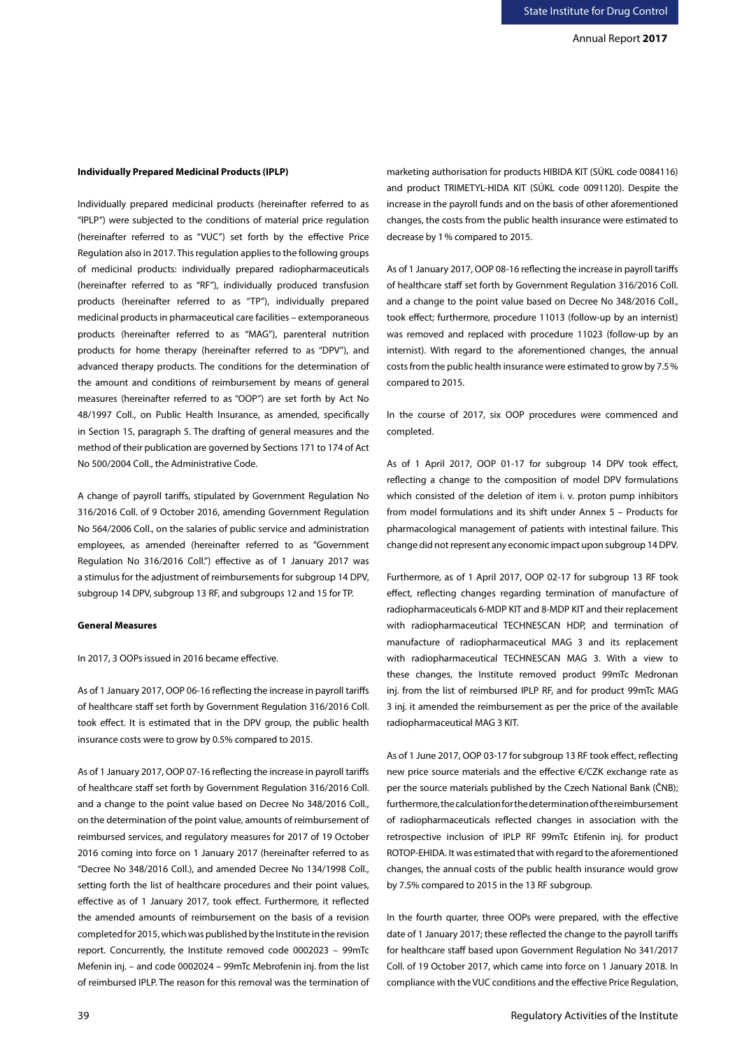**Individually Prepared Medicinal Products (IPLP)**

Individually prepared medicinal products (hereinafter referred to as "IPLP") were subjected to the conditions of material price regulation (hereinafter referred to as "VUC") set forth by the effective Price Regulation also in 2017. This regulation applies to the following groups of medicinal products: individually prepared radiopharmaceuticals (hereinafter referred to as "RF"), individually produced transfusion products (hereinafter referred to as "TP"), individually prepared medicinal products in pharmaceutical care facilities – extemporaneous products (hereinafter referred to as "MAG"), parenteral nutrition products for home therapy (hereinafter referred to as "DPV"), and advanced therapy products. The conditions for the determination of the amount and conditions of reimbursement by means of general measures (hereinafter referred to as "OOP") are set forth by Act No 48/1997 Coll., on Public Health Insurance, as amended, specifically in Section 15, paragraph 5. The drafting of general measures and the method of their publication are governed by Sections 171 to 174 of Act No 500/2004 Coll., the Administrative Code.

A change of payroll tariffs, stipulated by Government Regulation No 316/2016 Coll. of 9 October 2016, amending Government Regulation No 564/2006 Coll., on the salaries of public service and administration employees, as amended (hereinafter referred to as "Government Regulation No 316/2016 Coll.") effective as of 1 January 2017 was a stimulus for the adjustment of reimbursements for subgroup 14 DPV, subgroup 14 DPV, subgroup 13 RF, and subgroups 12 and 15 for TP.

**General Measures**

In 2017, 3 OOPs issued in 2016 became effective.

As of 1 January 2017, OOP 06-16 reflecting the increase in payroll tariffs of healthcare staff set forth by Government Regulation 316/2016 Coll. took effect. It is estimated that in the DPV group, the public health insurance costs were to grow by 0.5% compared to 2015.

As of 1 January 2017, OOP 07-16 reflecting the increase in payroll tariffs of healthcare staff set forth by Government Regulation 316/2016 Coll. and a change to the point value based on Decree No 348/2016 Coll., on the determination of the point value, amounts of reimbursement of reimbursed services, and regulatory measures for 2017 of 19 October 2016 coming into force on 1 January 2017 (hereinafter referred to as "Decree No 348/2016 Coll."), and amended Decree No 134/1998 Coll., setting forth the list of healthcare procedures and their point values, effective as of 1 January 2017, took effect. Furthermore, it reflected the amended amounts of reimbursement on the basis of a revision completed for 2015, which was published by the Institute in the revision report. Concurrently, the Institute removed code 0002023 – 99mTc Mefenin inj. – and code 0002024 – 99mTc Mebrofenin inj. from the list of reimbursed IPLP. The reason for this removal was the termination of marketing authorisation for products HIBIDA KIT (SÚKL code 0084116) and product TRIMETYL-HIDA KIT (SÚKL code 0091120). Despite the increase in the payroll funds and on the basis of other aforementioned changes, the costs from the public health insurance were estimated to decrease by 1 % compared to 2015.

As of 1 January 2017, OOP 08-16 reflecting the increase in payroll tariffs of healthcare staff set forth by Government Regulation 316/2016 Coll. and a change to the point value based on Decree No 348/2016 Coll., took effect; furthermore, procedure 11013 (follow-up by an internist) was removed and replaced with procedure 11023 (follow-up by an internist). With regard to the aforementioned changes, the annual costs from the public health insurance were estimated to grow by 7.5 % compared to 2015.

In the course of 2017, six OOP procedures were commenced and completed.

As of 1 April 2017, OOP 01-17 for subgroup 14 DPV took effect, reflecting a change to the composition of model DPV formulations which consisted of the deletion of item i. v. proton pump inhibitors from model formulations and its shift under Annex 5 – Products for pharmacological management of patients with intestinal failure. This change did not represent any economic impact upon subgroup 14 DPV.

Furthermore, as of 1 April 2017, OOP 02-17 for subgroup 13 RF took effect, reflecting changes regarding termination of manufacture of radiopharmaceuticals 6-MDP KIT and 8-MDP KIT and their replacement with radiopharmaceutical TECHNESCAN HDP, and termination of manufacture of radiopharmaceutical MAG 3 and its replacement with radiopharmaceutical TECHNESCAN MAG 3. With a view to these changes, the Institute removed product 99mTc Medronan inj. from the list of reimbursed IPLP RF, and for product 99mTc MAG 3 inj. it amended the reimbursement as per the price of the available radiopharmaceutical MAG 3 KIT.

As of 1 June 2017, OOP 03-17 for subgroup 13 RF took effect, reflecting new price source materials and the effective €/CZK exchange rate as per the source materials published by the Czech National Bank (ČNB); furthermore, the calculation for the determination of the reimbursement of radiopharmaceuticals reflected changes in association with the retrospective inclusion of IPLP RF 99mTc Etifenin inj. for product ROTOP-EHIDA. It was estimated that with regard to the aforementioned changes, the annual costs of the public health insurance would grow by 7.5% compared to 2015 in the 13 RF subgroup.

In the fourth quarter, three OOPs were prepared, with the effective date of 1 January 2017; these reflected the change to the payroll tariffs for healthcare staff based upon Government Regulation No 341/2017 Coll. of 19 October 2017, which came into force on 1 January 2018. In compliance with the VUC conditions and the effective Price Regulation,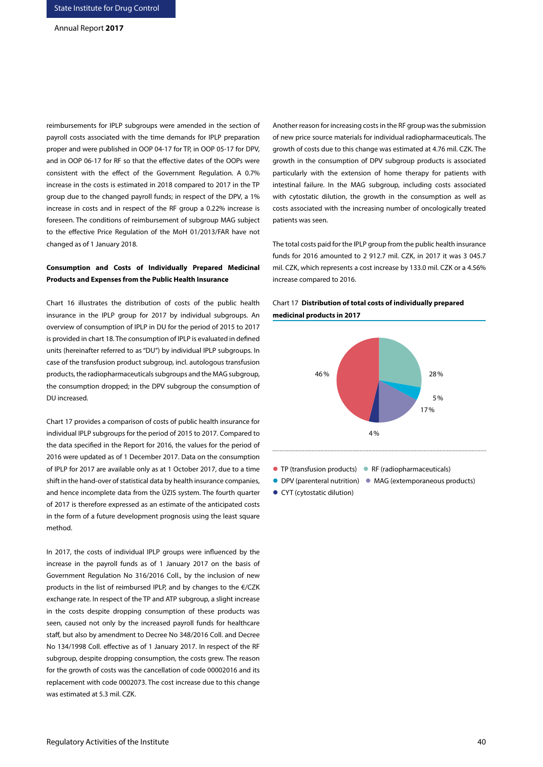reimbursements for IPLP subgroups were amended in the section of payroll costs associated with the time demands for IPLP preparation proper and were published in OOP 04-17 for TP, in OOP 05-17 for DPV, and in OOP 06-17 for RF so that the effective dates of the OOPs were consistent with the effect of the Government Regulation. A 0.7% increase in the costs is estimated in 2018 compared to 2017 in the TP group due to the changed payroll funds; in respect of the DPV, a 1% increase in costs and in respect of the RF group a 0.22% increase is foreseen. The conditions of reimbursement of subgroup MAG subject to the effective Price Regulation of the MoH 01/2013/FAR have not changed as of 1 January 2018.

**Consumption and Costs of Individually Prepared Medicinal Products and Expenses from the Public Health Insurance**

Chart 16 illustrates the distribution of costs of the public health insurance in the IPLP group for 2017 by individual subgroups. An overview of consumption of IPLP in DU for the period of 2015 to 2017 is provided in chart 18. The consumption of IPLP is evaluated in defined units (hereinafter referred to as "DU") by individual IPLP subgroups. In case of the transfusion product subgroup, incl. autologous transfusion products, the radiopharmaceuticals subgroups and the MAG subgroup, the consumption dropped; in the DPV subgroup the consumption of DU increased.

Chart 17 provides a comparison of costs of public health insurance for individual IPLP subgroups for the period of 2015 to 2017. Compared to the data specified in the Report for 2016, the values for the period of 2016 were updated as of 1 December 2017. Data on the consumption of IPLP for 2017 are available only as at 1 October 2017, due to a time shift in the hand-over of statistical data by health insurance companies, and hence incomplete data from the ÚZIS system. The fourth quarter of 2017 is therefore expressed as an estimate of the anticipated costs in the form of a future development prognosis using the least square method.

In 2017, the costs of individual IPLP groups were influenced by the increase in the payroll funds as of 1 January 2017 on the basis of Government Regulation No 316/2016 Coll., by the inclusion of new products in the list of reimbursed IPLP, and by changes to the €/CZK exchange rate. In respect of the TP and ATP subgroup, a slight increase in the costs despite dropping consumption of these products was seen, caused not only by the increased payroll funds for healthcare staff, but also by amendment to Decree No 348/2016 Coll. and Decree No 134/1998 Coll. effective as of 1 January 2017. In respect of the RF subgroup, despite dropping consumption, the costs grew. The reason for the growth of costs was the cancellation of code 00002016 and its replacement with code 0002073. The cost increase due to this change was estimated at 5.3 mil. CZK.

Another reason for increasing costs in the RF group was the submission of new price source materials for individual radiopharmaceuticals. The growth of costs due to this change was estimated at 4.76 mil. CZK. The growth in the consumption of DPV subgroup products is associated particularly with the extension of home therapy for patients with intestinal failure. In the MAG subgroup, including costs associated with cytostatic dilution, the growth in the consumption as well as costs associated with the increasing number of oncologically treated patients was seen.

The total costs paid for the IPLP group from the public health insurance funds for 2016 amounted to 2 912.7 mil. CZK, in 2017 it was 3 045.7 mil. CZK, which represents a cost increase by 133.0 mil. CZK or a 4.56% increase compared to 2016.

Chart 17 **Distribution of total costs of individually prepared medicinal products in 2017**

| Subgroup | Share |
|---|---|
| TP (transfusion products) | 46 % |
| RF (radiopharmaceuticals) | 28 % |
| DPV (parenteral nutrition) | 5 % |
| MAG (extemporaneous products) | 17 % |
| CYT (cytostatic dilution) | 4 % |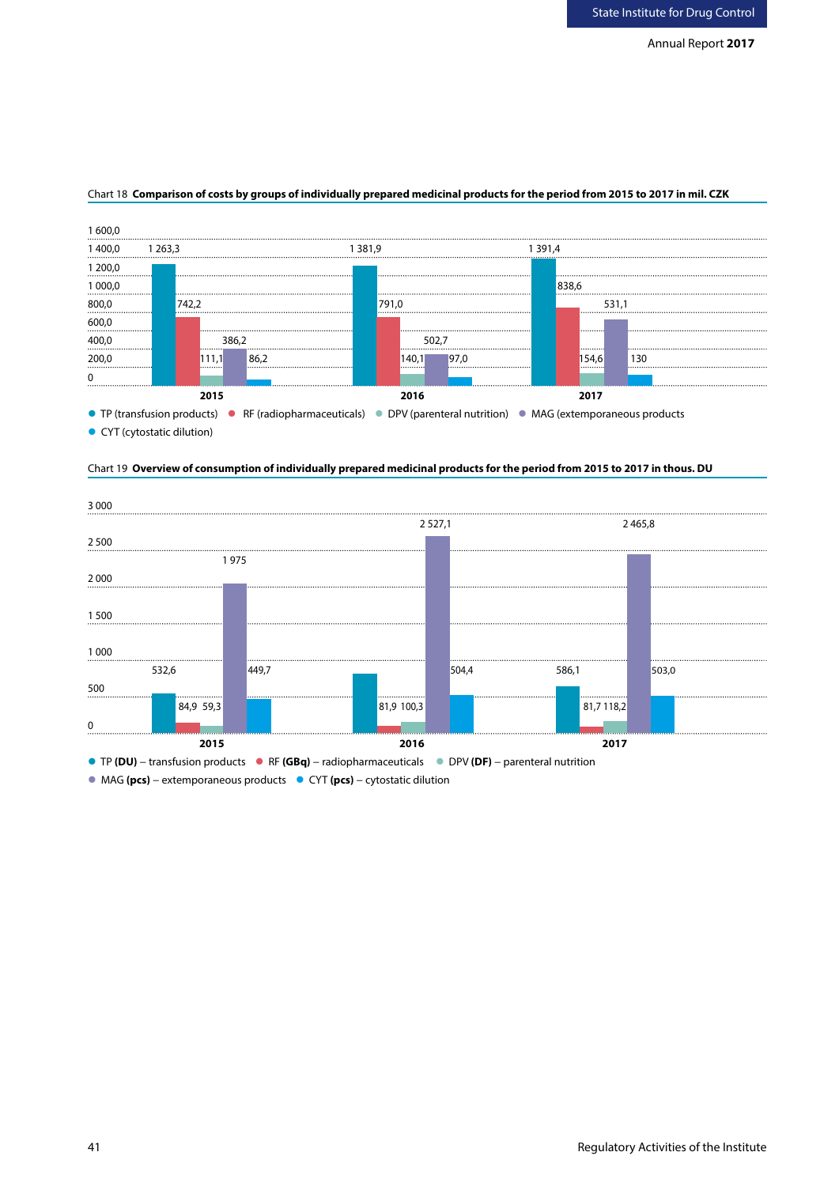Chart 18 **Comparison of costs by groups of individually prepared medicinal products for the period from 2015 to 2017 in mil. CZK**

| | TP (transfusion products) | RF (radiopharmaceuticals) | DPV (parenteral nutrition) | MAG (extemporaneous products) | CYT (cytostatic dilution) |
|---|---|---|---|---|---|
| 2015 | 1 263,3 | 742,2 | 111,1 | 386,2 | 86,2 |
| 2016 | 1 381,9 | 791,0 | 140,1 | 502,7 | 97,0 |
| 2017 | 1 391,4 | 838,6 | 154,6 | 531,1 | 130 |

Chart 19 **Overview of consumption of individually prepared medicinal products for the period from 2015 to 2017 in thous. DU**

| | TP (DU) – transfusion products | RF (GBq) – radiopharmaceuticals | DPV (DF) – parenteral nutrition | MAG (pcs) – extemporaneous products | CYT (pcs) – cytostatic dilution |
|---|---|---|---|---|---|
| 2015 | 532,6 | 84,9 | 59,3 | 1 975 | 449,7 |
| 2016 | | 81,9 | 100,3 | 2 527,1 | 504,4 |
| 2017 | 586,1 | 81,7 | 118,2 | 2 465,8 | 503,0 |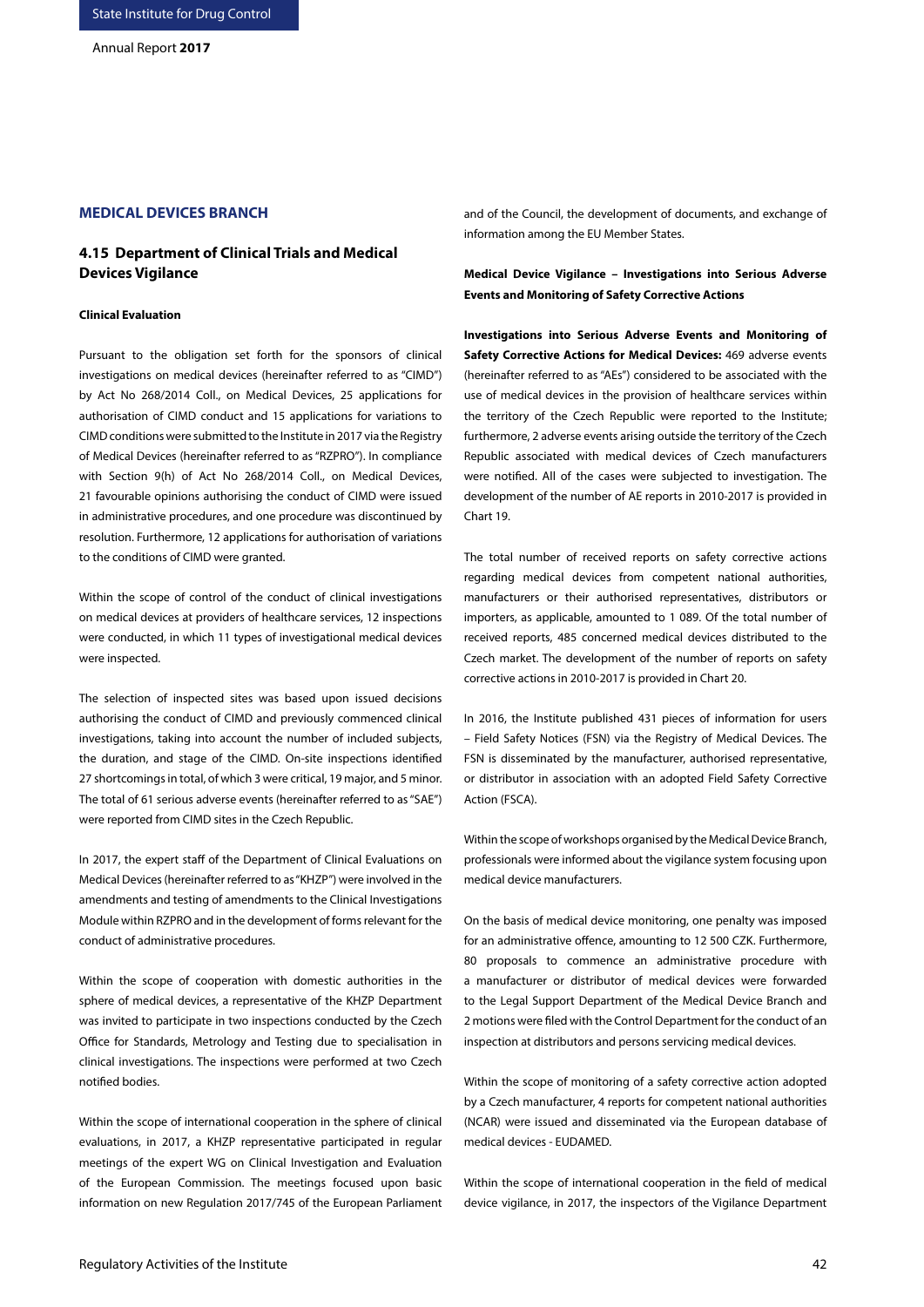## MEDICAL DEVICES BRANCH

### 4.15 Department of Clinical Trials and Medical Devices Vigilance

**Clinical Evaluation**

Pursuant to the obligation set forth for the sponsors of clinical investigations on medical devices (hereinafter referred to as "CIMD") by Act No 268/2014 Coll., on Medical Devices, 25 applications for authorisation of CIMD conduct and 15 applications for variations to CIMD conditions were submitted to the Institute in 2017 via the Registry of Medical Devices (hereinafter referred to as "RZPRO"). In compliance with Section 9(h) of Act No 268/2014 Coll., on Medical Devices, 21 favourable opinions authorising the conduct of CIMD were issued in administrative procedures, and one procedure was discontinued by resolution. Furthermore, 12 applications for authorisation of variations to the conditions of CIMD were granted.

Within the scope of control of the conduct of clinical investigations on medical devices at providers of healthcare services, 12 inspections were conducted, in which 11 types of investigational medical devices were inspected.

The selection of inspected sites was based upon issued decisions authorising the conduct of CIMD and previously commenced clinical investigations, taking into account the number of included subjects, the duration, and stage of the CIMD. On-site inspections identified 27 shortcomings in total, of which 3 were critical, 19 major, and 5 minor. The total of 61 serious adverse events (hereinafter referred to as "SAE") were reported from CIMD sites in the Czech Republic.

In 2017, the expert staff of the Department of Clinical Evaluations on Medical Devices (hereinafter referred to as "KHZP") were involved in the amendments and testing of amendments to the Clinical Investigations Module within RZPRO and in the development of forms relevant for the conduct of administrative procedures.

Within the scope of cooperation with domestic authorities in the sphere of medical devices, a representative of the KHZP Department was invited to participate in two inspections conducted by the Czech Office for Standards, Metrology and Testing due to specialisation in clinical investigations. The inspections were performed at two Czech notified bodies.

Within the scope of international cooperation in the sphere of clinical evaluations, in 2017, a KHZP representative participated in regular meetings of the expert WG on Clinical Investigation and Evaluation of the European Commission. The meetings focused upon basic information on new Regulation 2017/745 of the European Parliament and of the Council, the development of documents, and exchange of information among the EU Member States.

**Medical Device Vigilance – Investigations into Serious Adverse Events and Monitoring of Safety Corrective Actions**

**Investigations into Serious Adverse Events and Monitoring of Safety Corrective Actions for Medical Devices:** 469 adverse events (hereinafter referred to as "AEs") considered to be associated with the use of medical devices in the provision of healthcare services within the territory of the Czech Republic were reported to the Institute; furthermore, 2 adverse events arising outside the territory of the Czech Republic associated with medical devices of Czech manufacturers were notified. All of the cases were subjected to investigation. The development of the number of AE reports in 2010-2017 is provided in Chart 19.

The total number of received reports on safety corrective actions regarding medical devices from competent national authorities, manufacturers or their authorised representatives, distributors or importers, as applicable, amounted to 1 089. Of the total number of received reports, 485 concerned medical devices distributed to the Czech market. The development of the number of reports on safety corrective actions in 2010-2017 is provided in Chart 20.

In 2016, the Institute published 431 pieces of information for users – Field Safety Notices (FSN) via the Registry of Medical Devices. The FSN is disseminated by the manufacturer, authorised representative, or distributor in association with an adopted Field Safety Corrective Action (FSCA).

Within the scope of workshops organised by the Medical Device Branch, professionals were informed about the vigilance system focusing upon medical device manufacturers.

On the basis of medical device monitoring, one penalty was imposed for an administrative offence, amounting to 12 500 CZK. Furthermore, 80 proposals to commence an administrative procedure with a manufacturer or distributor of medical devices were forwarded to the Legal Support Department of the Medical Device Branch and 2 motions were filed with the Control Department for the conduct of an inspection at distributors and persons servicing medical devices.

Within the scope of monitoring of a safety corrective action adopted by a Czech manufacturer, 4 reports for competent national authorities (NCAR) were issued and disseminated via the European database of medical devices - EUDAMED.

Within the scope of international cooperation in the field of medical device vigilance, in 2017, the inspectors of the Vigilance Department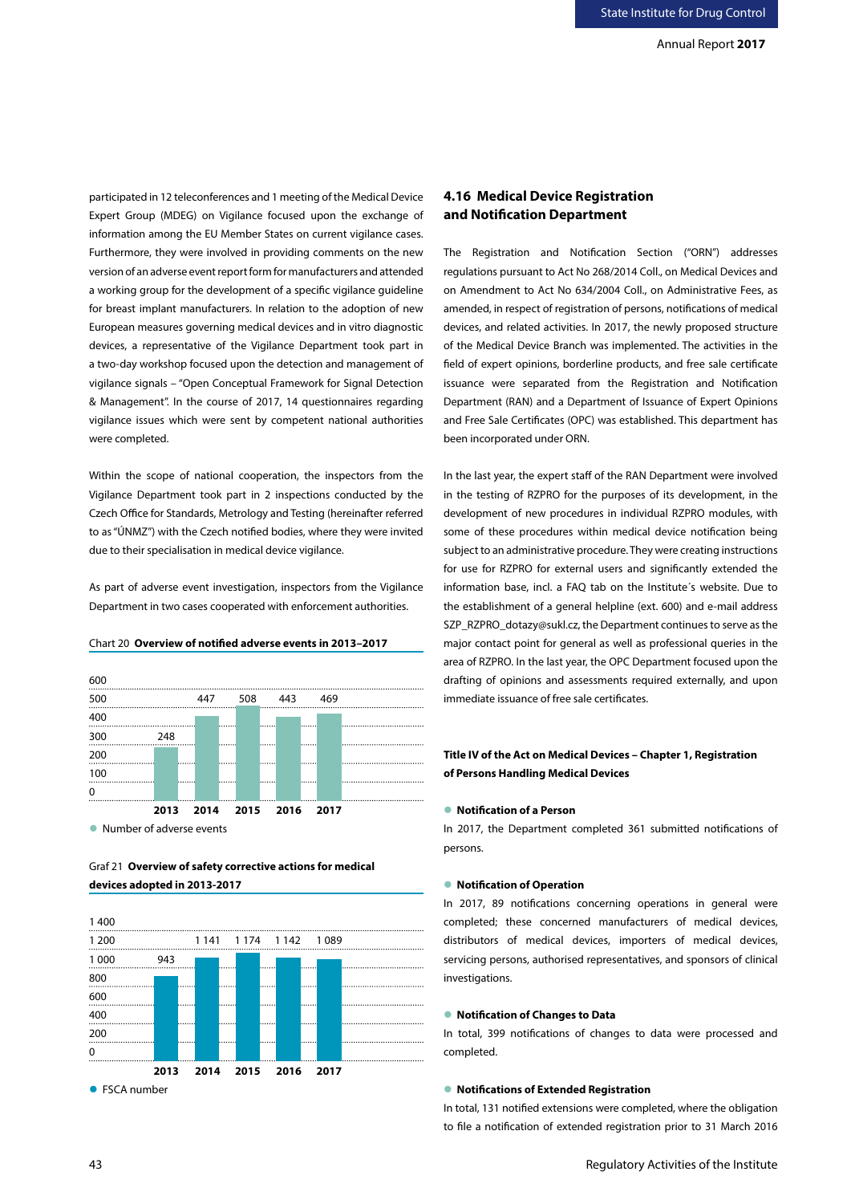participated in 12 teleconferences and 1 meeting of the Medical Device Expert Group (MDEG) on Vigilance focused upon the exchange of information among the EU Member States on current vigilance cases. Furthermore, they were involved in providing comments on the new version of an adverse event report form for manufacturers and attended a working group for the development of a specific vigilance guideline for breast implant manufacturers. In relation to the adoption of new European measures governing medical devices and in vitro diagnostic devices, a representative of the Vigilance Department took part in a two-day workshop focused upon the detection and management of vigilance signals – "Open Conceptual Framework for Signal Detection & Management". In the course of 2017, 14 questionnaires regarding vigilance issues which were sent by competent national authorities were completed.

Within the scope of national cooperation, the inspectors from the Vigilance Department took part in 2 inspections conducted by the Czech Office for Standards, Metrology and Testing (hereinafter referred to as "ÚNMZ") with the Czech notified bodies, where they were invited due to their specialisation in medical device vigilance.

As part of adverse event investigation, inspectors from the Vigilance Department in two cases cooperated with enforcement authorities.

Chart 20 **Overview of notified adverse events in 2013–2017**

| Year | Number of adverse events |
|---|---|
| 2013 | 248 |
| 2014 | 447 |
| 2015 | 508 |
| 2016 | 443 |
| 2017 | 469 |

Graf 21 **Overview of safety corrective actions for medical devices adopted in 2013-2017**

| Year | FSCA number |
|---|---|
| 2013 | 943 |
| 2014 | 1 141 |
| 2015 | 1 174 |
| 2016 | 1 142 |
| 2017 | 1 089 |

## 4.16 Medical Device Registration and Notification Department

The Registration and Notification Section ("ORN") addresses regulations pursuant to Act No 268/2014 Coll., on Medical Devices and on Amendment to Act No 634/2004 Coll., on Administrative Fees, as amended, in respect of registration of persons, notifications of medical devices, and related activities. In 2017, the newly proposed structure of the Medical Device Branch was implemented. The activities in the field of expert opinions, borderline products, and free sale certificate issuance were separated from the Registration and Notification Department (RAN) and a Department of Issuance of Expert Opinions and Free Sale Certificates (OPC) was established. This department has been incorporated under ORN.

In the last year, the expert staff of the RAN Department were involved in the testing of RZPRO for the purposes of its development, in the development of new procedures in individual RZPRO modules, with some of these procedures within medical device notification being subject to an administrative procedure. They were creating instructions for use for RZPRO for external users and significantly extended the information base, incl. a FAQ tab on the Institute´s website. Due to the establishment of a general helpline (ext. 600) and e-mail address SZP_RZPRO_dotazy@sukl.cz, the Department continues to serve as the major contact point for general as well as professional queries in the area of RZPRO. In the last year, the OPC Department focused upon the drafting of opinions and assessments required externally, and upon immediate issuance of free sale certificates.

**Title IV of the Act on Medical Devices – Chapter 1, Registration of Persons Handling Medical Devices**

- **Notification of a Person**

In 2017, the Department completed 361 submitted notifications of persons.

- **Notification of Operation**

In 2017, 89 notifications concerning operations in general were completed; these concerned manufacturers of medical devices, distributors of medical devices, importers of medical devices, servicing persons, authorised representatives, and sponsors of clinical investigations.

- **Notification of Changes to Data**

In total, 399 notifications of changes to data were processed and completed.

- **Notifications of Extended Registration**

In total, 131 notified extensions were completed, where the obligation to file a notification of extended registration prior to 31 March 2016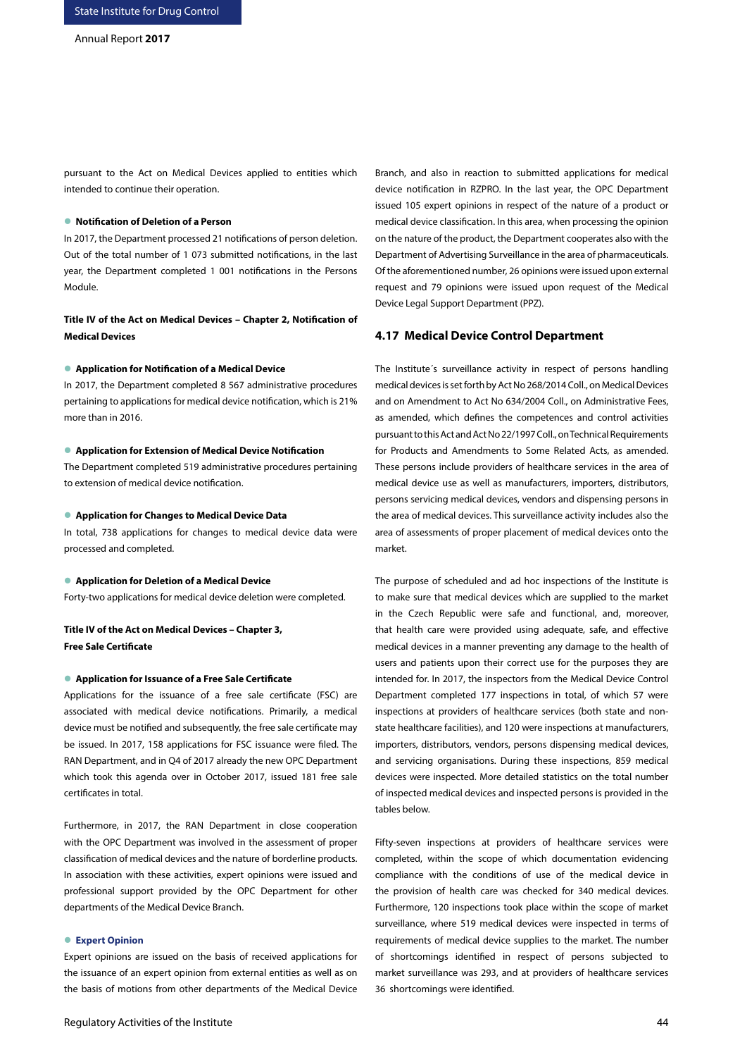pursuant to the Act on Medical Devices applied to entities which intended to continue their operation.

- **Notification of Deletion of a Person**

In 2017, the Department processed 21 notifications of person deletion. Out of the total number of 1 073 submitted notifications, in the last year, the Department completed 1 001 notifications in the Persons Module.

**Title IV of the Act on Medical Devices – Chapter 2, Notification of Medical Devices**

- **Application for Notification of a Medical Device**

In 2017, the Department completed 8 567 administrative procedures pertaining to applications for medical device notification, which is 21% more than in 2016.

- **Application for Extension of Medical Device Notification**

The Department completed 519 administrative procedures pertaining to extension of medical device notification.

- **Application for Changes to Medical Device Data**

In total, 738 applications for changes to medical device data were processed and completed.

- **Application for Deletion of a Medical Device**

Forty-two applications for medical device deletion were completed.

**Title IV of the Act on Medical Devices – Chapter 3, Free Sale Certificate**

- **Application for Issuance of a Free Sale Certificate**

Applications for the issuance of a free sale certificate (FSC) are associated with medical device notifications. Primarily, a medical device must be notified and subsequently, the free sale certificate may be issued. In 2017, 158 applications for FSC issuance were filed. The RAN Department, and in Q4 of 2017 already the new OPC Department which took this agenda over in October 2017, issued 181 free sale certificates in total.

Furthermore, in 2017, the RAN Department in close cooperation with the OPC Department was involved in the assessment of proper classification of medical devices and the nature of borderline products. In association with these activities, expert opinions were issued and professional support provided by the OPC Department for other departments of the Medical Device Branch.

- **Expert Opinion**

Expert opinions are issued on the basis of received applications for the issuance of an expert opinion from external entities as well as on the basis of motions from other departments of the Medical Device Branch, and also in reaction to submitted applications for medical device notification in RZPRO. In the last year, the OPC Department issued 105 expert opinions in respect of the nature of a product or medical device classification. In this area, when processing the opinion on the nature of the product, the Department cooperates also with the Department of Advertising Surveillance in the area of pharmaceuticals. Of the aforementioned number, 26 opinions were issued upon external request and 79 opinions were issued upon request of the Medical Device Legal Support Department (PPZ).

## 4.17 Medical Device Control Department

The Institute´s surveillance activity in respect of persons handling medical devices is set forth by Act No 268/2014 Coll., on Medical Devices and on Amendment to Act No 634/2004 Coll., on Administrative Fees, as amended, which defines the competences and control activities pursuant to this Act and Act No 22/1997 Coll., on Technical Requirements for Products and Amendments to Some Related Acts, as amended. These persons include providers of healthcare services in the area of medical device use as well as manufacturers, importers, distributors, persons servicing medical devices, vendors and dispensing persons in the area of medical devices. This surveillance activity includes also the area of assessments of proper placement of medical devices onto the market.

The purpose of scheduled and ad hoc inspections of the Institute is to make sure that medical devices which are supplied to the market in the Czech Republic were safe and functional, and, moreover, that health care were provided using adequate, safe, and effective medical devices in a manner preventing any damage to the health of users and patients upon their correct use for the purposes they are intended for. In 2017, the inspectors from the Medical Device Control Department completed 177 inspections in total, of which 57 were inspections at providers of healthcare services (both state and non-state healthcare facilities), and 120 were inspections at manufacturers, importers, distributors, vendors, persons dispensing medical devices, and servicing organisations. During these inspections, 859 medical devices were inspected. More detailed statistics on the total number of inspected medical devices and inspected persons is provided in the tables below.

Fifty-seven inspections at providers of healthcare services were completed, within the scope of which documentation evidencing compliance with the conditions of use of the medical device in the provision of health care was checked for 340 medical devices. Furthermore, 120 inspections took place within the scope of market surveillance, where 519 medical devices were inspected in terms of requirements of medical device supplies to the market. The number of shortcomings identified in respect of persons subjected to market surveillance was 293, and at providers of healthcare services 36 shortcomings were identified.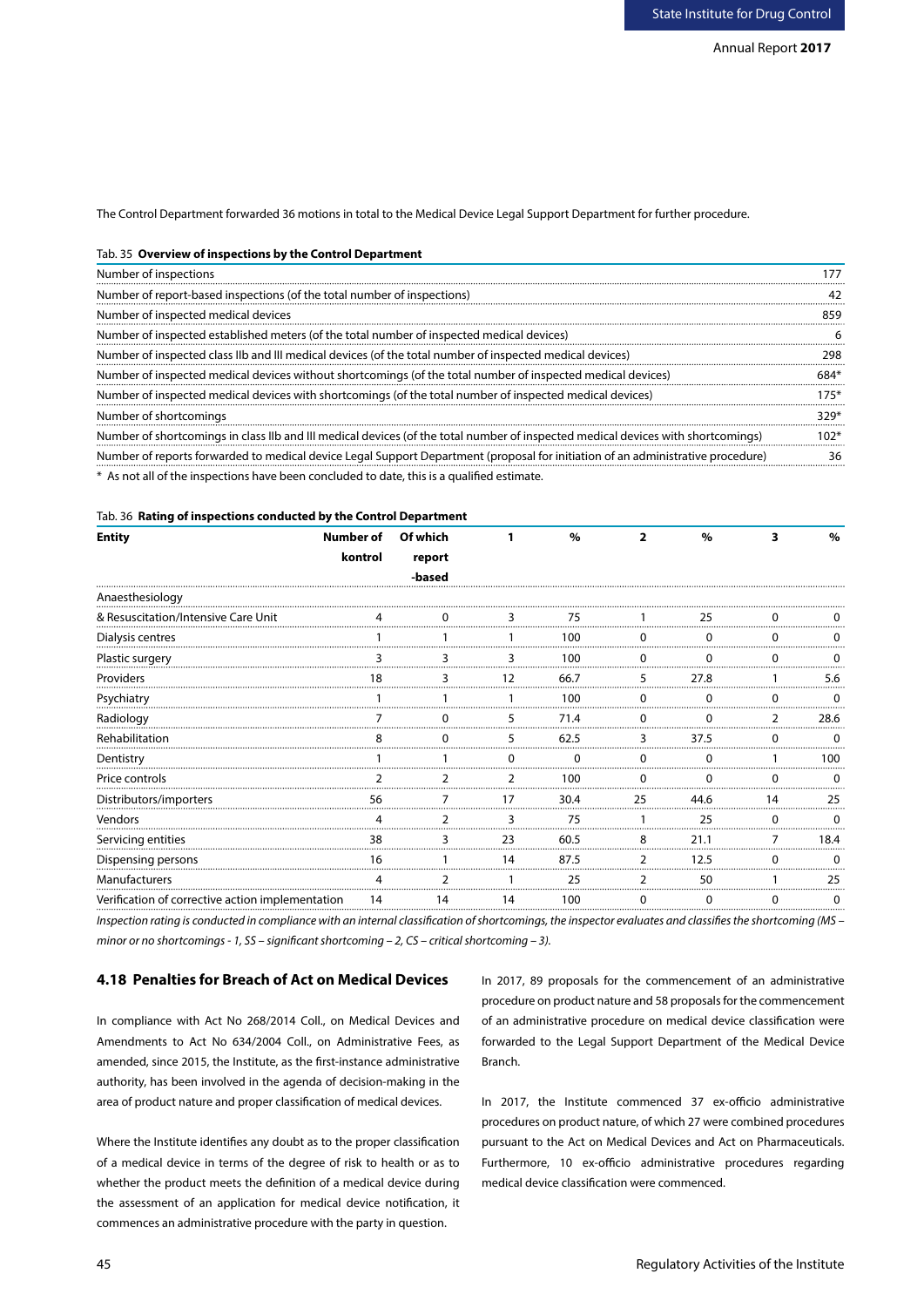The Control Department forwarded 36 motions in total to the Medical Device Legal Support Department for further procedure.

Tab. 35 **Overview of inspections by the Control Department**

| | |
|---|---|
| Number of inspections | 177 |
| Number of report-based inspections (of the total number of inspections) | 42 |
| Number of inspected medical devices | 859 |
| Number of inspected established meters (of the total number of inspected medical devices) | 6 |
| Number of inspected class IIb and III medical devices (of the total number of inspected medical devices) | 298 |
| Number of inspected medical devices without shortcomings (of the total number of inspected medical devices) | 684* |
| Number of inspected medical devices with shortcomings (of the total number of inspected medical devices) | 175* |
| Number of shortcomings | 329* |
| Number of shortcomings in class IIb and III medical devices (of the total number of inspected medical devices with shortcomings) | 102* |
| Number of reports forwarded to medical device Legal Support Department (proposal for initiation of an administrative procedure) | 36 |

\* As not all of the inspections have been concluded to date, this is a qualified estimate.

Tab. 36 **Rating of inspections conducted by the Control Department**

| Entity | Number of kontrol | Of which report -based | 1 | % | 2 | % | 3 | % |
|---|---|---|---|---|---|---|---|---|
| Anaesthesiology & Resuscitation/Intensive Care Unit | 4 | 0 | 3 | 75 | 1 | 25 | 0 | 0 |
| Dialysis centres | 1 | 1 | 1 | 100 | 0 | 0 | 0 | 0 |
| Plastic surgery | 3 | 3 | 3 | 100 | 0 | 0 | 0 | 0 |
| Providers | 18 | 3 | 12 | 66.7 | 5 | 27.8 | 1 | 5.6 |
| Psychiatry | 1 | 1 | 1 | 100 | 0 | 0 | 0 | 0 |
| Radiology | 7 | 0 | 5 | 71.4 | 0 | 0 | 2 | 28.6 |
| Rehabilitation | 8 | 0 | 5 | 62.5 | 3 | 37.5 | 0 | 0 |
| Dentistry | 1 | 1 | 0 | 0 | 0 | 0 | 1 | 100 |
| Price controls | 2 | 2 | 2 | 100 | 0 | 0 | 0 | 0 |
| Distributors/importers | 56 | 7 | 17 | 30.4 | 25 | 44.6 | 14 | 25 |
| Vendors | 4 | 2 | 3 | 75 | 1 | 25 | 0 | 0 |
| Servicing entities | 38 | 3 | 23 | 60.5 | 8 | 21.1 | 7 | 18.4 |
| Dispensing persons | 16 | 1 | 14 | 87.5 | 2 | 12.5 | 0 | 0 |
| Manufacturers | 4 | 2 | 1 | 25 | 2 | 50 | 1 | 25 |
| Verification of corrective action implementation | 14 | 14 | 14 | 100 | 0 | 0 | 0 | 0 |

*Inspection rating is conducted in compliance with an internal classification of shortcomings, the inspector evaluates and classifies the shortcoming (MS – minor or no shortcomings - 1, SS – significant shortcoming – 2, CS – critical shortcoming – 3).*

## 4.18 Penalties for Breach of Act on Medical Devices

In compliance with Act No 268/2014 Coll., on Medical Devices and Amendments to Act No 634/2004 Coll., on Administrative Fees, as amended, since 2015, the Institute, as the first-instance administrative authority, has been involved in the agenda of decision-making in the area of product nature and proper classification of medical devices.

Where the Institute identifies any doubt as to the proper classification of a medical device in terms of the degree of risk to health or as to whether the product meets the definition of a medical device during the assessment of an application for medical device notification, it commences an administrative procedure with the party in question.

In 2017, 89 proposals for the commencement of an administrative procedure on product nature and 58 proposals for the commencement of an administrative procedure on medical device classification were forwarded to the Legal Support Department of the Medical Device Branch.

In 2017, the Institute commenced 37 ex-officio administrative procedures on product nature, of which 27 were combined procedures pursuant to the Act on Medical Devices and Act on Pharmaceuticals. Furthermore, 10 ex-officio administrative procedures regarding medical device classification were commenced.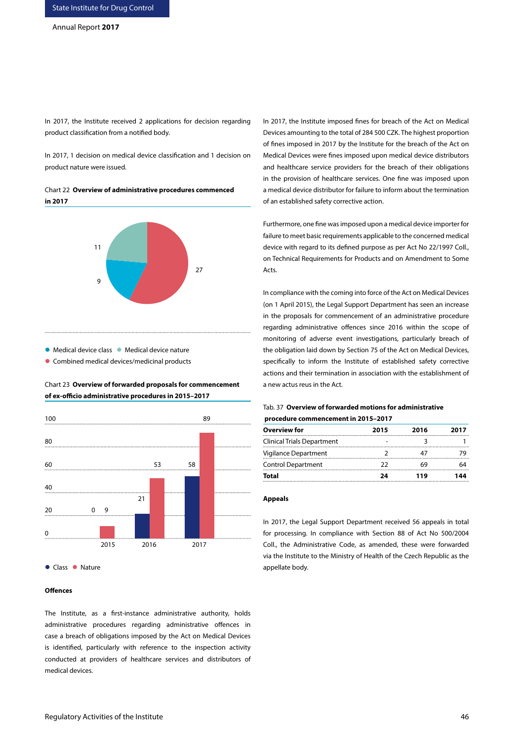In 2017, the Institute received 2 applications for decision regarding product classification from a notified body.

In 2017, 1 decision on medical device classification and 1 decision on product nature were issued.

Chart 22 **Overview of administrative procedures commenced in 2017**

| Category | Value |
|---|---|
| Medical device class | 9 |
| Medical device nature | 11 |
| Combined medical devices/medicinal products | 27 |

Chart 23 **Overview of forwarded proposals for commencement of ex-officio administrative procedures in 2015–2017**

| Year | Class | Nature |
|---|---|---|
| 2015 | 0 | 9 |
| 2016 | 21 | 53 |
| 2017 | 58 | 89 |

### Offences

The Institute, as a first-instance administrative authority, holds administrative procedures regarding administrative offences in case a breach of obligations imposed by the Act on Medical Devices is identified, particularly with reference to the inspection activity conducted at providers of healthcare services and distributors of medical devices.

In 2017, the Institute imposed fines for breach of the Act on Medical Devices amounting to the total of 284 500 CZK. The highest proportion of fines imposed in 2017 by the Institute for the breach of the Act on Medical Devices were fines imposed upon medical device distributors and healthcare service providers for the breach of their obligations in the provision of healthcare services. One fine was imposed upon a medical device distributor for failure to inform about the termination of an established safety corrective action.

Furthermore, one fine was imposed upon a medical device importer for failure to meet basic requirements applicable to the concerned medical device with regard to its defined purpose as per Act No 22/1997 Coll., on Technical Requirements for Products and on Amendment to Some Acts.

In compliance with the coming into force of the Act on Medical Devices (on 1 April 2015), the Legal Support Department has seen an increase in the proposals for commencement of an administrative procedure regarding administrative offences since 2016 within the scope of monitoring of adverse event investigations, particularly breach of the obligation laid down by Section 75 of the Act on Medical Devices, specifically to inform the Institute of established safety corrective actions and their termination in association with the establishment of a new actus reus in the Act.

Tab. 37 **Overview of forwarded motions for administrative procedure commencement in 2015–2017**

| Overview for | 2015 | 2016 | 2017 |
|---|---|---|---|
| Clinical Trials Department | - | 3 | 1 |
| Vigilance Department | 2 | 47 | 79 |
| Control Department | 22 | 69 | 64 |
| **Total** | **24** | **119** | **144** |

### Appeals

In 2017, the Legal Support Department received 56 appeals in total for processing. In compliance with Section 88 of Act No 500/2004 Coll., the Administrative Code, as amended, these were forwarded via the Institute to the Ministry of Health of the Czech Republic as the appellate body.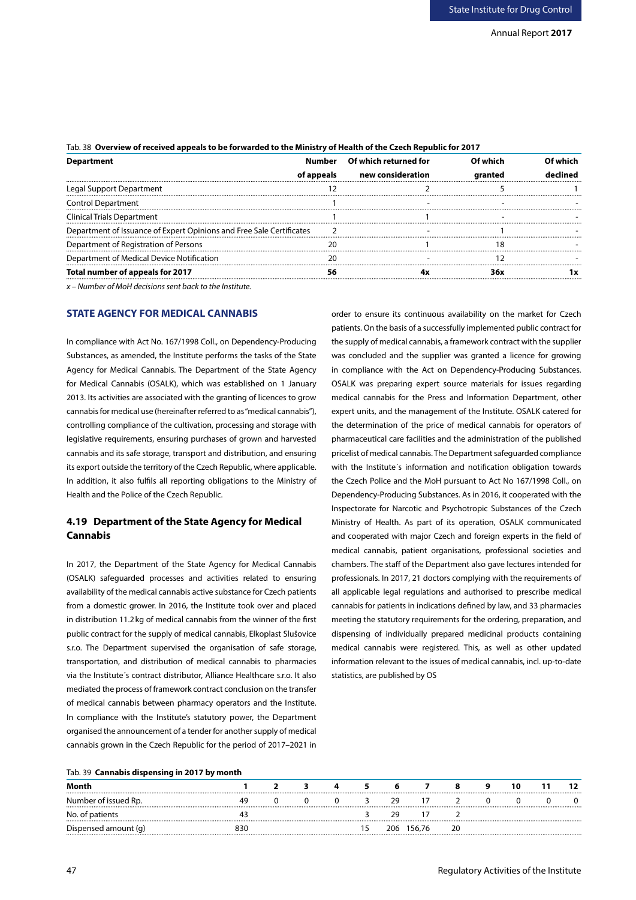Tab. 38 **Overview of received appeals to be forwarded to the Ministry of Health of the Czech Republic for 2017**

| Department | Number of appeals | Of which returned for new consideration | Of which granted | Of which declined |
|---|---|---|---|---|
| Legal Support Department | 12 | 2 | 5 | 1 |
| Control Department | 1 | - | - | - |
| Clinical Trials Department | 1 | 1 | - | - |
| Department of Issuance of Expert Opinions and Free Sale Certificates | 2 | - | 1 | - |
| Department of Registration of Persons | 20 | 1 | 18 | - |
| Department of Medical Device Notification | 20 | - | 12 | - |
| **Total number of appeals for 2017** | **56** | **4x** | **36x** | **1x** |

*x – Number of MoH decisions sent back to the Institute.*

## STATE AGENCY FOR MEDICAL CANNABIS

In compliance with Act No. 167/1998 Coll., on Dependency-Producing Substances, as amended, the Institute performs the tasks of the State Agency for Medical Cannabis. The Department of the State Agency for Medical Cannabis (OSALK), which was established on 1 January 2013. Its activities are associated with the granting of licences to grow cannabis for medical use (hereinafter referred to as "medical cannabis"), controlling compliance of the cultivation, processing and storage with legislative requirements, ensuring purchases of grown and harvested cannabis and its safe storage, transport and distribution, and ensuring its export outside the territory of the Czech Republic, where applicable. In addition, it also fulfils all reporting obligations to the Ministry of Health and the Police of the Czech Republic.

### 4.19 Department of the State Agency for Medical Cannabis

In 2017, the Department of the State Agency for Medical Cannabis (OSALK) safeguarded processes and activities related to ensuring availability of the medical cannabis active substance for Czech patients from a domestic grower. In 2016, the Institute took over and placed in distribution 11.2 kg of medical cannabis from the winner of the first public contract for the supply of medical cannabis, Elkoplast Slušovice s.r.o. The Department supervised the organisation of safe storage, transportation, and distribution of medical cannabis to pharmacies via the Institute´s contract distributor, Alliance Healthcare s.r.o. It also mediated the process of framework contract conclusion on the transfer of medical cannabis between pharmacy operators and the Institute. In compliance with the Institute's statutory power, the Department organised the announcement of a tender for another supply of medical cannabis grown in the Czech Republic for the period of 2017–2021 in order to ensure its continuous availability on the market for Czech patients. On the basis of a successfully implemented public contract for the supply of medical cannabis, a framework contract with the supplier was concluded and the supplier was granted a licence for growing in compliance with the Act on Dependency-Producing Substances. OSALK was preparing expert source materials for issues regarding medical cannabis for the Press and Information Department, other expert units, and the management of the Institute. OSALK catered for the determination of the price of medical cannabis for operators of pharmaceutical care facilities and the administration of the published pricelist of medical cannabis. The Department safeguarded compliance with the Institute´s information and notification obligation towards the Czech Police and the MoH pursuant to Act No 167/1998 Coll., on Dependency-Producing Substances. As in 2016, it cooperated with the Inspectorate for Narcotic and Psychotropic Substances of the Czech Ministry of Health. As part of its operation, OSALK communicated and cooperated with major Czech and foreign experts in the field of medical cannabis, patient organisations, professional societies and chambers. The staff of the Department also gave lectures intended for professionals. In 2017, 21 doctors complying with the requirements of all applicable legal regulations and authorised to prescribe medical cannabis for patients in indications defined by law, and 33 pharmacies meeting the statutory requirements for the ordering, preparation, and dispensing of individually prepared medicinal products containing medical cannabis were registered. This, as well as other updated information relevant to the issues of medical cannabis, incl. up-to-date statistics, are published by OS

Tab. 39 **Cannabis dispensing in 2017 by month**

| Month | 1 | 2 | 3 | 4 | 5 | 6 | 7 | 8 | 9 | 10 | 11 | 12 |
|---|---|---|---|---|---|---|---|---|---|---|---|---|
| Number of issued Rp. | 49 | 0 | 0 | 0 | 3 | 29 | 17 | 2 | 0 | 0 | 0 | 0 |
| No. of patients | 43 | | | | 3 | 29 | 17 | 2 | | | | |
| Dispensed amount (g) | 830 | | | | 15 | 206 | 156,76 | 20 | | | | |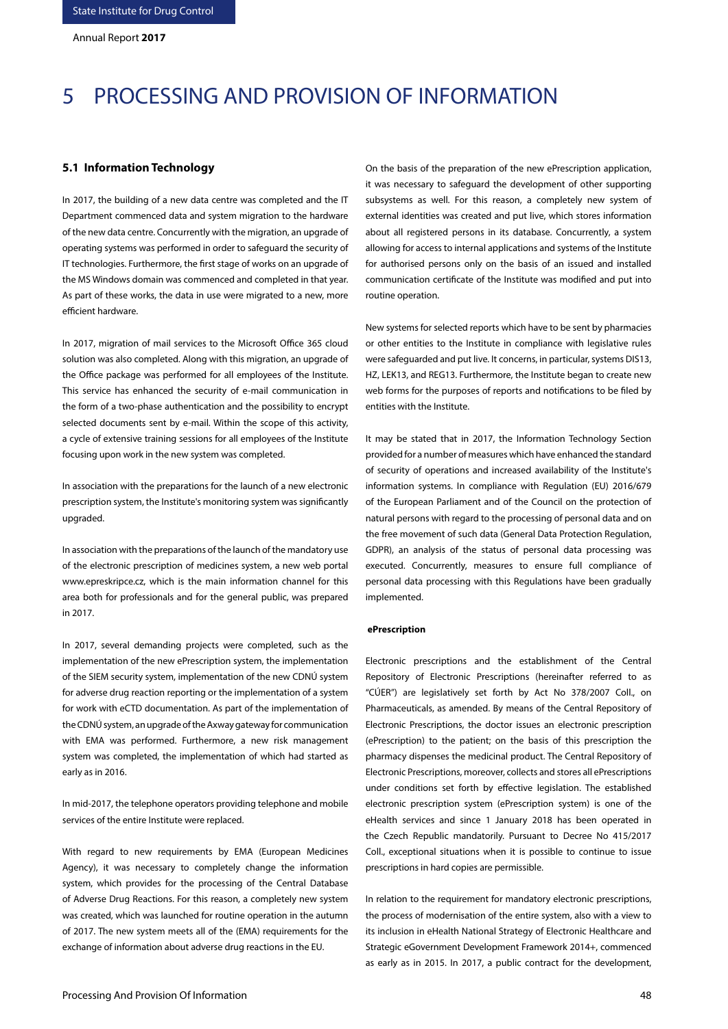# 5 PROCESSING AND PROVISION OF INFORMATION

## 5.1 Information Technology

In 2017, the building of a new data centre was completed and the IT Department commenced data and system migration to the hardware of the new data centre. Concurrently with the migration, an upgrade of operating systems was performed in order to safeguard the security of IT technologies. Furthermore, the first stage of works on an upgrade of the MS Windows domain was commenced and completed in that year. As part of these works, the data in use were migrated to a new, more efficient hardware.

In 2017, migration of mail services to the Microsoft Office 365 cloud solution was also completed. Along with this migration, an upgrade of the Office package was performed for all employees of the Institute. This service has enhanced the security of e-mail communication in the form of a two-phase authentication and the possibility to encrypt selected documents sent by e-mail. Within the scope of this activity, a cycle of extensive training sessions for all employees of the Institute focusing upon work in the new system was completed.

In association with the preparations for the launch of a new electronic prescription system, the Institute's monitoring system was significantly upgraded.

In association with the preparations of the launch of the mandatory use of the electronic prescription of medicines system, a new web portal www.epreskripce.cz, which is the main information channel for this area both for professionals and for the general public, was prepared in 2017.

In 2017, several demanding projects were completed, such as the implementation of the new ePrescription system, the implementation of the SIEM security system, implementation of the new CDNÚ system for adverse drug reaction reporting or the implementation of a system for work with eCTD documentation. As part of the implementation of the CDNÚ system, an upgrade of the Axway gateway for communication with EMA was performed. Furthermore, a new risk management system was completed, the implementation of which had started as early as in 2016.

In mid-2017, the telephone operators providing telephone and mobile services of the entire Institute were replaced.

With regard to new requirements by EMA (European Medicines Agency), it was necessary to completely change the information system, which provides for the processing of the Central Database of Adverse Drug Reactions. For this reason, a completely new system was created, which was launched for routine operation in the autumn of 2017. The new system meets all of the (EMA) requirements for the exchange of information about adverse drug reactions in the EU.

On the basis of the preparation of the new ePrescription application, it was necessary to safeguard the development of other supporting subsystems as well. For this reason, a completely new system of external identities was created and put live, which stores information about all registered persons in its database. Concurrently, a system allowing for access to internal applications and systems of the Institute for authorised persons only on the basis of an issued and installed communication certificate of the Institute was modified and put into routine operation.

New systems for selected reports which have to be sent by pharmacies or other entities to the Institute in compliance with legislative rules were safeguarded and put live. It concerns, in particular, systems DIS13, HZ, LEK13, and REG13. Furthermore, the Institute began to create new web forms for the purposes of reports and notifications to be filed by entities with the Institute.

It may be stated that in 2017, the Information Technology Section provided for a number of measures which have enhanced the standard of security of operations and increased availability of the Institute's information systems. In compliance with Regulation (EU) 2016/679 of the European Parliament and of the Council on the protection of natural persons with regard to the processing of personal data and on the free movement of such data (General Data Protection Regulation, GDPR), an analysis of the status of personal data processing was executed. Concurrently, measures to ensure full compliance of personal data processing with this Regulations have been gradually implemented.

**ePrescription**

Electronic prescriptions and the establishment of the Central Repository of Electronic Prescriptions (hereinafter referred to as "CÚER") are legislatively set forth by Act No 378/2007 Coll., on Pharmaceuticals, as amended. By means of the Central Repository of Electronic Prescriptions, the doctor issues an electronic prescription (ePrescription) to the patient; on the basis of this prescription the pharmacy dispenses the medicinal product. The Central Repository of Electronic Prescriptions, moreover, collects and stores all ePrescriptions under conditions set forth by effective legislation. The established electronic prescription system (ePrescription system) is one of the eHealth services and since 1 January 2018 has been operated in the Czech Republic mandatorily. Pursuant to Decree No 415/2017 Coll., exceptional situations when it is possible to continue to issue prescriptions in hard copies are permissible.

In relation to the requirement for mandatory electronic prescriptions, the process of modernisation of the entire system, also with a view to its inclusion in eHealth National Strategy of Electronic Healthcare and Strategic eGovernment Development Framework 2014+, commenced as early as in 2015. In 2017, a public contract for the development,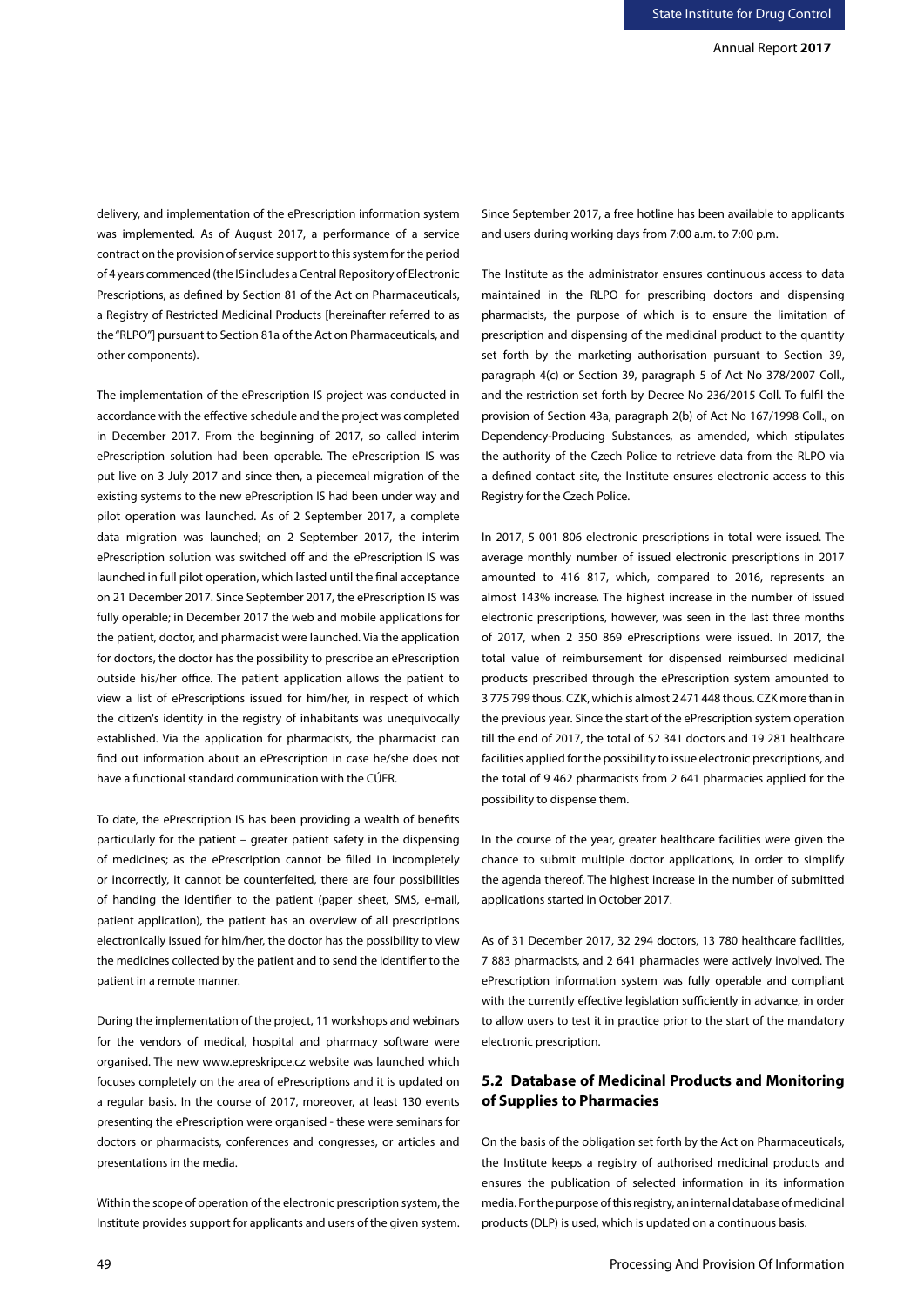delivery, and implementation of the ePrescription information system was implemented. As of August 2017, a performance of a service contract on the provision of service support to this system for the period of 4 years commenced (the IS includes a Central Repository of Electronic Prescriptions, as defined by Section 81 of the Act on Pharmaceuticals, a Registry of Restricted Medicinal Products [hereinafter referred to as the "RLPO"] pursuant to Section 81a of the Act on Pharmaceuticals, and other components).

The implementation of the ePrescription IS project was conducted in accordance with the effective schedule and the project was completed in December 2017. From the beginning of 2017, so called interim ePrescription solution had been operable. The ePrescription IS was put live on 3 July 2017 and since then, a piecemeal migration of the existing systems to the new ePrescription IS had been under way and pilot operation was launched. As of 2 September 2017, a complete data migration was launched; on 2 September 2017, the interim ePrescription solution was switched off and the ePrescription IS was launched in full pilot operation, which lasted until the final acceptance on 21 December 2017. Since September 2017, the ePrescription IS was fully operable; in December 2017 the web and mobile applications for the patient, doctor, and pharmacist were launched. Via the application for doctors, the doctor has the possibility to prescribe an ePrescription outside his/her office. The patient application allows the patient to view a list of ePrescriptions issued for him/her, in respect of which the citizen's identity in the registry of inhabitants was unequivocally established. Via the application for pharmacists, the pharmacist can find out information about an ePrescription in case he/she does not have a functional standard communication with the CÚER.

To date, the ePrescription IS has been providing a wealth of benefits particularly for the patient – greater patient safety in the dispensing of medicines; as the ePrescription cannot be filled in incompletely or incorrectly, it cannot be counterfeited, there are four possibilities of handing the identifier to the patient (paper sheet, SMS, e-mail, patient application), the patient has an overview of all prescriptions electronically issued for him/her, the doctor has the possibility to view the medicines collected by the patient and to send the identifier to the patient in a remote manner.

During the implementation of the project, 11 workshops and webinars for the vendors of medical, hospital and pharmacy software were organised. The new www.epreskripce.cz website was launched which focuses completely on the area of ePrescriptions and it is updated on a regular basis. In the course of 2017, moreover, at least 130 events presenting the ePrescription were organised - these were seminars for doctors or pharmacists, conferences and congresses, or articles and presentations in the media.

Within the scope of operation of the electronic prescription system, the Institute provides support for applicants and users of the given system. Since September 2017, a free hotline has been available to applicants and users during working days from 7:00 a.m. to 7:00 p.m.

The Institute as the administrator ensures continuous access to data maintained in the RLPO for prescribing doctors and dispensing pharmacists, the purpose of which is to ensure the limitation of prescription and dispensing of the medicinal product to the quantity set forth by the marketing authorisation pursuant to Section 39, paragraph 4(c) or Section 39, paragraph 5 of Act No 378/2007 Coll., and the restriction set forth by Decree No 236/2015 Coll. To fulfil the provision of Section 43a, paragraph 2(b) of Act No 167/1998 Coll., on Dependency-Producing Substances, as amended, which stipulates the authority of the Czech Police to retrieve data from the RLPO via a defined contact site, the Institute ensures electronic access to this Registry for the Czech Police.

In 2017, 5 001 806 electronic prescriptions in total were issued. The average monthly number of issued electronic prescriptions in 2017 amounted to 416 817, which, compared to 2016, represents an almost 143% increase. The highest increase in the number of issued electronic prescriptions, however, was seen in the last three months of 2017, when 2 350 869 ePrescriptions were issued. In 2017, the total value of reimbursement for dispensed reimbursed medicinal products prescribed through the ePrescription system amounted to 3 775 799 thous. CZK, which is almost 2 471 448 thous. CZK more than in the previous year. Since the start of the ePrescription system operation till the end of 2017, the total of 52 341 doctors and 19 281 healthcare facilities applied for the possibility to issue electronic prescriptions, and the total of 9 462 pharmacists from 2 641 pharmacies applied for the possibility to dispense them.

In the course of the year, greater healthcare facilities were given the chance to submit multiple doctor applications, in order to simplify the agenda thereof. The highest increase in the number of submitted applications started in October 2017.

As of 31 December 2017, 32 294 doctors, 13 780 healthcare facilities, 7 883 pharmacists, and 2 641 pharmacies were actively involved. The ePrescription information system was fully operable and compliant with the currently effective legislation sufficiently in advance, in order to allow users to test it in practice prior to the start of the mandatory electronic prescription.

## 5.2 Database of Medicinal Products and Monitoring of Supplies to Pharmacies

On the basis of the obligation set forth by the Act on Pharmaceuticals, the Institute keeps a registry of authorised medicinal products and ensures the publication of selected information in its information media. For the purpose of this registry, an internal database of medicinal products (DLP) is used, which is updated on a continuous basis.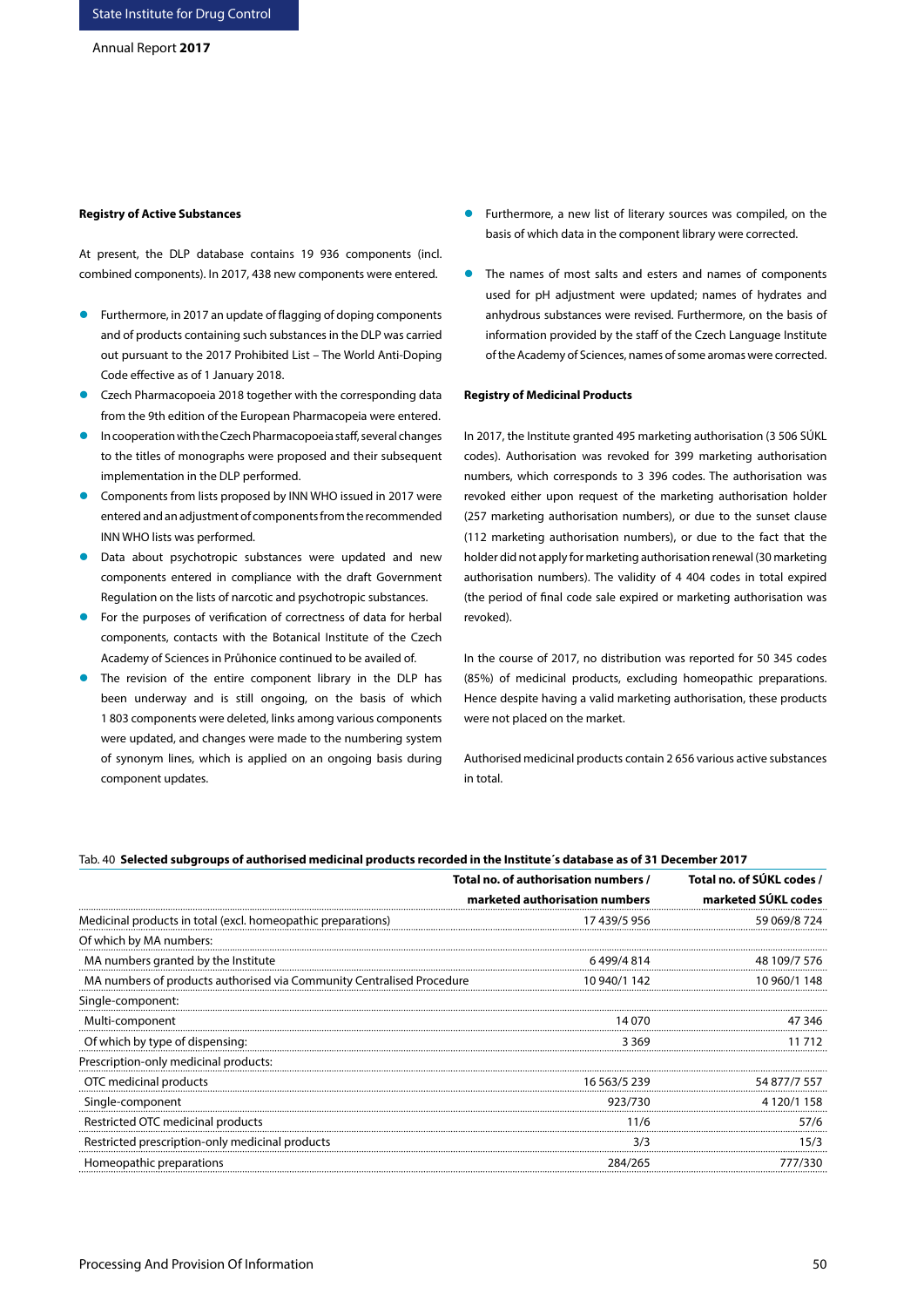### Registry of Active Substances

At present, the DLP database contains 19 936 components (incl. combined components). In 2017, 438 new components were entered.

- Furthermore, in 2017 an update of flagging of doping components and of products containing such substances in the DLP was carried out pursuant to the 2017 Prohibited List – The World Anti-Doping Code effective as of 1 January 2018.
- Czech Pharmacopoeia 2018 together with the corresponding data from the 9th edition of the European Pharmacopeia were entered.
- In cooperation with the Czech Pharmacopoeia staff, several changes to the titles of monographs were proposed and their subsequent implementation in the DLP performed.
- Components from lists proposed by INN WHO issued in 2017 were entered and an adjustment of components from the recommended INN WHO lists was performed.
- Data about psychotropic substances were updated and new components entered in compliance with the draft Government Regulation on the lists of narcotic and psychotropic substances.
- For the purposes of verification of correctness of data for herbal components, contacts with the Botanical Institute of the Czech Academy of Sciences in Průhonice continued to be availed of.
- The revision of the entire component library in the DLP has been underway and is still ongoing, on the basis of which 1 803 components were deleted, links among various components were updated, and changes were made to the numbering system of synonym lines, which is applied on an ongoing basis during component updates.
- Furthermore, a new list of literary sources was compiled, on the basis of which data in the component library were corrected.
- The names of most salts and esters and names of components used for pH adjustment were updated; names of hydrates and anhydrous substances were revised. Furthermore, on the basis of information provided by the staff of the Czech Language Institute of the Academy of Sciences, names of some aromas were corrected.

### Registry of Medicinal Products

In 2017, the Institute granted 495 marketing authorisation (3 506 SÚKL codes). Authorisation was revoked for 399 marketing authorisation numbers, which corresponds to 3 396 codes. The authorisation was revoked either upon request of the marketing authorisation holder (257 marketing authorisation numbers), or due to the sunset clause (112 marketing authorisation numbers), or due to the fact that the holder did not apply for marketing authorisation renewal (30 marketing authorisation numbers). The validity of 4 404 codes in total expired (the period of final code sale expired or marketing authorisation was revoked).

In the course of 2017, no distribution was reported for 50 345 codes (85%) of medicinal products, excluding homeopathic preparations. Hence despite having a valid marketing authorisation, these products were not placed on the market.

Authorised medicinal products contain 2 656 various active substances in total.

Tab. 40 **Selected subgroups of authorised medicinal products recorded in the Institute´s database as of 31 December 2017**

| | Total no. of authorisation numbers / marketed authorisation numbers | Total no. of SÚKL codes / marketed SÚKL codes |
|---|---|---|
| Medicinal products in total (excl. homeopathic preparations) | 17 439/5 956 | 59 069/8 724 |
| Of which by MA numbers: | | |
| MA numbers granted by the Institute | 6 499/4 814 | 48 109/7 576 |
| MA numbers of products authorised via Community Centralised Procedure | 10 940/1 142 | 10 960/1 148 |
| Single-component: | | |
| Multi-component | 14 070 | 47 346 |
| Of which by type of dispensing: | 3 369 | 11 712 |
| Prescription-only medicinal products: | | |
| OTC medicinal products | 16 563/5 239 | 54 877/7 557 |
| Single-component | 923/730 | 4 120/1 158 |
| Restricted OTC medicinal products | 11/6 | 57/6 |
| Restricted prescription-only medicinal products | 3/3 | 15/3 |
| Homeopathic preparations | 284/265 | 777/330 |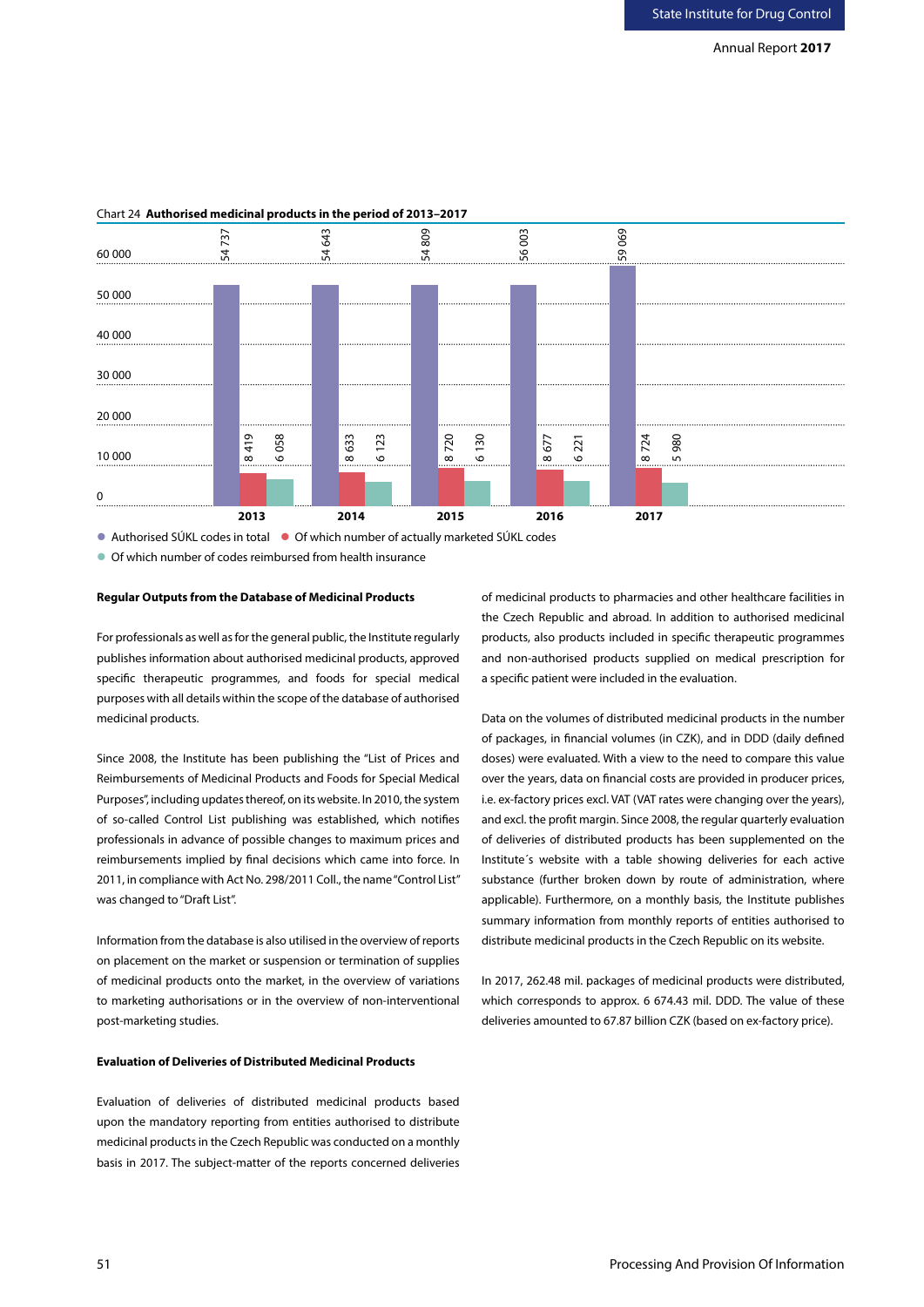Chart 24 **Authorised medicinal products in the period of 2013–2017**

| Year | Authorised SÚKL codes in total | Of which number of actually marketed SÚKL codes | Of which number of codes reimbursed from health insurance |
|---|---|---|---|
| 2013 | 54 737 | 8 419 | 6 058 |
| 2014 | 54 643 | 8 633 | 6 123 |
| 2015 | 54 809 | 8 720 | 6 130 |
| 2016 | 56 003 | 8 677 | 6 221 |
| 2017 | 59 069 | 8 724 | 5 980 |

**Regular Outputs from the Database of Medicinal Products**

For professionals as well as for the general public, the Institute regularly publishes information about authorised medicinal products, approved specific therapeutic programmes, and foods for special medical purposes with all details within the scope of the database of authorised medicinal products.

Since 2008, the Institute has been publishing the "List of Prices and Reimbursements of Medicinal Products and Foods for Special Medical Purposes", including updates thereof, on its website. In 2010, the system of so-called Control List publishing was established, which notifies professionals in advance of possible changes to maximum prices and reimbursements implied by final decisions which came into force. In 2011, in compliance with Act No. 298/2011 Coll., the name "Control List" was changed to "Draft List".

Information from the database is also utilised in the overview of reports on placement on the market or suspension or termination of supplies of medicinal products onto the market, in the overview of variations to marketing authorisations or in the overview of non-interventional post-marketing studies.

**Evaluation of Deliveries of Distributed Medicinal Products**

Evaluation of deliveries of distributed medicinal products based upon the mandatory reporting from entities authorised to distribute medicinal products in the Czech Republic was conducted on a monthly basis in 2017. The subject-matter of the reports concerned deliveries of medicinal products to pharmacies and other healthcare facilities in the Czech Republic and abroad. In addition to authorised medicinal products, also products included in specific therapeutic programmes and non-authorised products supplied on medical prescription for a specific patient were included in the evaluation.

Data on the volumes of distributed medicinal products in the number of packages, in financial volumes (in CZK), and in DDD (daily defined doses) were evaluated. With a view to the need to compare this value over the years, data on financial costs are provided in producer prices, i.e. ex-factory prices excl. VAT (VAT rates were changing over the years), and excl. the profit margin. Since 2008, the regular quarterly evaluation of deliveries of distributed products has been supplemented on the Institute´s website with a table showing deliveries for each active substance (further broken down by route of administration, where applicable). Furthermore, on a monthly basis, the Institute publishes summary information from monthly reports of entities authorised to distribute medicinal products in the Czech Republic on its website.

In 2017, 262.48 mil. packages of medicinal products were distributed, which corresponds to approx. 6 674.43 mil. DDD. The value of these deliveries amounted to 67.87 billion CZK (based on ex-factory price).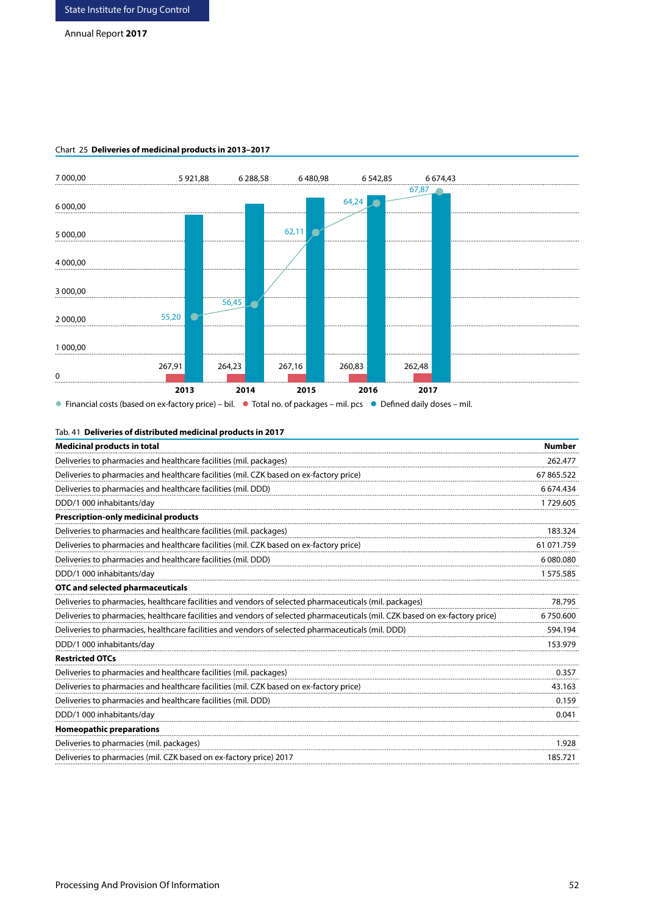Chart 25 **Deliveries of medicinal products in 2013–2017**

| Year | Financial costs (based on ex-factory price) – bil. | Total no. of packages – mil. pcs | Defined daily doses – mil. |
|---|---|---|---|
| 2013 | 55,20 | 267,91 | 5 921,88 |
| 2014 | 56,45 | 264,23 | 6 288,58 |
| 2015 | 62,11 | 267,16 | 6 480,98 |
| 2016 | 64,24 | 260,83 | 6 542,85 |
| 2017 | 67,87 | 262,48 | 6 674,43 |

Tab. 41 **Deliveries of distributed medicinal products in 2017**

| **Medicinal products in total** | **Number** |
|---|---|
| Deliveries to pharmacies and healthcare facilities (mil. packages) | 262.477 |
| Deliveries to pharmacies and healthcare facilities (mil. CZK based on ex-factory price) | 67 865.522 |
| Deliveries to pharmacies and healthcare facilities (mil. DDD) | 6 674.434 |
| DDD/1 000 inhabitants/day | 1 729.605 |
| **Prescription-only medicinal products** | |
| Deliveries to pharmacies and healthcare facilities (mil. packages) | 183.324 |
| Deliveries to pharmacies and healthcare facilities (mil. CZK based on ex-factory price) | 61 071.759 |
| Deliveries to pharmacies and healthcare facilities (mil. DDD) | 6 080.080 |
| DDD/1 000 inhabitants/day | 1 575.585 |
| **OTC and selected pharmaceuticals** | |
| Deliveries to pharmacies, healthcare facilities and vendors of selected pharmaceuticals (mil. packages) | 78.795 |
| Deliveries to pharmacies, healthcare facilities and vendors of selected pharmaceuticals (mil. CZK based on ex-factory price) | 6 750.600 |
| Deliveries to pharmacies, healthcare facilities and vendors of selected pharmaceuticals (mil. DDD) | 594.194 |
| DDD/1 000 inhabitants/day | 153.979 |
| **Restricted OTCs** | |
| Deliveries to pharmacies and healthcare facilities (mil. packages) | 0.357 |
| Deliveries to pharmacies and healthcare facilities (mil. CZK based on ex-factory price) | 43.163 |
| Deliveries to pharmacies and healthcare facilities (mil. DDD) | 0.159 |
| DDD/1 000 inhabitants/day | 0.041 |
| **Homeopathic preparations** | |
| Deliveries to pharmacies (mil. packages) | 1.928 |
| Deliveries to pharmacies (mil. CZK based on ex-factory price) 2017 | 185.721 |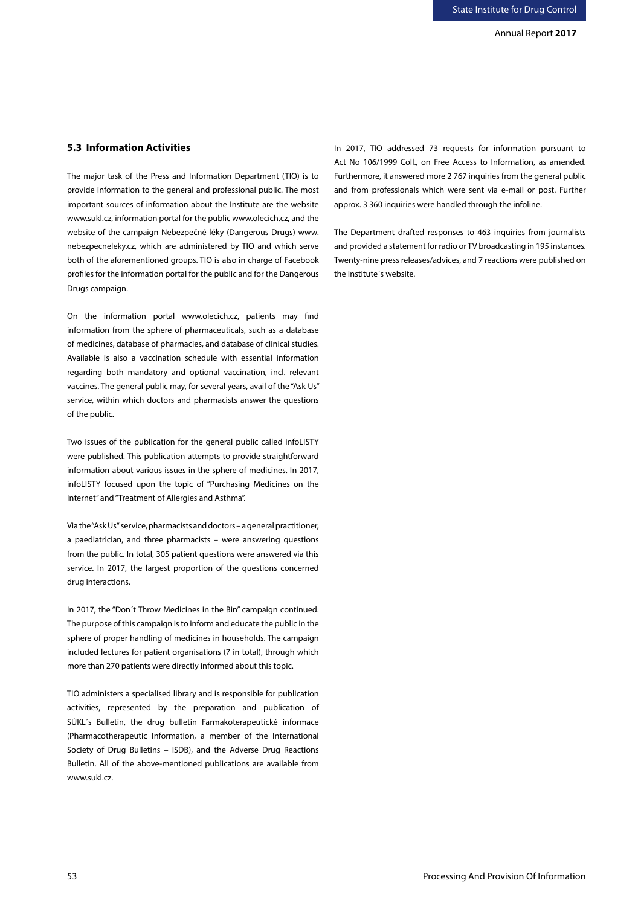## 5.3 Information Activities

The major task of the Press and Information Department (TIO) is to provide information to the general and professional public. The most important sources of information about the Institute are the website www.sukl.cz, information portal for the public www.olecich.cz, and the website of the campaign Nebezpečné léky (Dangerous Drugs) www.nebezpecneleky.cz, which are administered by TIO and which serve both of the aforementioned groups. TIO is also in charge of Facebook profiles for the information portal for the public and for the Dangerous Drugs campaign.

On the information portal www.olecich.cz, patients may find information from the sphere of pharmaceuticals, such as a database of medicines, database of pharmacies, and database of clinical studies. Available is also a vaccination schedule with essential information regarding both mandatory and optional vaccination, incl. relevant vaccines. The general public may, for several years, avail of the "Ask Us" service, within which doctors and pharmacists answer the questions of the public.

Two issues of the publication for the general public called infoLISTY were published. This publication attempts to provide straightforward information about various issues in the sphere of medicines. In 2017, infoLISTY focused upon the topic of "Purchasing Medicines on the Internet" and "Treatment of Allergies and Asthma".

Via the "Ask Us" service, pharmacists and doctors – a general practitioner, a paediatrician, and three pharmacists – were answering questions from the public. In total, 305 patient questions were answered via this service. In 2017, the largest proportion of the questions concerned drug interactions.

In 2017, the "Don´t Throw Medicines in the Bin" campaign continued. The purpose of this campaign is to inform and educate the public in the sphere of proper handling of medicines in households. The campaign included lectures for patient organisations (7 in total), through which more than 270 patients were directly informed about this topic.

TIO administers a specialised library and is responsible for publication activities, represented by the preparation and publication of SÚKL´s Bulletin, the drug bulletin Farmakoterapeutické informace (Pharmacotherapeutic Information, a member of the International Society of Drug Bulletins – ISDB), and the Adverse Drug Reactions Bulletin. All of the above-mentioned publications are available from www.sukl.cz.

In 2017, TIO addressed 73 requests for information pursuant to Act No 106/1999 Coll., on Free Access to Information, as amended. Furthermore, it answered more 2 767 inquiries from the general public and from professionals which were sent via e-mail or post. Further approx. 3 360 inquiries were handled through the infoline.

The Department drafted responses to 463 inquiries from journalists and provided a statement for radio or TV broadcasting in 195 instances. Twenty-nine press releases/advices, and 7 reactions were published on the Institute´s website.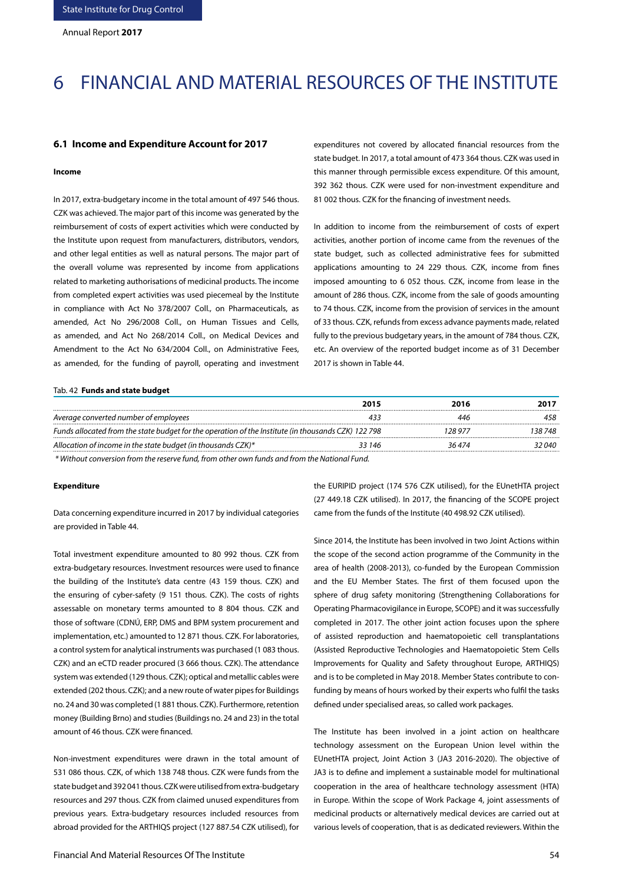// Omit running header "State Institute for Drug Control / Annual Report 2017" and footer.
# 6 FINANCIAL AND MATERIAL RESOURCES OF THE INSTITUTE

## 6.1 Income and Expenditure Account for 2017

#### Income

In 2017, extra-budgetary income in the total amount of 497 546 thous. CZK was achieved. The major part of this income was generated by the reimbursement of costs of expert activities which were conducted by the Institute upon request from manufacturers, distributors, vendors, and other legal entities as well as natural persons. The major part of the overall volume was represented by income from applications related to marketing authorisations of medicinal products. The income from completed expert activities was used piecemeal by the Institute in compliance with Act No 378/2007 Coll., on Pharmaceuticals, as amended, Act No 296/2008 Coll., on Human Tissues and Cells, as amended, and Act No 268/2014 Coll., on Medical Devices and Amendment to the Act No 634/2004 Coll., on Administrative Fees, as amended, for the funding of payroll, operating and investment expenditures not covered by allocated financial resources from the state budget. In 2017, a total amount of 473 364 thous. CZK was used in this manner through permissible excess expenditure. Of this amount, 392 362 thous. CZK were used for non-investment expenditure and 81 002 thous. CZK for the financing of investment needs.

In addition to income from the reimbursement of costs of expert activities, another portion of income came from the revenues of the state budget, such as collected administrative fees for submitted applications amounting to 24 229 thous. CZK, income from fines imposed amounting to 6 052 thous. CZK, income from lease in the amount of 286 thous. CZK, income from the sale of goods amounting to 74 thous. CZK, income from the provision of services in the amount of 33 thous. CZK, refunds from excess advance payments made, related fully to the previous budgetary years, in the amount of 784 thous. CZK, etc. An overview of the reported budget income as of 31 December 2017 is shown in Table 44.

Tab. 42 **Funds and state budget**

| | 2015 | 2016 | 2017 |
|---|---|---|---|
| *Average converted number of employees* | *433* | *446* | *458* |
| *Funds allocated from the state budget for the operation of the Institute (in thousands CZK)* | *122 798* | *128 977* | *138 748* |
| *Allocation of income in the state budget (in thousands CZK)** | *33 146* | *36 474* | *32 040* |

*\* Without conversion from the reserve fund, from other own funds and from the National Fund.*

#### Expenditure

Data concerning expenditure incurred in 2017 by individual categories are provided in Table 44.

Total investment expenditure amounted to 80 992 thous. CZK from extra-budgetary resources. Investment resources were used to finance the building of the Institute's data centre (43 159 thous. CZK) and the ensuring of cyber-safety (9 151 thous. CZK). The costs of rights assessable on monetary terms amounted to 8 804 thous. CZK and those of software (CDNÚ, ERP, DMS and BPM system procurement and implementation, etc.) amounted to 12 871 thous. CZK. For laboratories, a control system for analytical instruments was purchased (1 083 thous. CZK) and an eCTD reader procured (3 666 thous. CZK). The attendance system was extended (129 thous. CZK); optical and metallic cables were extended (202 thous. CZK); and a new route of water pipes for Buildings no. 24 and 30 was completed (1 881 thous. CZK). Furthermore, retention money (Building Brno) and studies (Buildings no. 24 and 23) in the total amount of 46 thous. CZK were financed.

Non-investment expenditures were drawn in the total amount of 531 086 thous. CZK, of which 138 748 thous. CZK were funds from the state budget and 392 041 thous. CZK were utilised from extra-budgetary resources and 297 thous. CZK from claimed unused expenditures from previous years. Extra-budgetary resources included resources from abroad provided for the ARTHIQS project (127 887.54 CZK utilised), for the EURIPID project (174 576 CZK utilised), for the EUnetHTA project (27 449.18 CZK utilised). In 2017, the financing of the SCOPE project came from the funds of the Institute (40 498.92 CZK utilised).

Since 2014, the Institute has been involved in two Joint Actions within the scope of the second action programme of the Community in the area of health (2008-2013), co-funded by the European Commission and the EU Member States. The first of them focused upon the sphere of drug safety monitoring (Strengthening Collaborations for Operating Pharmacovigilance in Europe, SCOPE) and it was successfully completed in 2017. The other joint action focuses upon the sphere of assisted reproduction and haematopoietic cell transplantations (Assisted Reproductive Technologies and Haematopoietic Stem Cells Improvements for Quality and Safety throughout Europe, ARTHIQS) and is to be completed in May 2018. Member States contribute to con-funding by means of hours worked by their experts who fulfil the tasks defined under specialised areas, so called work packages.

The Institute has been involved in a joint action on healthcare technology assessment on the European Union level within the EUnetHTA project, Joint Action 3 (JA3 2016-2020). The objective of JA3 is to define and implement a sustainable model for multinational cooperation in the area of healthcare technology assessment (HTA) in Europe. Within the scope of Work Package 4, joint assessments of medicinal products or alternatively medical devices are carried out at various levels of cooperation, that is as dedicated reviewers. Within the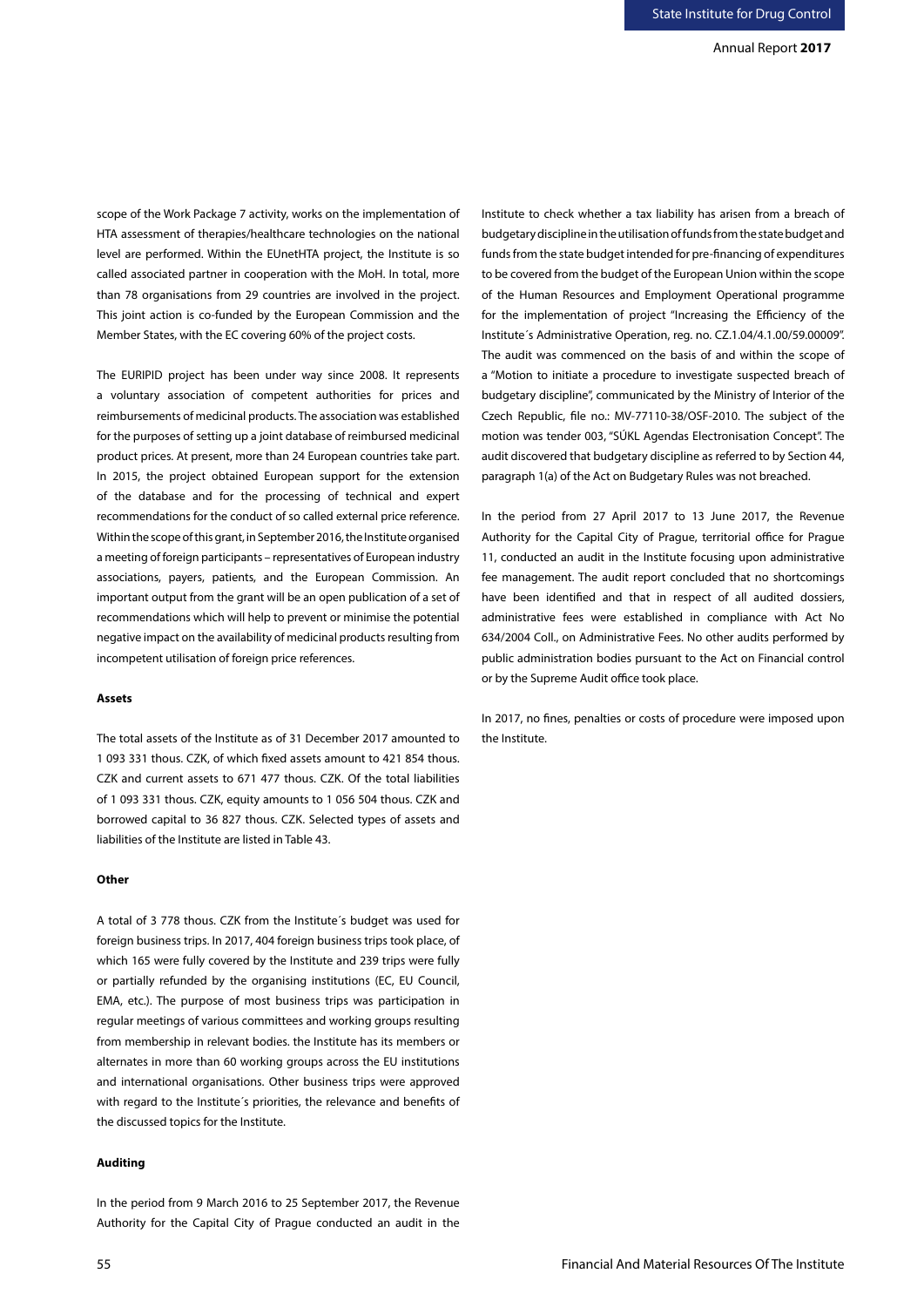scope of the Work Package 7 activity, works on the implementation of HTA assessment of therapies/healthcare technologies on the national level are performed. Within the EUnetHTA project, the Institute is so called associated partner in cooperation with the MoH. In total, more than 78 organisations from 29 countries are involved in the project. This joint action is co-funded by the European Commission and the Member States, with the EC covering 60% of the project costs.

The EURIPID project has been under way since 2008. It represents a voluntary association of competent authorities for prices and reimbursements of medicinal products. The association was established for the purposes of setting up a joint database of reimbursed medicinal product prices. At present, more than 24 European countries take part. In 2015, the project obtained European support for the extension of the database and for the processing of technical and expert recommendations for the conduct of so called external price reference. Within the scope of this grant, in September 2016, the Institute organised a meeting of foreign participants – representatives of European industry associations, payers, patients, and the European Commission. An important output from the grant will be an open publication of a set of recommendations which will help to prevent or minimise the potential negative impact on the availability of medicinal products resulting from incompetent utilisation of foreign price references.

#### Assets

The total assets of the Institute as of 31 December 2017 amounted to 1 093 331 thous. CZK, of which fixed assets amount to 421 854 thous. CZK and current assets to 671 477 thous. CZK. Of the total liabilities of 1 093 331 thous. CZK, equity amounts to 1 056 504 thous. CZK and borrowed capital to 36 827 thous. CZK. Selected types of assets and liabilities of the Institute are listed in Table 43.

#### Other

A total of 3 778 thous. CZK from the Institute´s budget was used for foreign business trips. In 2017, 404 foreign business trips took place, of which 165 were fully covered by the Institute and 239 trips were fully or partially refunded by the organising institutions (EC, EU Council, EMA, etc.). The purpose of most business trips was participation in regular meetings of various committees and working groups resulting from membership in relevant bodies. the Institute has its members or alternates in more than 60 working groups across the EU institutions and international organisations. Other business trips were approved with regard to the Institute´s priorities, the relevance and benefits of the discussed topics for the Institute.

#### Auditing

In the period from 9 March 2016 to 25 September 2017, the Revenue Authority for the Capital City of Prague conducted an audit in the Institute to check whether a tax liability has arisen from a breach of budgetary discipline in the utilisation of funds from the state budget and funds from the state budget intended for pre-financing of expenditures to be covered from the budget of the European Union within the scope of the Human Resources and Employment Operational programme for the implementation of project "Increasing the Efficiency of the Institute´s Administrative Operation, reg. no. CZ.1.04/4.1.00/59.00009". The audit was commenced on the basis of and within the scope of a "Motion to initiate a procedure to investigate suspected breach of budgetary discipline", communicated by the Ministry of Interior of the Czech Republic, file no.: MV-77110-38/OSF-2010. The subject of the motion was tender 003, "SÚKL Agendas Electronisation Concept". The audit discovered that budgetary discipline as referred to by Section 44, paragraph 1(a) of the Act on Budgetary Rules was not breached.

In the period from 27 April 2017 to 13 June 2017, the Revenue Authority for the Capital City of Prague, territorial office for Prague 11, conducted an audit in the Institute focusing upon administrative fee management. The audit report concluded that no shortcomings have been identified and that in respect of all audited dossiers, administrative fees were established in compliance with Act No 634/2004 Coll., on Administrative Fees. No other audits performed by public administration bodies pursuant to the Act on Financial control or by the Supreme Audit office took place.

In 2017, no fines, penalties or costs of procedure were imposed upon the Institute.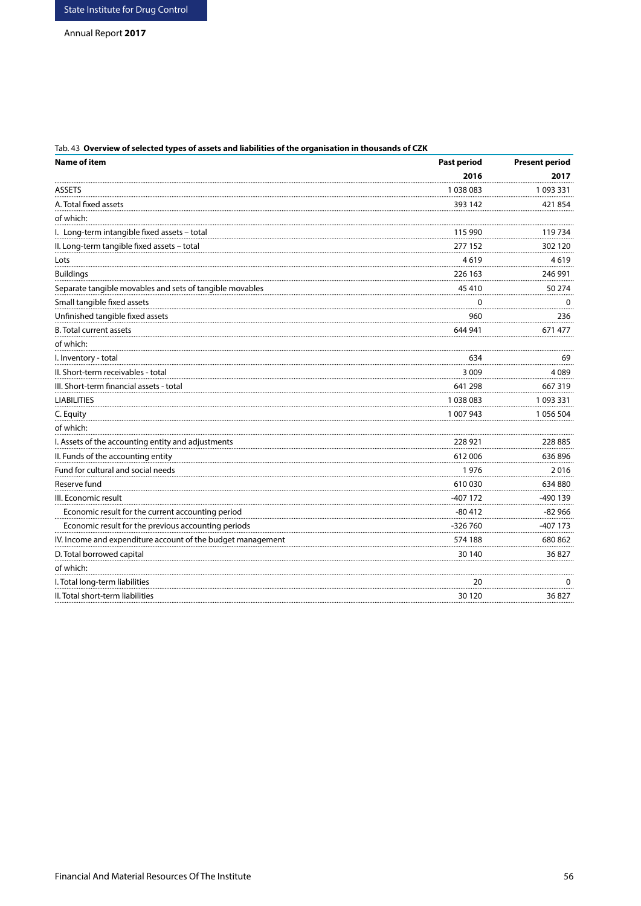Tab. 43 **Overview of selected types of assets and liabilities of the organisation in thousands of CZK**

| Name of item | Past period | Present period |
|---|---|---|
| | **2016** | **2017** |
| ASSETS | 1 038 083 | 1 093 331 |
| A. Total fixed assets | 393 142 | 421 854 |
| of which: | | |
| I. Long-term intangible fixed assets – total | 115 990 | 119 734 |
| II. Long-term tangible fixed assets – total | 277 152 | 302 120 |
| Lots | 4 619 | 4 619 |
| Buildings | 226 163 | 246 991 |
| Separate tangible movables and sets of tangible movables | 45 410 | 50 274 |
| Small tangible fixed assets | 0 | 0 |
| Unfinished tangible fixed assets | 960 | 236 |
| B. Total current assets | 644 941 | 671 477 |
| of which: | | |
| I. Inventory - total | 634 | 69 |
| II. Short-term receivables - total | 3 009 | 4 089 |
| III. Short-term financial assets - total | 641 298 | 667 319 |
| LIABILITIES | 1 038 083 | 1 093 331 |
| C. Equity | 1 007 943 | 1 056 504 |
| of which: | | |
| I. Assets of the accounting entity and adjustments | 228 921 | 228 885 |
| II. Funds of the accounting entity | 612 006 | 636 896 |
| Fund for cultural and social needs | 1 976 | 2 016 |
| Reserve fund | 610 030 | 634 880 |
| III. Economic result | -407 172 | -490 139 |
| Economic result for the current accounting period | -80 412 | -82 966 |
| Economic result for the previous accounting periods | -326 760 | -407 173 |
| IV. Income and expenditure account of the budget management | 574 188 | 680 862 |
| D. Total borrowed capital | 30 140 | 36 827 |
| of which: | | |
| I. Total long-term liabilities | 20 | 0 |
| II. Total short-term liabilities | 30 120 | 36 827 |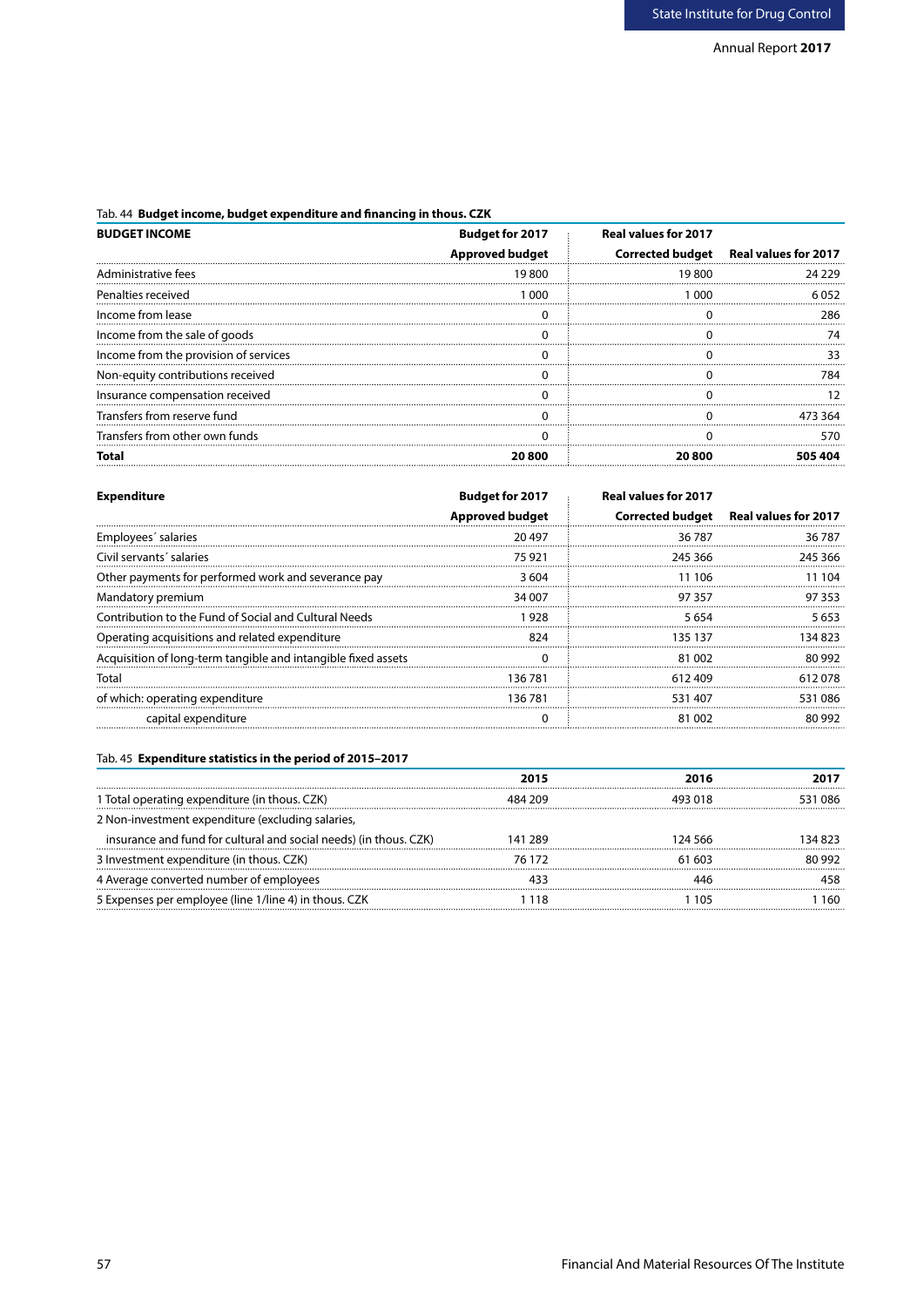Tab. 44 **Budget income, budget expenditure and financing in thous. CZK**

| **BUDGET INCOME** | **Budget for 2017** | **Real values for 2017** | |
|---|---|---|---|
| | **Approved budget** | **Corrected budget** | **Real values for 2017** |
| Administrative fees | 19 800 | 19 800 | 24 229 |
| Penalties received | 1 000 | 1 000 | 6 052 |
| Income from lease | 0 | 0 | 286 |
| Income from the sale of goods | 0 | 0 | 74 |
| Income from the provision of services | 0 | 0 | 33 |
| Non-equity contributions received | 0 | 0 | 784 |
| Insurance compensation received | 0 | 0 | 12 |
| Transfers from reserve fund | 0 | 0 | 473 364 |
| Transfers from other own funds | 0 | 0 | 570 |
| **Total** | **20 800** | **20 800** | **505 404** |

| **Expenditure** | **Budget for 2017** | **Real values for 2017** | |
|---|---|---|---|
| | **Approved budget** | **Corrected budget** | **Real values for 2017** |
| Employees´ salaries | 20 497 | 36 787 | 36 787 |
| Civil servants´ salaries | 75 921 | 245 366 | 245 366 |
| Other payments for performed work and severance pay | 3 604 | 11 106 | 11 104 |
| Mandatory premium | 34 007 | 97 357 | 97 353 |
| Contribution to the Fund of Social and Cultural Needs | 1 928 | 5 654 | 5 653 |
| Operating acquisitions and related expenditure | 824 | 135 137 | 134 823 |
| Acquisition of long-term tangible and intangible fixed assets | 0 | 81 002 | 80 992 |
| Total | 136 781 | 612 409 | 612 078 |
| of which: operating expenditure | 136 781 | 531 407 | 531 086 |
| capital expenditure | 0 | 81 002 | 80 992 |

Tab. 45 **Expenditure statistics in the period of 2015–2017**

| | **2015** | **2016** | **2017** |
|---|---|---|---|
| 1 Total operating expenditure (in thous. CZK) | 484 209 | 493 018 | 531 086 |
| 2 Non-investment expenditure (excluding salaries, insurance and fund for cultural and social needs) (in thous. CZK) | 141 289 | 124 566 | 134 823 |
| 3 Investment expenditure (in thous. CZK) | 76 172 | 61 603 | 80 992 |
| 4 Average converted number of employees | 433 | 446 | 458 |
| 5 Expenses per employee (line 1/line 4) in thous. CZK | 1 118 | 1 105 | 1 160 |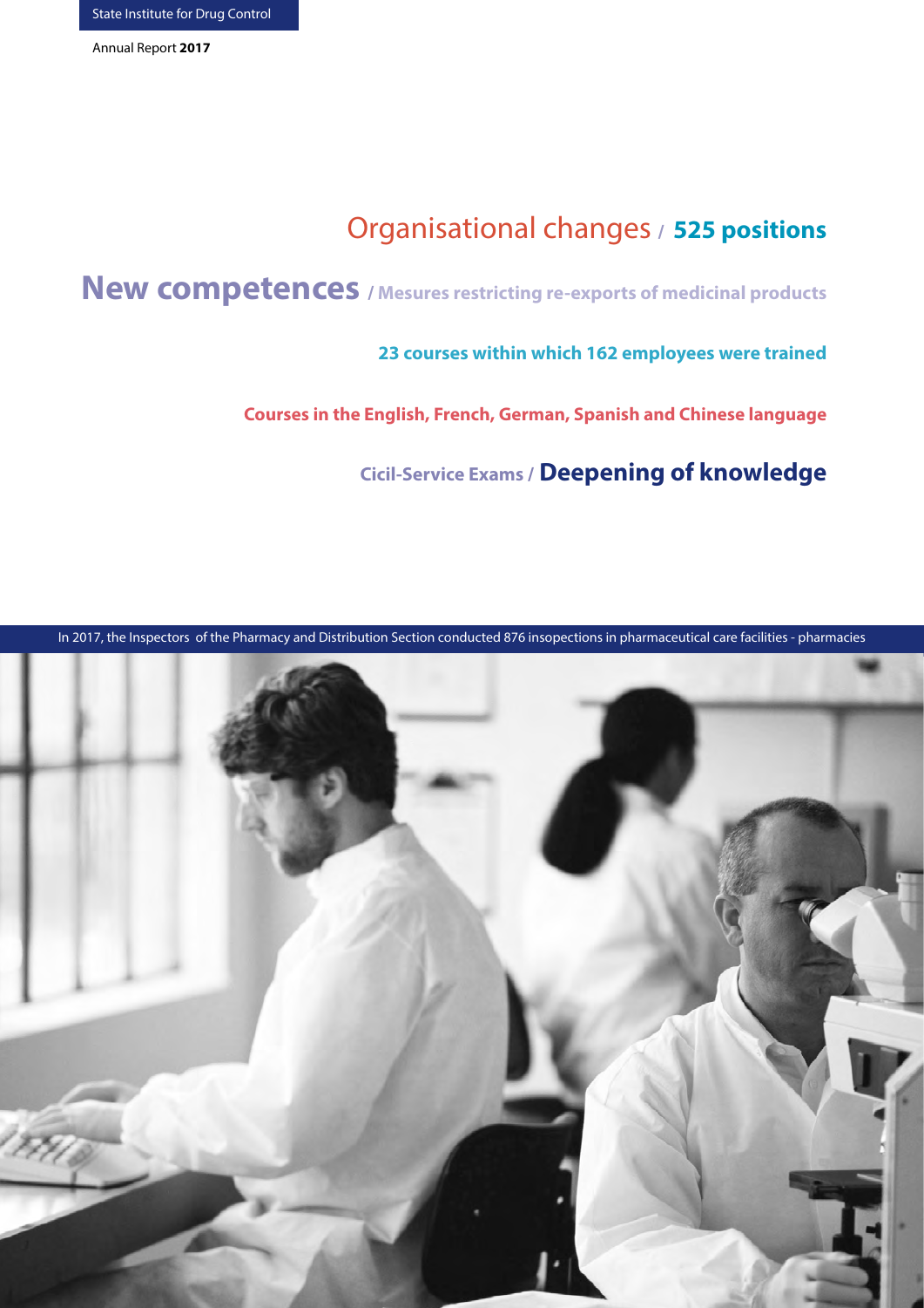Organisational changes / **525 positions**

**New competences** / **Mesures restricting re-exports of medicinal products**

**23 courses within which 162 employees were trained**

**Courses in the English, French, German, Spanish and Chinese language**

**Cicil-Service Exams** / **Deepening of knowledge**

In 2017, the Inspectors of the Pharmacy and Distribution Section conducted 876 insopections in pharmaceutical care facilities - pharmacies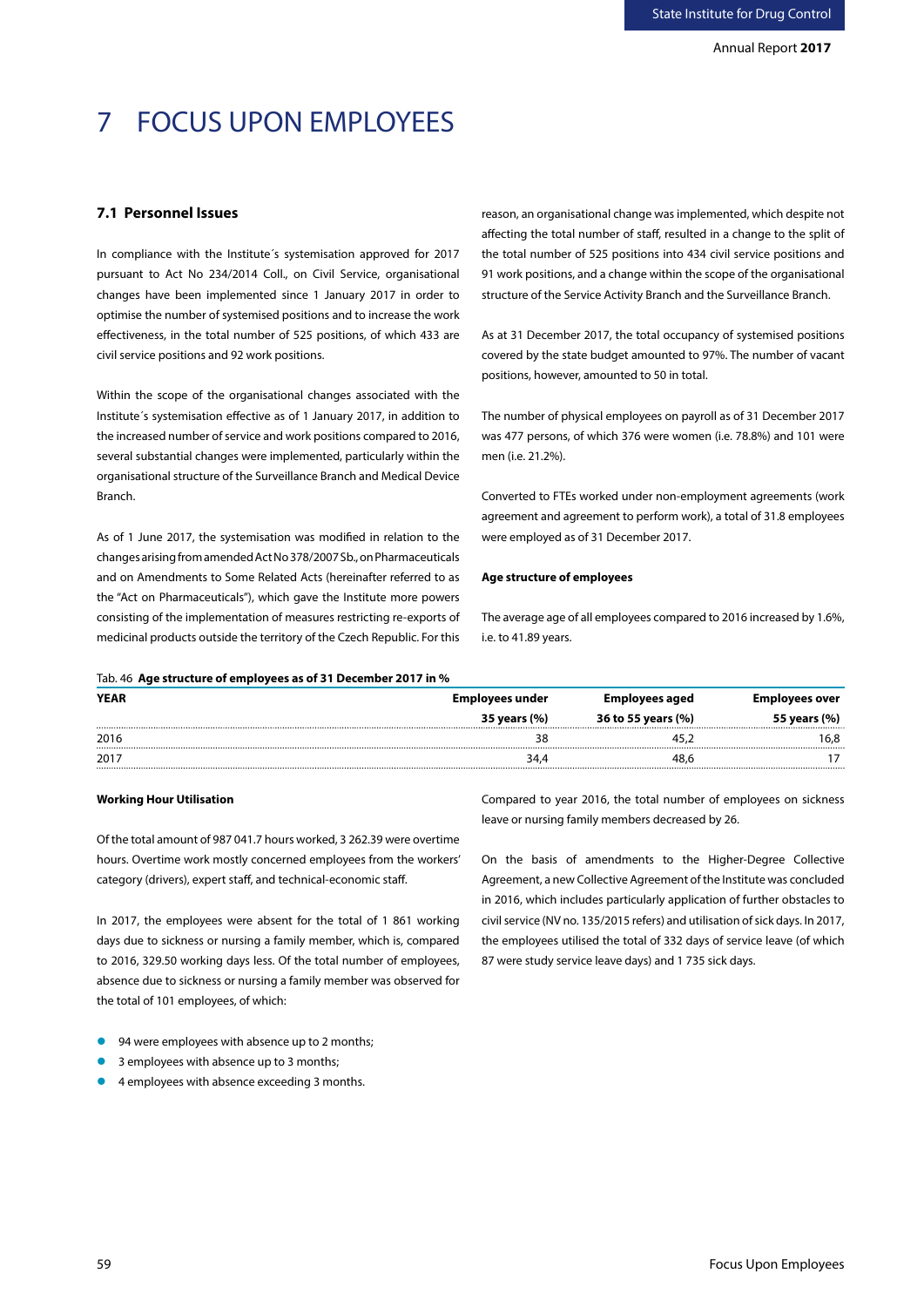# 7 FOCUS UPON EMPLOYEES

## 7.1 Personnel Issues

In compliance with the Institute´s systemisation approved for 2017 pursuant to Act No 234/2014 Coll., on Civil Service, organisational changes have been implemented since 1 January 2017 in order to optimise the number of systemised positions and to increase the work effectiveness, in the total number of 525 positions, of which 433 are civil service positions and 92 work positions.

Within the scope of the organisational changes associated with the Institute´s systemisation effective as of 1 January 2017, in addition to the increased number of service and work positions compared to 2016, several substantial changes were implemented, particularly within the organisational structure of the Surveillance Branch and Medical Device Branch.

As of 1 June 2017, the systemisation was modified in relation to the changes arising from amended Act No 378/2007 Sb., on Pharmaceuticals and on Amendments to Some Related Acts (hereinafter referred to as the "Act on Pharmaceuticals"), which gave the Institute more powers consisting of the implementation of measures restricting re-exports of medicinal products outside the territory of the Czech Republic. For this reason, an organisational change was implemented, which despite not affecting the total number of staff, resulted in a change to the split of the total number of 525 positions into 434 civil service positions and 91 work positions, and a change within the scope of the organisational structure of the Service Activity Branch and the Surveillance Branch.

As at 31 December 2017, the total occupancy of systemised positions covered by the state budget amounted to 97%. The number of vacant positions, however, amounted to 50 in total.

The number of physical employees on payroll as of 31 December 2017 was 477 persons, of which 376 were women (i.e. 78.8%) and 101 were men (i.e. 21.2%).

Converted to FTEs worked under non-employment agreements (work agreement and agreement to perform work), a total of 31.8 employees were employed as of 31 December 2017.

**Age structure of employees**

The average age of all employees compared to 2016 increased by 1.6%, i.e. to 41.89 years.

Tab. 46 **Age structure of employees as of 31 December 2017 in %**

| YEAR | Employees under 35 years (%) | Employees aged 36 to 55 years (%) | Employees over 55 years (%) |
|---|---|---|---|
| 2016 | 38 | 45,2 | 16,8 |
| 2017 | 34,4 | 48,6 | 17 |

**Working Hour Utilisation**

Of the total amount of 987 041.7 hours worked, 3 262.39 were overtime hours. Overtime work mostly concerned employees from the workers' category (drivers), expert staff, and technical-economic staff.

In 2017, the employees were absent for the total of 1 861 working days due to sickness or nursing a family member, which is, compared to 2016, 329.50 working days less. Of the total number of employees, absence due to sickness or nursing a family member was observed for the total of 101 employees, of which:

- 94 were employees with absence up to 2 months;
- 3 employees with absence up to 3 months;
- 4 employees with absence exceeding 3 months.

Compared to year 2016, the total number of employees on sickness leave or nursing family members decreased by 26.

On the basis of amendments to the Higher-Degree Collective Agreement, a new Collective Agreement of the Institute was concluded in 2016, which includes particularly application of further obstacles to civil service (NV no. 135/2015 refers) and utilisation of sick days. In 2017, the employees utilised the total of 332 days of service leave (of which 87 were study service leave days) and 1 735 sick days.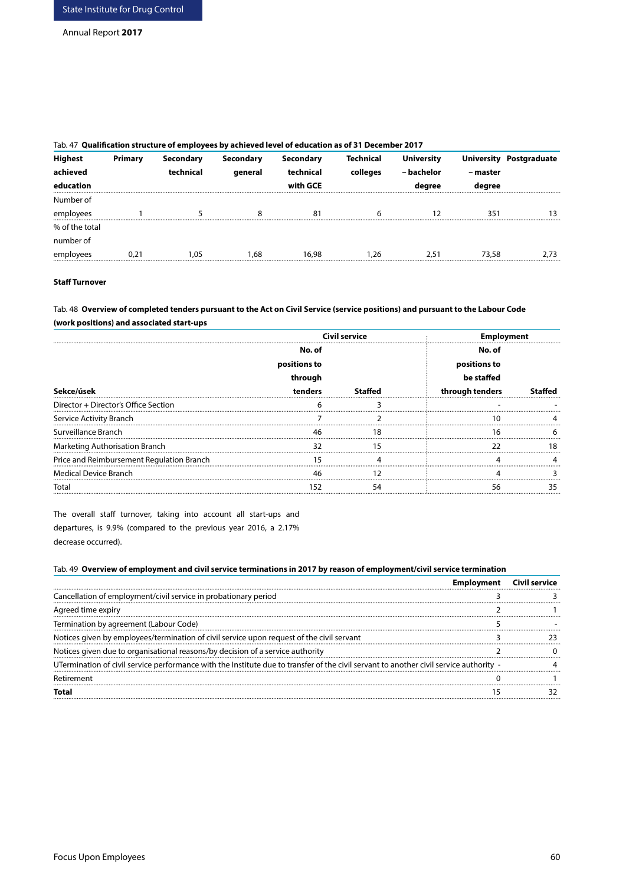Tab. 47 **Qualification structure of employees by achieved level of education as of 31 December 2017**

| Highest achieved education | Primary | Secondary technical | Secondary general | Secondary technical with GCE | Technical colleges | University – bachelor degree | University – master degree | Postgraduate |
|---|---|---|---|---|---|---|---|---|
| Number of employees | 1 | 5 | 8 | 81 | 6 | 12 | 351 | 13 |
| % of the total number of employees | 0,21 | 1,05 | 1,68 | 16,98 | 1,26 | 2,51 | 73,58 | 2,73 |

**Staff Turnover**

Tab. 48 **Overview of completed tenders pursuant to the Act on Civil Service (service positions) and pursuant to the Labour Code (work positions) and associated start-ups**

| | Civil service | | Employment | |
|---|---|---|---|---|
| Sekce/úsek | No. of positions to through tenders | Staffed | No. of positions to be staffed through tenders | Staffed |
| Director + Director's Office Section | 6 | 3 | - | - |
| Service Activity Branch | 7 | 2 | 10 | 4 |
| Surveillance Branch | 46 | 18 | 16 | 6 |
| Marketing Authorisation Branch | 32 | 15 | 22 | 18 |
| Price and Reimbursement Regulation Branch | 15 | 4 | 4 | 4 |
| Medical Device Branch | 46 | 12 | 4 | 3 |
| Total | 152 | 54 | 56 | 35 |

The overall staff turnover, taking into account all start-ups and departures, is 9.9% (compared to the previous year 2016, a 2.17% decrease occurred).

Tab. 49 **Overview of employment and civil service terminations in 2017 by reason of employment/civil service termination**

| | Employment | Civil service |
|---|---|---|
| Cancellation of employment/civil service in probationary period | 3 | 3 |
| Agreed time expiry | 2 | 1 |
| Termination by agreement (Labour Code) | 5 | - |
| Notices given by employees/termination of civil service upon request of the civil servant | 3 | 23 |
| Notices given due to organisational reasons/by decision of a service authority | 2 | 0 |
| UTermination of civil service performance with the Institute due to transfer of the civil servant to another civil service authority | - | 4 |
| Retirement | 0 | 1 |
| **Total** | 15 | 32 |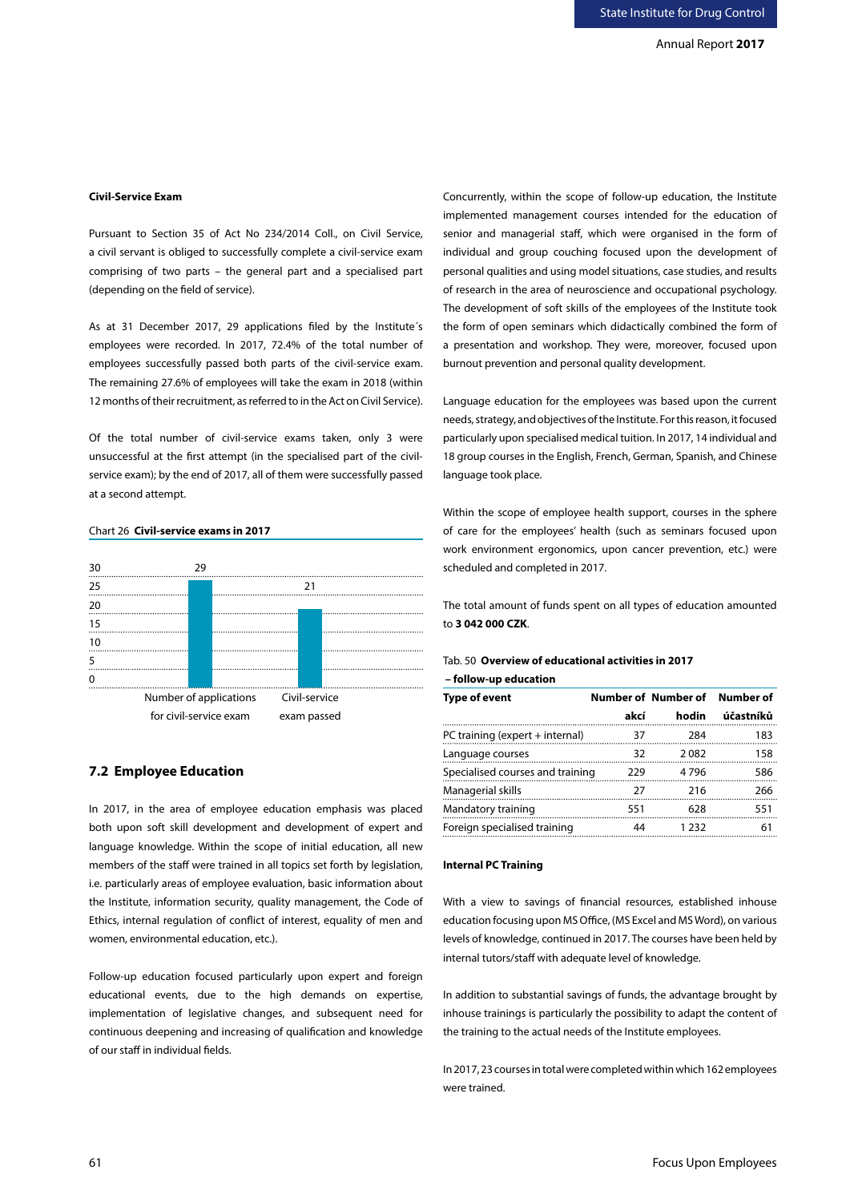**Civil-Service Exam**

Pursuant to Section 35 of Act No 234/2014 Coll., on Civil Service, a civil servant is obliged to successfully complete a civil-service exam comprising of two parts – the general part and a specialised part (depending on the field of service).

As at 31 December 2017, 29 applications filed by the Institute´s employees were recorded. In 2017, 72.4% of the total number of employees successfully passed both parts of the civil-service exam. The remaining 27.6% of employees will take the exam in 2018 (within 12 months of their recruitment, as referred to in the Act on Civil Service).

Of the total number of civil-service exams taken, only 3 were unsuccessful at the first attempt (in the specialised part of the civil-service exam); by the end of 2017, all of them were successfully passed at a second attempt.

Chart 26 **Civil-service exams in 2017**

| | Number of applications for civil-service exam | Civil-service exam passed |
|---|---|---|
| Value | 29 | 21 |

## 7.2 Employee Education

In 2017, in the area of employee education emphasis was placed both upon soft skill development and development of expert and language knowledge. Within the scope of initial education, all new members of the staff were trained in all topics set forth by legislation, i.e. particularly areas of employee evaluation, basic information about the Institute, information security, quality management, the Code of Ethics, internal regulation of conflict of interest, equality of men and women, environmental education, etc.).

Follow-up education focused particularly upon expert and foreign educational events, due to the high demands on expertise, implementation of legislative changes, and subsequent need for continuous deepening and increasing of qualification and knowledge of our staff in individual fields.

Concurrently, within the scope of follow-up education, the Institute implemented management courses intended for the education of senior and managerial staff, which were organised in the form of individual and group couching focused upon the development of personal qualities and using model situations, case studies, and results of research in the area of neuroscience and occupational psychology. The development of soft skills of the employees of the Institute took the form of open seminars which didactically combined the form of a presentation and workshop. They were, moreover, focused upon burnout prevention and personal quality development.

Language education for the employees was based upon the current needs, strategy, and objectives of the Institute. For this reason, it focused particularly upon specialised medical tuition. In 2017, 14 individual and 18 group courses in the English, French, German, Spanish, and Chinese language took place.

Within the scope of employee health support, courses in the sphere of care for the employees' health (such as seminars focused upon work environment ergonomics, upon cancer prevention, etc.) were scheduled and completed in 2017.

The total amount of funds spent on all types of education amounted to **3 042 000 CZK**.

Tab. 50 **Overview of educational activities in 2017 – follow-up education**

| Type of event | Number of akcí | Number of hodin | Number of účastníků |
|---|---|---|---|
| PC training (expert + internal) | 37 | 284 | 183 |
| Language courses | 32 | 2 082 | 158 |
| Specialised courses and training | 229 | 4 796 | 586 |
| Managerial skills | 27 | 216 | 266 |
| Mandatory training | 551 | 628 | 551 |
| Foreign specialised training | 44 | 1 232 | 61 |

**Internal PC Training**

With a view to savings of financial resources, established inhouse education focusing upon MS Office, (MS Excel and MS Word), on various levels of knowledge, continued in 2017. The courses have been held by internal tutors/staff with adequate level of knowledge.

In addition to substantial savings of funds, the advantage brought by inhouse trainings is particularly the possibility to adapt the content of the training to the actual needs of the Institute employees.

In 2017, 23 courses in total were completed within which 162 employees were trained.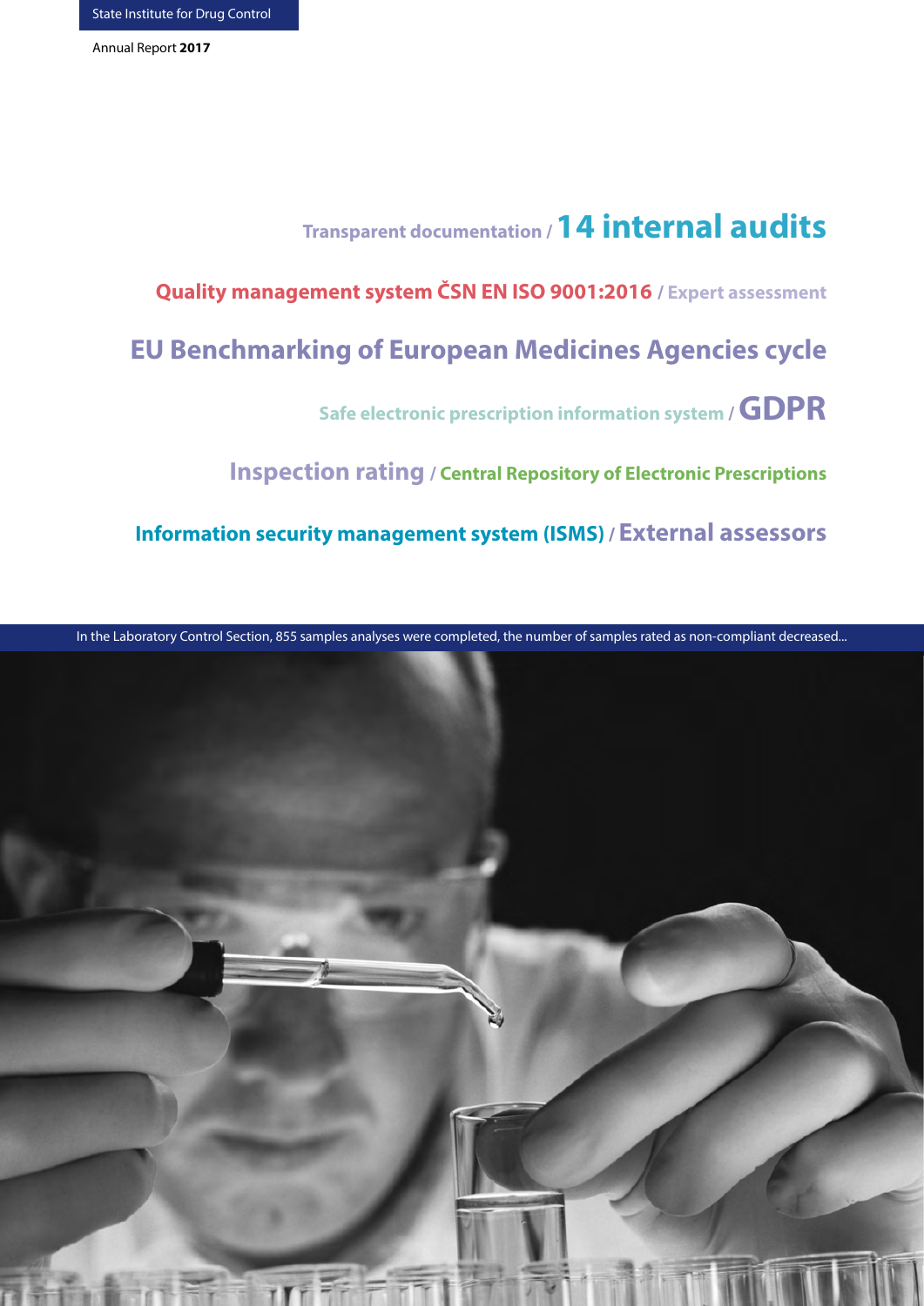Transparent documentation / **14 internal audits**

**Quality management system ČSN EN ISO 9001:2016** / Expert assessment

**EU Benchmarking of European Medicines Agencies cycle**

Safe electronic prescription information system / **GDPR**

**Inspection rating** / Central Repository of Electronic Prescriptions

**Information security management system (ISMS)** / **External assessors**

In the Laboratory Control Section, 855 samples analyses were completed, the number of samples rated as non-compliant decreased...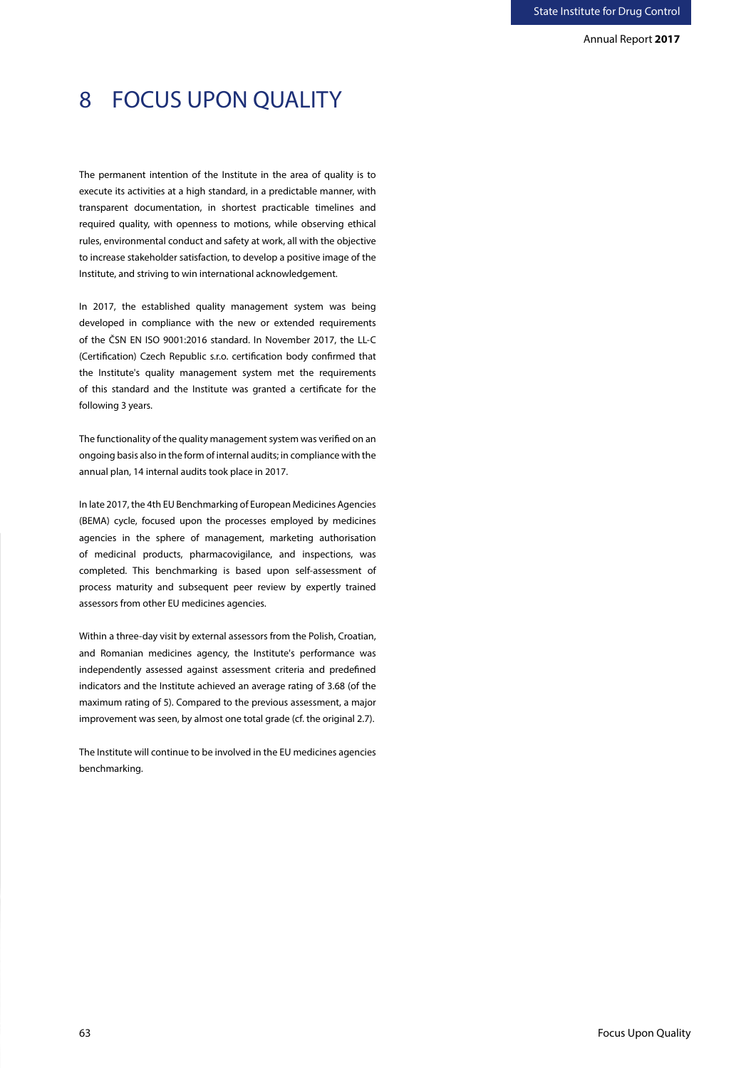# 8 FOCUS UPON QUALITY

The permanent intention of the Institute in the area of quality is to execute its activities at a high standard, in a predictable manner, with transparent documentation, in shortest practicable timelines and required quality, with openness to motions, while observing ethical rules, environmental conduct and safety at work, all with the objective to increase stakeholder satisfaction, to develop a positive image of the Institute, and striving to win international acknowledgement.

In 2017, the established quality management system was being developed in compliance with the new or extended requirements of the ČSN EN ISO 9001:2016 standard. In November 2017, the LL-C (Certification) Czech Republic s.r.o. certification body confirmed that the Institute's quality management system met the requirements of this standard and the Institute was granted a certificate for the following 3 years.

The functionality of the quality management system was verified on an ongoing basis also in the form of internal audits; in compliance with the annual plan, 14 internal audits took place in 2017.

In late 2017, the 4th EU Benchmarking of European Medicines Agencies (BEMA) cycle, focused upon the processes employed by medicines agencies in the sphere of management, marketing authorisation of medicinal products, pharmacovigilance, and inspections, was completed. This benchmarking is based upon self-assessment of process maturity and subsequent peer review by expertly trained assessors from other EU medicines agencies.

Within a three-day visit by external assessors from the Polish, Croatian, and Romanian medicines agency, the Institute's performance was independently assessed against assessment criteria and predefined indicators and the Institute achieved an average rating of 3.68 (of the maximum rating of 5). Compared to the previous assessment, a major improvement was seen, by almost one total grade (cf. the original 2.7).

The Institute will continue to be involved in the EU medicines agencies benchmarking.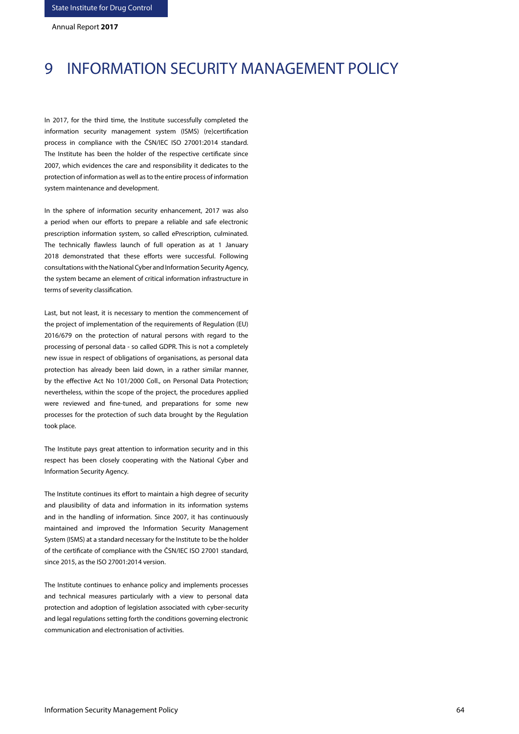# 9 INFORMATION SECURITY MANAGEMENT POLICY

In 2017, for the third time, the Institute successfully completed the information security management system (ISMS) (re)certification process in compliance with the ČSN/IEC ISO 27001:2014 standard. The Institute has been the holder of the respective certificate since 2007, which evidences the care and responsibility it dedicates to the protection of information as well as to the entire process of information system maintenance and development.

In the sphere of information security enhancement, 2017 was also a period when our efforts to prepare a reliable and safe electronic prescription information system, so called ePrescription, culminated. The technically flawless launch of full operation as at 1 January 2018 demonstrated that these efforts were successful. Following consultations with the National Cyber and Information Security Agency, the system became an element of critical information infrastructure in terms of severity classification.

Last, but not least, it is necessary to mention the commencement of the project of implementation of the requirements of Regulation (EU) 2016/679 on the protection of natural persons with regard to the processing of personal data - so called GDPR. This is not a completely new issue in respect of obligations of organisations, as personal data protection has already been laid down, in a rather similar manner, by the effective Act No 101/2000 Coll., on Personal Data Protection; nevertheless, within the scope of the project, the procedures applied were reviewed and fine-tuned, and preparations for some new processes for the protection of such data brought by the Regulation took place.

The Institute pays great attention to information security and in this respect has been closely cooperating with the National Cyber and Information Security Agency.

The Institute continues its effort to maintain a high degree of security and plausibility of data and information in its information systems and in the handling of information. Since 2007, it has continuously maintained and improved the Information Security Management System (ISMS) at a standard necessary for the Institute to be the holder of the certificate of compliance with the ČSN/IEC ISO 27001 standard, since 2015, as the ISO 27001:2014 version.

The Institute continues to enhance policy and implements processes and technical measures particularly with a view to personal data protection and adoption of legislation associated with cyber-security and legal regulations setting forth the conditions governing electronic communication and electronisation of activities.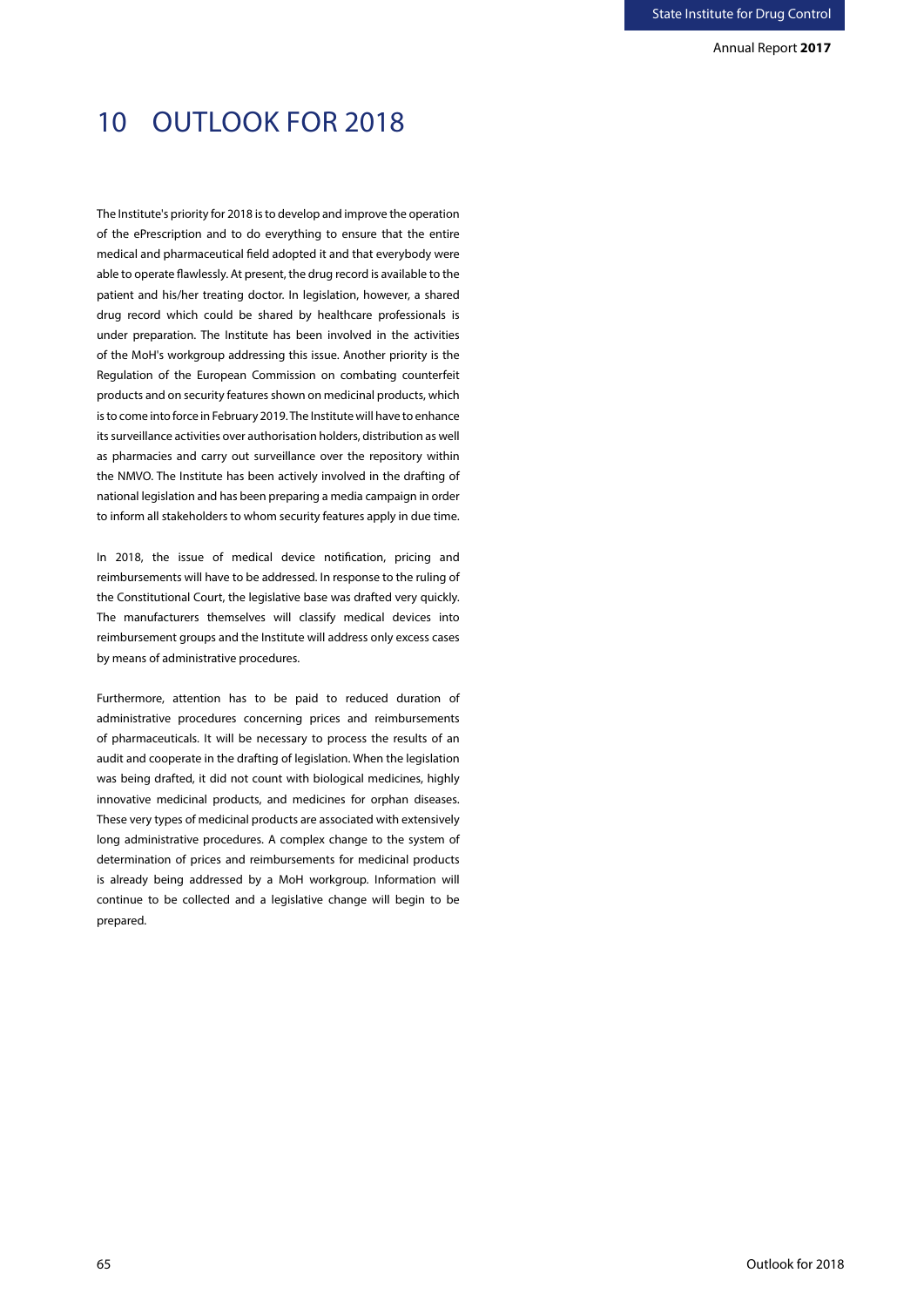# 10 OUTLOOK FOR 2018

The Institute's priority for 2018 is to develop and improve the operation of the ePrescription and to do everything to ensure that the entire medical and pharmaceutical field adopted it and that everybody were able to operate flawlessly. At present, the drug record is available to the patient and his/her treating doctor. In legislation, however, a shared drug record which could be shared by healthcare professionals is under preparation. The Institute has been involved in the activities of the MoH's workgroup addressing this issue. Another priority is the Regulation of the European Commission on combating counterfeit products and on security features shown on medicinal products, which is to come into force in February 2019. The Institute will have to enhance its surveillance activities over authorisation holders, distribution as well as pharmacies and carry out surveillance over the repository within the NMVO. The Institute has been actively involved in the drafting of national legislation and has been preparing a media campaign in order to inform all stakeholders to whom security features apply in due time.

In 2018, the issue of medical device notification, pricing and reimbursements will have to be addressed. In response to the ruling of the Constitutional Court, the legislative base was drafted very quickly. The manufacturers themselves will classify medical devices into reimbursement groups and the Institute will address only excess cases by means of administrative procedures.

Furthermore, attention has to be paid to reduced duration of administrative procedures concerning prices and reimbursements of pharmaceuticals. It will be necessary to process the results of an audit and cooperate in the drafting of legislation. When the legislation was being drafted, it did not count with biological medicines, highly innovative medicinal products, and medicines for orphan diseases. These very types of medicinal products are associated with extensively long administrative procedures. A complex change to the system of determination of prices and reimbursements for medicinal products is already being addressed by a MoH workgroup. Information will continue to be collected and a legislative change will begin to be prepared.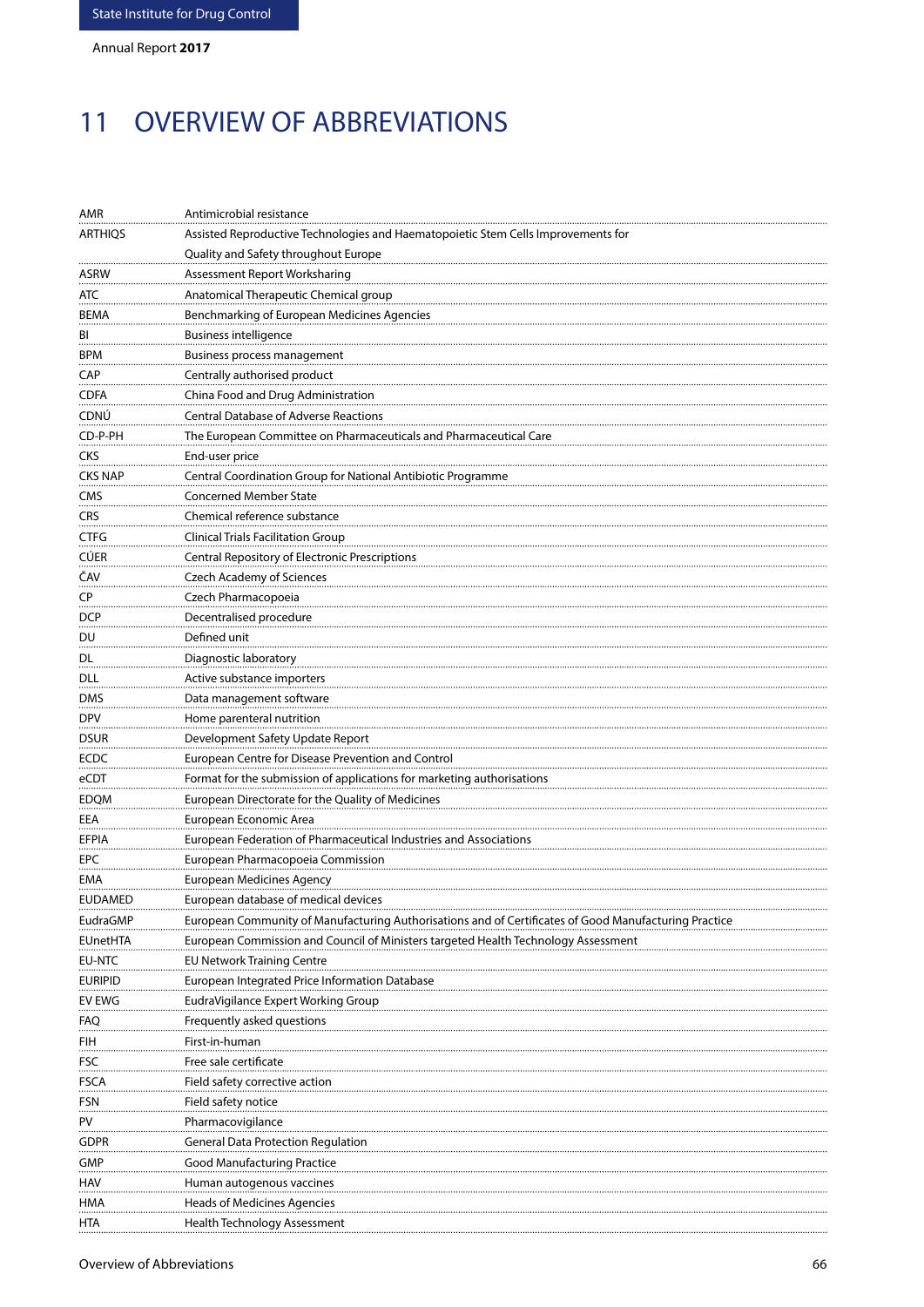# 11 OVERVIEW OF ABBREVIATIONS

| | |
|---|---|
| AMR | Antimicrobial resistance |
| ARTHIQS | Assisted Reproductive Technologies and Haematopoietic Stem Cells Improvements for Quality and Safety throughout Europe |
| ASRW | Assessment Report Worksharing |
| ATC | Anatomical Therapeutic Chemical group |
| BEMA | Benchmarking of European Medicines Agencies |
| BI | Business intelligence |
| BPM | Business process management |
| CAP | Centrally authorised product |
| CDFA | China Food and Drug Administration |
| CDNÚ | Central Database of Adverse Reactions |
| CD-P-PH | The European Committee on Pharmaceuticals and Pharmaceutical Care |
| CKS | End-user price |
| CKS NAP | Central Coordination Group for National Antibiotic Programme |
| CMS | Concerned Member State |
| CRS | Chemical reference substance |
| CTFG | Clinical Trials Facilitation Group |
| CÚER | Central Repository of Electronic Prescriptions |
| ČAV | Czech Academy of Sciences |
| CP | Czech Pharmacopoeia |
| DCP | Decentralised procedure |
| DU | Defined unit |
| DL | Diagnostic laboratory |
| DLL | Active substance importers |
| DMS | Data management software |
| DPV | Home parenteral nutrition |
| DSUR | Development Safety Update Report |
| ECDC | European Centre for Disease Prevention and Control |
| eCDT | Format for the submission of applications for marketing authorisations |
| EDQM | European Directorate for the Quality of Medicines |
| EEA | European Economic Area |
| EFPIA | European Federation of Pharmaceutical Industries and Associations |
| EPC | European Pharmacopoeia Commission |
| EMA | European Medicines Agency |
| EUDAMED | European database of medical devices |
| EudraGMP | European Community of Manufacturing Authorisations and of Certificates of Good Manufacturing Practice |
| EUnetHTA | European Commission and Council of Ministers targeted Health Technology Assessment |
| EU-NTC | EU Network Training Centre |
| EURIPID | European Integrated Price Information Database |
| EV EWG | EudraVigilance Expert Working Group |
| FAQ | Frequently asked questions |
| FIH | First-in-human |
| FSC | Free sale certificate |
| FSCA | Field safety corrective action |
| FSN | Field safety notice |
| PV | Pharmacovigilance |
| GDPR | General Data Protection Regulation |
| GMP | Good Manufacturing Practice |
| HAV | Human autogenous vaccines |
| HMA | Heads of Medicines Agencies |
| HTA | Health Technology Assessment |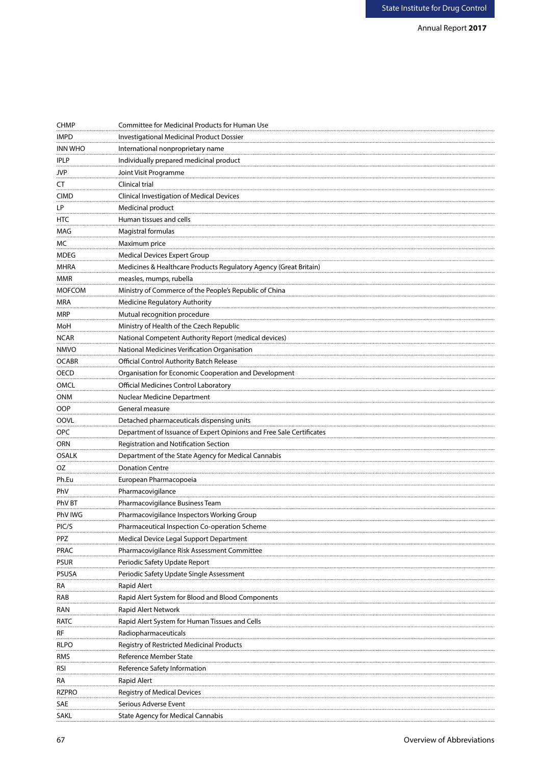| | |
|---|---|
| CHMP | Committee for Medicinal Products for Human Use |
| IMPD | Investigational Medicinal Product Dossier |
| INN WHO | International nonproprietary name |
| IPLP | Individually prepared medicinal product |
| JVP | Joint Visit Programme |
| CT | Clinical trial |
| CIMD | Clinical Investigation of Medical Devices |
| LP | Medicinal product |
| HTC | Human tissues and cells |
| MAG | Magistral formulas |
| MC | Maximum price |
| MDEG | Medical Devices Expert Group |
| MHRA | Medicines & Healthcare Products Regulatory Agency (Great Britain) |
| MMR | measles, mumps, rubella |
| MOFCOM | Ministry of Commerce of the People's Republic of China |
| MRA | Medicine Regulatory Authority |
| MRP | Mutual recognition procedure |
| MoH | Ministry of Health of the Czech Republic |
| NCAR | National Competent Authority Report (medical devices) |
| NMVO | National Medicines Verification Organisation |
| OCABR | Official Control Authority Batch Release |
| OECD | Organisation for Economic Cooperation and Development |
| OMCL | Official Medicines Control Laboratory |
| ONM | Nuclear Medicine Department |
| OOP | General measure |
| OOVL | Detached pharmaceuticals dispensing units |
| OPC | Department of Issuance of Expert Opinions and Free Sale Certificates |
| ORN | Registration and Notification Section |
| OSALK | Department of the State Agency for Medical Cannabis |
| OZ | Donation Centre |
| Ph.Eu | European Pharmacopoeia |
| PhV | Pharmacovigilance |
| PhV BT | Pharmacovigilance Business Team |
| PhV IWG | Pharmacovigilance Inspectors Working Group |
| PIC/S | Pharmaceutical Inspection Co-operation Scheme |
| PPZ | Medical Device Legal Support Department |
| PRAC | Pharmacovigilance Risk Assessment Committee |
| PSUR | Periodic Safety Update Report |
| PSUSA | Periodic Safety Update Single Assessment |
| RA | Rapid Alert |
| RAB | Rapid Alert System for Blood and Blood Components |
| RAN | Rapid Alert Network |
| RATC | Rapid Alert System for Human Tissues and Cells |
| RF | Radiopharmaceuticals |
| RLPO | Registry of Restricted Medicinal Products |
| RMS | Reference Member State |
| RSI | Reference Safety Information |
| RA | Rapid Alert |
| RZPRO | Registry of Medical Devices |
| SAE | Serious Adverse Event |
| SAKL | State Agency for Medical Cannabis |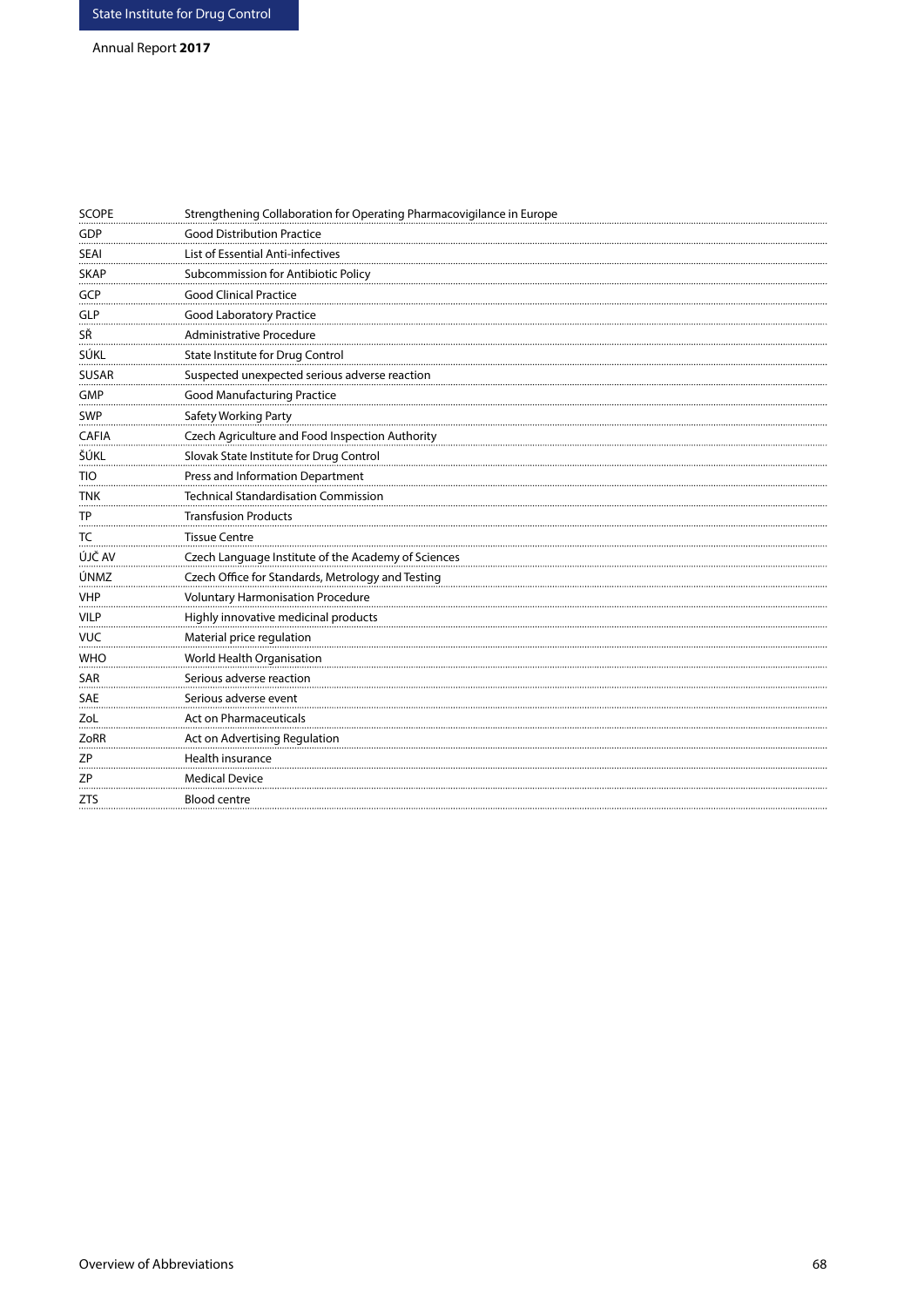| | |
|---|---|
| SCOPE | Strengthening Collaboration for Operating Pharmacovigilance in Europe |
| GDP | Good Distribution Practice |
| SEAI | List of Essential Anti-infectives |
| SKAP | Subcommission for Antibiotic Policy |
| GCP | Good Clinical Practice |
| GLP | Good Laboratory Practice |
| SŘ | Administrative Procedure |
| SÚKL | State Institute for Drug Control |
| SUSAR | Suspected unexpected serious adverse reaction |
| GMP | Good Manufacturing Practice |
| SWP | Safety Working Party |
| CAFIA | Czech Agriculture and Food Inspection Authority |
| ŠÚKL | Slovak State Institute for Drug Control |
| TIO | Press and Information Department |
| TNK | Technical Standardisation Commission |
| TP | Transfusion Products |
| TC | Tissue Centre |
| ÚJČ AV | Czech Language Institute of the Academy of Sciences |
| ÚNMZ | Czech Office for Standards, Metrology and Testing |
| VHP | Voluntary Harmonisation Procedure |
| VILP | Highly innovative medicinal products |
| VUC | Material price regulation |
| WHO | World Health Organisation |
| SAR | Serious adverse reaction |
| SAE | Serious adverse event |
| ZoL | Act on Pharmaceuticals |
| ZoRR | Act on Advertising Regulation |
| ZP | Health insurance |
| ZP | Medical Device |
| ZTS | Blood centre |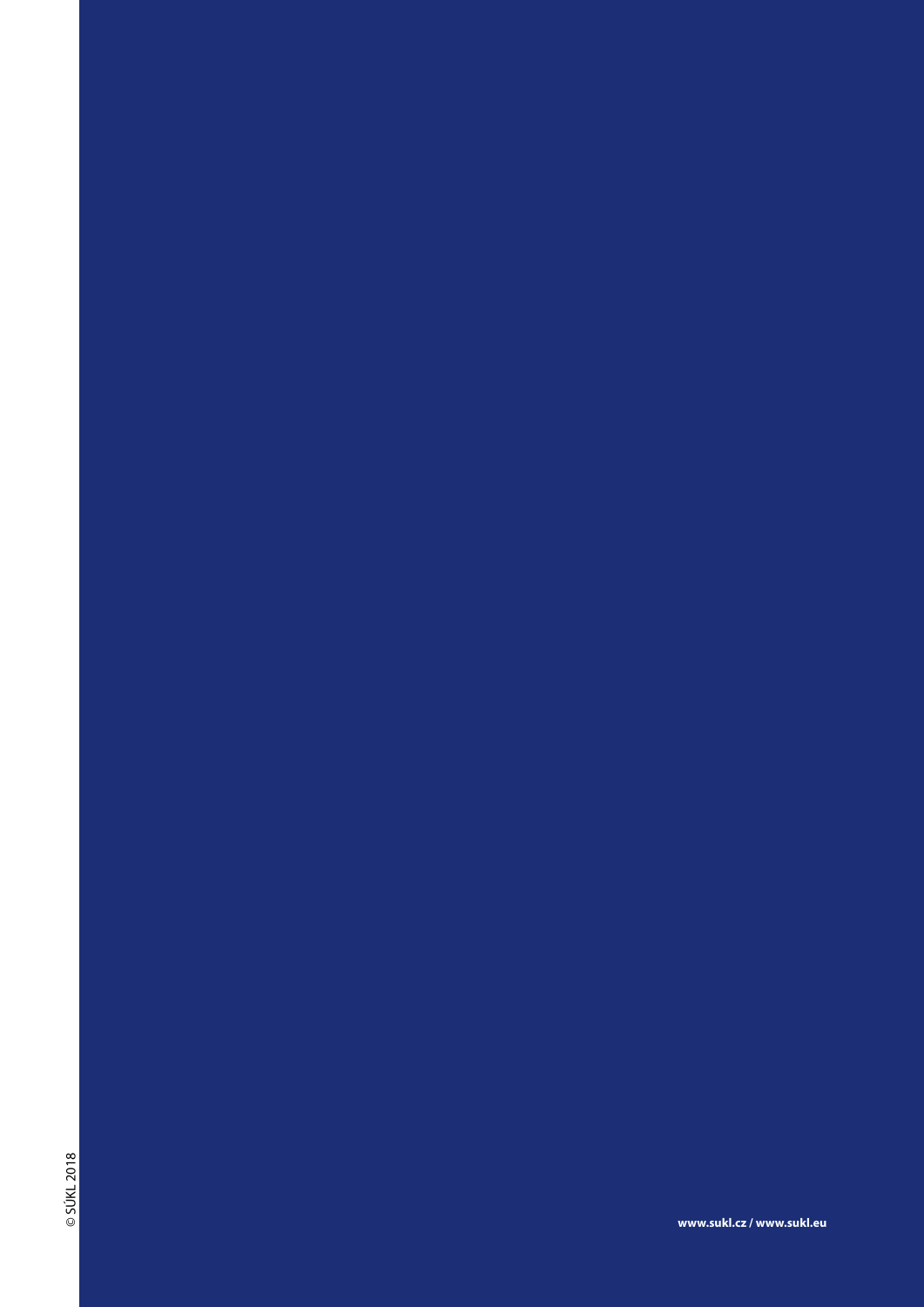© SÚKL 2018

**www.sukl.cz / www.sukl.eu**